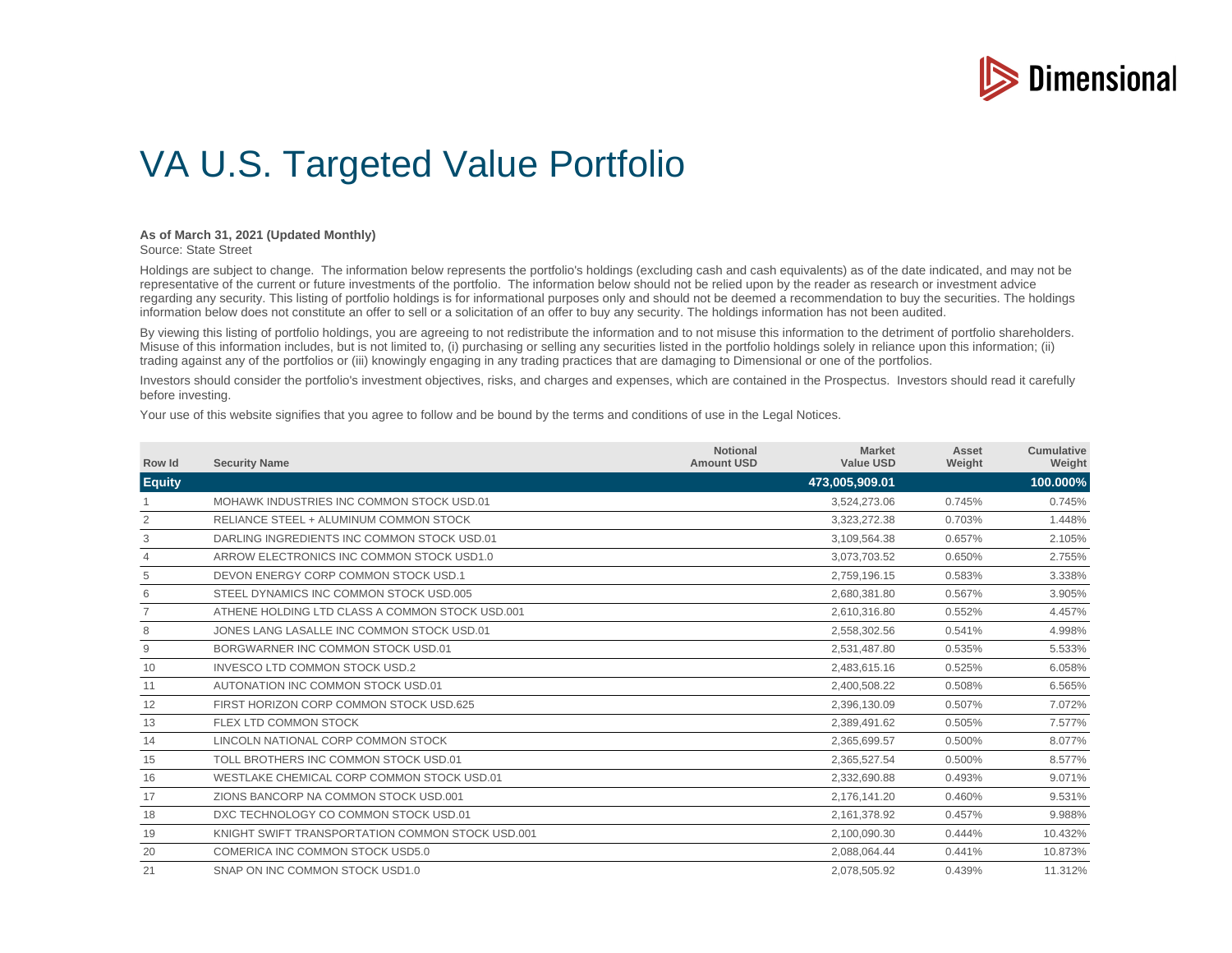# VA U.S. Targeted Value Portfolio

**As of March 31, 2021 (Updated Monthly)**
Source: State Street

Holdings are subject to change. The information below represents the portfolio's holdings (excluding cash and cash equivalents) as of the date indicated, and may not be representative of the current or future investments of the portfolio. The information below should not be relied upon by the reader as research or investment advice regarding any security. This listing of portfolio holdings is for informational purposes only and should not be deemed a recommendation to buy the securities. The holdings information below does not constitute an offer to sell or a solicitation of an offer to buy any security. The holdings information has not been audited.

By viewing this listing of portfolio holdings, you are agreeing to not redistribute the information and to not misuse this information to the detriment of portfolio shareholders. Misuse of this information includes, but is not limited to, (i) purchasing or selling any securities listed in the portfolio holdings solely in reliance upon this information; (ii) trading against any of the portfolios or (iii) knowingly engaging in any trading practices that are damaging to Dimensional or one of the portfolios.

Investors should consider the portfolio's investment objectives, risks, and charges and expenses, which are contained in the Prospectus. Investors should read it carefully before investing.

Your use of this website signifies that you agree to follow and be bound by the terms and conditions of use in the Legal Notices.

| Row Id | Security Name | Notional Amount USD | Market Value USD | Asset Weight | Cumulative Weight |
|---|---|---|---|---|---|
| **Equity** | | | **473,005,909.01** | | **100.000%** |
| 1 | MOHAWK INDUSTRIES INC COMMON STOCK USD.01 | | 3,524,273.06 | 0.745% | 0.745% |
| 2 | RELIANCE STEEL + ALUMINUM COMMON STOCK | | 3,323,272.38 | 0.703% | 1.448% |
| 3 | DARLING INGREDIENTS INC COMMON STOCK USD.01 | | 3,109,564.38 | 0.657% | 2.105% |
| 4 | ARROW ELECTRONICS INC COMMON STOCK USD1.0 | | 3,073,703.52 | 0.650% | 2.755% |
| 5 | DEVON ENERGY CORP COMMON STOCK USD.1 | | 2,759,196.15 | 0.583% | 3.338% |
| 6 | STEEL DYNAMICS INC COMMON STOCK USD.005 | | 2,680,381.80 | 0.567% | 3.905% |
| 7 | ATHENE HOLDING LTD CLASS A COMMON STOCK USD.001 | | 2,610,316.80 | 0.552% | 4.457% |
| 8 | JONES LANG LASALLE INC COMMON STOCK USD.01 | | 2,558,302.56 | 0.541% | 4.998% |
| 9 | BORGWARNER INC COMMON STOCK USD.01 | | 2,531,487.80 | 0.535% | 5.533% |
| 10 | INVESCO LTD COMMON STOCK USD.2 | | 2,483,615.16 | 0.525% | 6.058% |
| 11 | AUTONATION INC COMMON STOCK USD.01 | | 2,400,508.22 | 0.508% | 6.565% |
| 12 | FIRST HORIZON CORP COMMON STOCK USD.625 | | 2,396,130.09 | 0.507% | 7.072% |
| 13 | FLEX LTD COMMON STOCK | | 2,389,491.62 | 0.505% | 7.577% |
| 14 | LINCOLN NATIONAL CORP COMMON STOCK | | 2,365,699.57 | 0.500% | 8.077% |
| 15 | TOLL BROTHERS INC COMMON STOCK USD.01 | | 2,365,527.54 | 0.500% | 8.577% |
| 16 | WESTLAKE CHEMICAL CORP COMMON STOCK USD.01 | | 2,332,690.88 | 0.493% | 9.071% |
| 17 | ZIONS BANCORP NA COMMON STOCK USD.001 | | 2,176,141.20 | 0.460% | 9.531% |
| 18 | DXC TECHNOLOGY CO COMMON STOCK USD.01 | | 2,161,378.92 | 0.457% | 9.988% |
| 19 | KNIGHT SWIFT TRANSPORTATION COMMON STOCK USD.001 | | 2,100,090.30 | 0.444% | 10.432% |
| 20 | COMERICA INC COMMON STOCK USD5.0 | | 2,088,064.44 | 0.441% | 10.873% |
| 21 | SNAP ON INC COMMON STOCK USD1.0 | | 2,078,505.92 | 0.439% | 11.312% |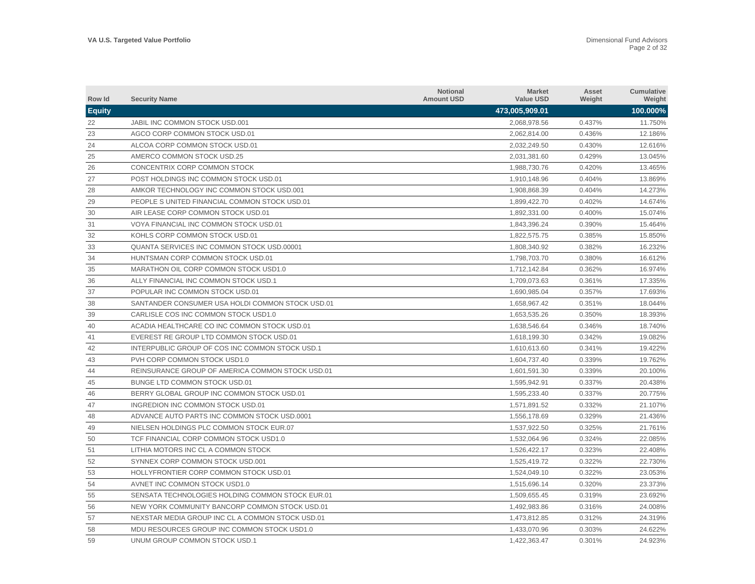| Row Id | Security Name | Notional Amount USD | Market Value USD | Asset Weight | Cumulative Weight |
|---|---|---|---|---|---|
| **Equity** | | | **473,005,909.01** | | **100.000%** |
| 22 | JABIL INC COMMON STOCK USD.001 | | 2,068,978.56 | 0.437% | 11.750% |
| 23 | AGCO CORP COMMON STOCK USD.01 | | 2,062,814.00 | 0.436% | 12.186% |
| 24 | ALCOA CORP COMMON STOCK USD.01 | | 2,032,249.50 | 0.430% | 12.616% |
| 25 | AMERCO COMMON STOCK USD.25 | | 2,031,381.60 | 0.429% | 13.045% |
| 26 | CONCENTRIX CORP COMMON STOCK | | 1,988,730.76 | 0.420% | 13.465% |
| 27 | POST HOLDINGS INC COMMON STOCK USD.01 | | 1,910,148.96 | 0.404% | 13.869% |
| 28 | AMKOR TECHNOLOGY INC COMMON STOCK USD.001 | | 1,908,868.39 | 0.404% | 14.273% |
| 29 | PEOPLE S UNITED FINANCIAL COMMON STOCK USD.01 | | 1,899,422.70 | 0.402% | 14.674% |
| 30 | AIR LEASE CORP COMMON STOCK USD.01 | | 1,892,331.00 | 0.400% | 15.074% |
| 31 | VOYA FINANCIAL INC COMMON STOCK USD.01 | | 1,843,396.24 | 0.390% | 15.464% |
| 32 | KOHLS CORP COMMON STOCK USD.01 | | 1,822,575.75 | 0.385% | 15.850% |
| 33 | QUANTA SERVICES INC COMMON STOCK USD.00001 | | 1,808,340.92 | 0.382% | 16.232% |
| 34 | HUNTSMAN CORP COMMON STOCK USD.01 | | 1,798,703.70 | 0.380% | 16.612% |
| 35 | MARATHON OIL CORP COMMON STOCK USD1.0 | | 1,712,142.84 | 0.362% | 16.974% |
| 36 | ALLY FINANCIAL INC COMMON STOCK USD.1 | | 1,709,073.63 | 0.361% | 17.335% |
| 37 | POPULAR INC COMMON STOCK USD.01 | | 1,690,985.04 | 0.357% | 17.693% |
| 38 | SANTANDER CONSUMER USA HOLDI COMMON STOCK USD.01 | | 1,658,967.42 | 0.351% | 18.044% |
| 39 | CARLISLE COS INC COMMON STOCK USD1.0 | | 1,653,535.26 | 0.350% | 18.393% |
| 40 | ACADIA HEALTHCARE CO INC COMMON STOCK USD.01 | | 1,638,546.64 | 0.346% | 18.740% |
| 41 | EVEREST RE GROUP LTD COMMON STOCK USD.01 | | 1,618,199.30 | 0.342% | 19.082% |
| 42 | INTERPUBLIC GROUP OF COS INC COMMON STOCK USD.1 | | 1,610,613.60 | 0.341% | 19.422% |
| 43 | PVH CORP COMMON STOCK USD1.0 | | 1,604,737.40 | 0.339% | 19.762% |
| 44 | REINSURANCE GROUP OF AMERICA COMMON STOCK USD.01 | | 1,601,591.30 | 0.339% | 20.100% |
| 45 | BUNGE LTD COMMON STOCK USD.01 | | 1,595,942.91 | 0.337% | 20.438% |
| 46 | BERRY GLOBAL GROUP INC COMMON STOCK USD.01 | | 1,595,233.40 | 0.337% | 20.775% |
| 47 | INGREDION INC COMMON STOCK USD.01 | | 1,571,891.52 | 0.332% | 21.107% |
| 48 | ADVANCE AUTO PARTS INC COMMON STOCK USD.0001 | | 1,556,178.69 | 0.329% | 21.436% |
| 49 | NIELSEN HOLDINGS PLC COMMON STOCK EUR.07 | | 1,537,922.50 | 0.325% | 21.761% |
| 50 | TCF FINANCIAL CORP COMMON STOCK USD1.0 | | 1,532,064.96 | 0.324% | 22.085% |
| 51 | LITHIA MOTORS INC CL A COMMON STOCK | | 1,526,422.17 | 0.323% | 22.408% |
| 52 | SYNNEX CORP COMMON STOCK USD.001 | | 1,525,419.72 | 0.322% | 22.730% |
| 53 | HOLLYFRONTIER CORP COMMON STOCK USD.01 | | 1,524,049.10 | 0.322% | 23.053% |
| 54 | AVNET INC COMMON STOCK USD1.0 | | 1,515,696.14 | 0.320% | 23.373% |
| 55 | SENSATA TECHNOLOGIES HOLDING COMMON STOCK EUR.01 | | 1,509,655.45 | 0.319% | 23.692% |
| 56 | NEW YORK COMMUNITY BANCORP COMMON STOCK USD.01 | | 1,492,983.86 | 0.316% | 24.008% |
| 57 | NEXSTAR MEDIA GROUP INC CL A COMMON STOCK USD.01 | | 1,473,812.85 | 0.312% | 24.319% |
| 58 | MDU RESOURCES GROUP INC COMMON STOCK USD1.0 | | 1,433,070.96 | 0.303% | 24.622% |
| 59 | UNUM GROUP COMMON STOCK USD.1 | | 1,422,363.47 | 0.301% | 24.923% |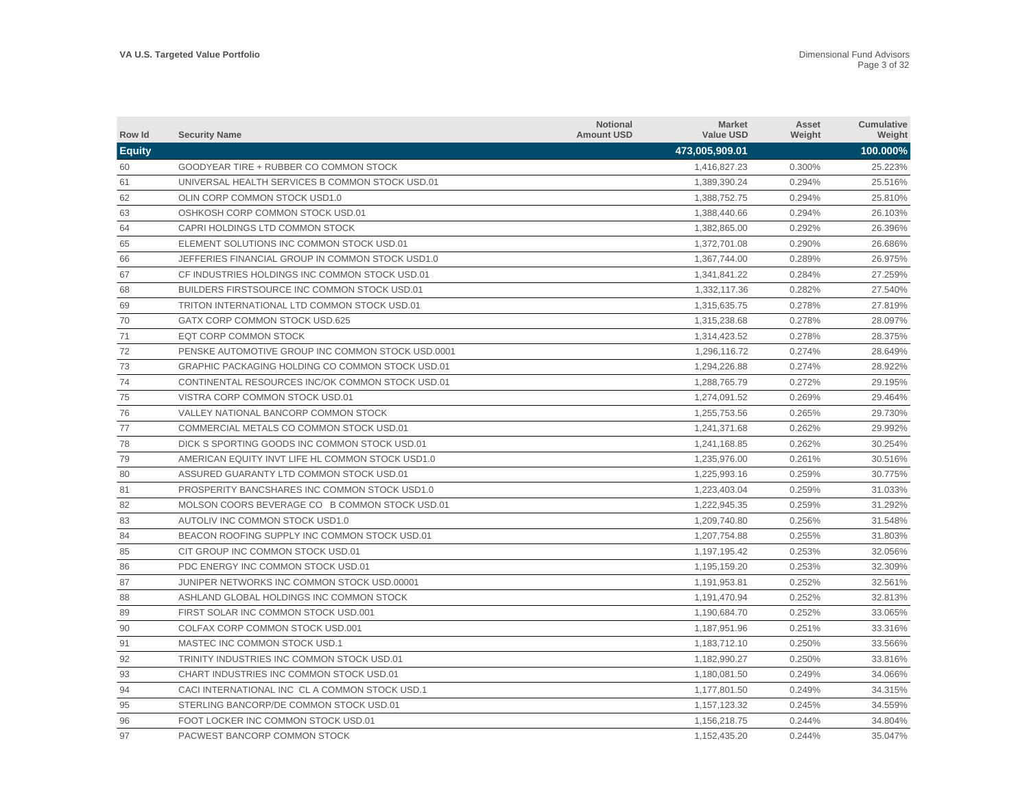| Row Id | Security Name | Notional Amount USD | Market Value USD | Asset Weight | Cumulative Weight |
|---|---|---|---|---|---|
| **Equity** | | | **473,005,909.01** | | **100.000%** |
| 60 | GOODYEAR TIRE + RUBBER CO COMMON STOCK | | 1,416,827.23 | 0.300% | 25.223% |
| 61 | UNIVERSAL HEALTH SERVICES B COMMON STOCK USD.01 | | 1,389,390.24 | 0.294% | 25.516% |
| 62 | OLIN CORP COMMON STOCK USD1.0 | | 1,388,752.75 | 0.294% | 25.810% |
| 63 | OSHKOSH CORP COMMON STOCK USD.01 | | 1,388,440.66 | 0.294% | 26.103% |
| 64 | CAPRI HOLDINGS LTD COMMON STOCK | | 1,382,865.00 | 0.292% | 26.396% |
| 65 | ELEMENT SOLUTIONS INC COMMON STOCK USD.01 | | 1,372,701.08 | 0.290% | 26.686% |
| 66 | JEFFERIES FINANCIAL GROUP IN COMMON STOCK USD1.0 | | 1,367,744.00 | 0.289% | 26.975% |
| 67 | CF INDUSTRIES HOLDINGS INC COMMON STOCK USD.01 | | 1,341,841.22 | 0.284% | 27.259% |
| 68 | BUILDERS FIRSTSOURCE INC COMMON STOCK USD.01 | | 1,332,117.36 | 0.282% | 27.540% |
| 69 | TRITON INTERNATIONAL LTD COMMON STOCK USD.01 | | 1,315,635.75 | 0.278% | 27.819% |
| 70 | GATX CORP COMMON STOCK USD.625 | | 1,315,238.68 | 0.278% | 28.097% |
| 71 | EQT CORP COMMON STOCK | | 1,314,423.52 | 0.278% | 28.375% |
| 72 | PENSKE AUTOMOTIVE GROUP INC COMMON STOCK USD.0001 | | 1,296,116.72 | 0.274% | 28.649% |
| 73 | GRAPHIC PACKAGING HOLDING CO COMMON STOCK USD.01 | | 1,294,226.88 | 0.274% | 28.922% |
| 74 | CONTINENTAL RESOURCES INC/OK COMMON STOCK USD.01 | | 1,288,765.79 | 0.272% | 29.195% |
| 75 | VISTRA CORP COMMON STOCK USD.01 | | 1,274,091.52 | 0.269% | 29.464% |
| 76 | VALLEY NATIONAL BANCORP COMMON STOCK | | 1,255,753.56 | 0.265% | 29.730% |
| 77 | COMMERCIAL METALS CO COMMON STOCK USD.01 | | 1,241,371.68 | 0.262% | 29.992% |
| 78 | DICK S SPORTING GOODS INC COMMON STOCK USD.01 | | 1,241,168.85 | 0.262% | 30.254% |
| 79 | AMERICAN EQUITY INVT LIFE HL COMMON STOCK USD1.0 | | 1,235,976.00 | 0.261% | 30.516% |
| 80 | ASSURED GUARANTY LTD COMMON STOCK USD.01 | | 1,225,993.16 | 0.259% | 30.775% |
| 81 | PROSPERITY BANCSHARES INC COMMON STOCK USD1.0 | | 1,223,403.04 | 0.259% | 31.033% |
| 82 | MOLSON COORS BEVERAGE CO B COMMON STOCK USD.01 | | 1,222,945.35 | 0.259% | 31.292% |
| 83 | AUTOLIV INC COMMON STOCK USD1.0 | | 1,209,740.80 | 0.256% | 31.548% |
| 84 | BEACON ROOFING SUPPLY INC COMMON STOCK USD.01 | | 1,207,754.88 | 0.255% | 31.803% |
| 85 | CIT GROUP INC COMMON STOCK USD.01 | | 1,197,195.42 | 0.253% | 32.056% |
| 86 | PDC ENERGY INC COMMON STOCK USD.01 | | 1,195,159.20 | 0.253% | 32.309% |
| 87 | JUNIPER NETWORKS INC COMMON STOCK USD.00001 | | 1,191,953.81 | 0.252% | 32.561% |
| 88 | ASHLAND GLOBAL HOLDINGS INC COMMON STOCK | | 1,191,470.94 | 0.252% | 32.813% |
| 89 | FIRST SOLAR INC COMMON STOCK USD.001 | | 1,190,684.70 | 0.252% | 33.065% |
| 90 | COLFAX CORP COMMON STOCK USD.001 | | 1,187,951.96 | 0.251% | 33.316% |
| 91 | MASTEC INC COMMON STOCK USD.1 | | 1,183,712.10 | 0.250% | 33.566% |
| 92 | TRINITY INDUSTRIES INC COMMON STOCK USD.01 | | 1,182,990.27 | 0.250% | 33.816% |
| 93 | CHART INDUSTRIES INC COMMON STOCK USD.01 | | 1,180,081.50 | 0.249% | 34.066% |
| 94 | CACI INTERNATIONAL INC CL A COMMON STOCK USD.1 | | 1,177,801.50 | 0.249% | 34.315% |
| 95 | STERLING BANCORP/DE COMMON STOCK USD.01 | | 1,157,123.32 | 0.245% | 34.559% |
| 96 | FOOT LOCKER INC COMMON STOCK USD.01 | | 1,156,218.75 | 0.244% | 34.804% |
| 97 | PACWEST BANCORP COMMON STOCK | | 1,152,435.20 | 0.244% | 35.047% |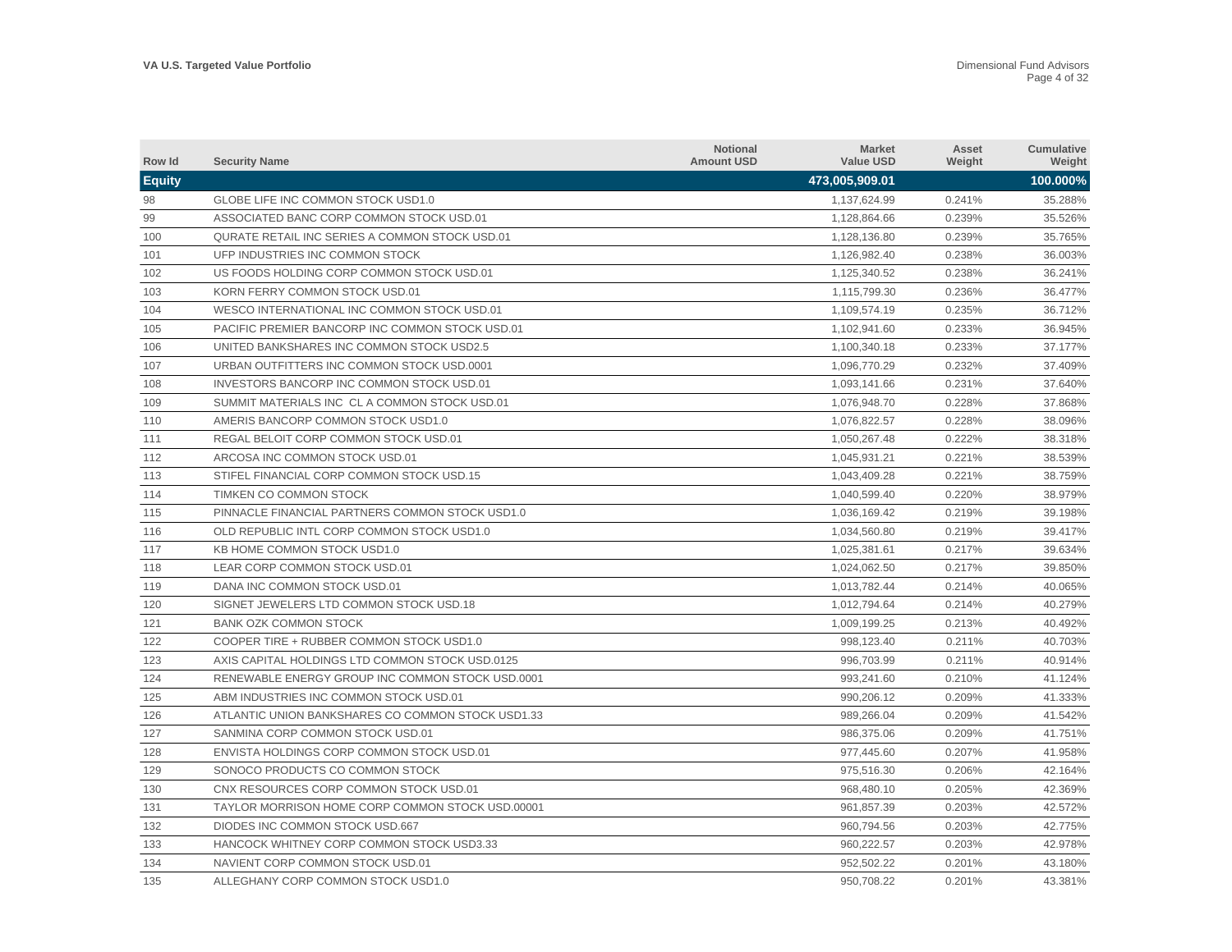| Row Id | Security Name | Notional Amount USD | Market Value USD | Asset Weight | Cumulative Weight |
|---|---|---|---|---|---|
| **Equity** | | | **473,005,909.01** | | **100.000%** |
| 98 | GLOBE LIFE INC COMMON STOCK USD1.0 | | 1,137,624.99 | 0.241% | 35.288% |
| 99 | ASSOCIATED BANC CORP COMMON STOCK USD.01 | | 1,128,864.66 | 0.239% | 35.526% |
| 100 | QURATE RETAIL INC SERIES A COMMON STOCK USD.01 | | 1,128,136.80 | 0.239% | 35.765% |
| 101 | UFP INDUSTRIES INC COMMON STOCK | | 1,126,982.40 | 0.238% | 36.003% |
| 102 | US FOODS HOLDING CORP COMMON STOCK USD.01 | | 1,125,340.52 | 0.238% | 36.241% |
| 103 | KORN FERRY COMMON STOCK USD.01 | | 1,115,799.30 | 0.236% | 36.477% |
| 104 | WESCO INTERNATIONAL INC COMMON STOCK USD.01 | | 1,109,574.19 | 0.235% | 36.712% |
| 105 | PACIFIC PREMIER BANCORP INC COMMON STOCK USD.01 | | 1,102,941.60 | 0.233% | 36.945% |
| 106 | UNITED BANKSHARES INC COMMON STOCK USD2.5 | | 1,100,340.18 | 0.233% | 37.177% |
| 107 | URBAN OUTFITTERS INC COMMON STOCK USD.0001 | | 1,096,770.29 | 0.232% | 37.409% |
| 108 | INVESTORS BANCORP INC COMMON STOCK USD.01 | | 1,093,141.66 | 0.231% | 37.640% |
| 109 | SUMMIT MATERIALS INC CL A COMMON STOCK USD.01 | | 1,076,948.70 | 0.228% | 37.868% |
| 110 | AMERIS BANCORP COMMON STOCK USD1.0 | | 1,076,822.57 | 0.228% | 38.096% |
| 111 | REGAL BELOIT CORP COMMON STOCK USD.01 | | 1,050,267.48 | 0.222% | 38.318% |
| 112 | ARCOSA INC COMMON STOCK USD.01 | | 1,045,931.21 | 0.221% | 38.539% |
| 113 | STIFEL FINANCIAL CORP COMMON STOCK USD.15 | | 1,043,409.28 | 0.221% | 38.759% |
| 114 | TIMKEN CO COMMON STOCK | | 1,040,599.40 | 0.220% | 38.979% |
| 115 | PINNACLE FINANCIAL PARTNERS COMMON STOCK USD1.0 | | 1,036,169.42 | 0.219% | 39.198% |
| 116 | OLD REPUBLIC INTL CORP COMMON STOCK USD1.0 | | 1,034,560.80 | 0.219% | 39.417% |
| 117 | KB HOME COMMON STOCK USD1.0 | | 1,025,381.61 | 0.217% | 39.634% |
| 118 | LEAR CORP COMMON STOCK USD.01 | | 1,024,062.50 | 0.217% | 39.850% |
| 119 | DANA INC COMMON STOCK USD.01 | | 1,013,782.44 | 0.214% | 40.065% |
| 120 | SIGNET JEWELERS LTD COMMON STOCK USD.18 | | 1,012,794.64 | 0.214% | 40.279% |
| 121 | BANK OZK COMMON STOCK | | 1,009,199.25 | 0.213% | 40.492% |
| 122 | COOPER TIRE + RUBBER COMMON STOCK USD1.0 | | 998,123.40 | 0.211% | 40.703% |
| 123 | AXIS CAPITAL HOLDINGS LTD COMMON STOCK USD.0125 | | 996,703.99 | 0.211% | 40.914% |
| 124 | RENEWABLE ENERGY GROUP INC COMMON STOCK USD.0001 | | 993,241.60 | 0.210% | 41.124% |
| 125 | ABM INDUSTRIES INC COMMON STOCK USD.01 | | 990,206.12 | 0.209% | 41.333% |
| 126 | ATLANTIC UNION BANKSHARES CO COMMON STOCK USD1.33 | | 989,266.04 | 0.209% | 41.542% |
| 127 | SANMINA CORP COMMON STOCK USD.01 | | 986,375.06 | 0.209% | 41.751% |
| 128 | ENVISTA HOLDINGS CORP COMMON STOCK USD.01 | | 977,445.60 | 0.207% | 41.958% |
| 129 | SONOCO PRODUCTS CO COMMON STOCK | | 975,516.30 | 0.206% | 42.164% |
| 130 | CNX RESOURCES CORP COMMON STOCK USD.01 | | 968,480.10 | 0.205% | 42.369% |
| 131 | TAYLOR MORRISON HOME CORP COMMON STOCK USD.00001 | | 961,857.39 | 0.203% | 42.572% |
| 132 | DIODES INC COMMON STOCK USD.667 | | 960,794.56 | 0.203% | 42.775% |
| 133 | HANCOCK WHITNEY CORP COMMON STOCK USD3.33 | | 960,222.57 | 0.203% | 42.978% |
| 134 | NAVIENT CORP COMMON STOCK USD.01 | | 952,502.22 | 0.201% | 43.180% |
| 135 | ALLEGHANY CORP COMMON STOCK USD1.0 | | 950,708.22 | 0.201% | 43.381% |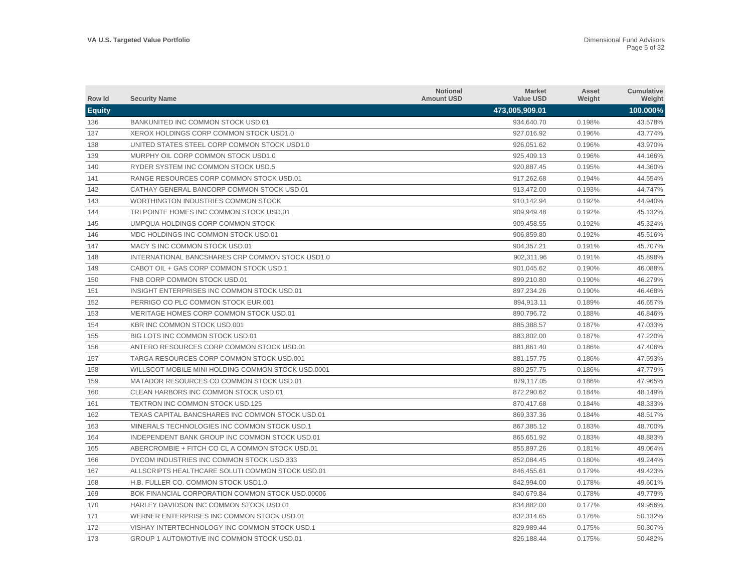| Row Id | Security Name | Notional Amount USD | Market Value USD | Asset Weight | Cumulative Weight |
|---|---|---|---|---|---|
| **Equity** | | | **473,005,909.01** | | **100.000%** |
| 136 | BANKUNITED INC COMMON STOCK USD.01 | | 934,640.70 | 0.198% | 43.578% |
| 137 | XEROX HOLDINGS CORP COMMON STOCK USD1.0 | | 927,016.92 | 0.196% | 43.774% |
| 138 | UNITED STATES STEEL CORP COMMON STOCK USD1.0 | | 926,051.62 | 0.196% | 43.970% |
| 139 | MURPHY OIL CORP COMMON STOCK USD1.0 | | 925,409.13 | 0.196% | 44.166% |
| 140 | RYDER SYSTEM INC COMMON STOCK USD.5 | | 920,887.45 | 0.195% | 44.360% |
| 141 | RANGE RESOURCES CORP COMMON STOCK USD.01 | | 917,262.68 | 0.194% | 44.554% |
| 142 | CATHAY GENERAL BANCORP COMMON STOCK USD.01 | | 913,472.00 | 0.193% | 44.747% |
| 143 | WORTHINGTON INDUSTRIES COMMON STOCK | | 910,142.94 | 0.192% | 44.940% |
| 144 | TRI POINTE HOMES INC COMMON STOCK USD.01 | | 909,949.48 | 0.192% | 45.132% |
| 145 | UMPQUA HOLDINGS CORP COMMON STOCK | | 909,458.55 | 0.192% | 45.324% |
| 146 | MDC HOLDINGS INC COMMON STOCK USD.01 | | 906,859.80 | 0.192% | 45.516% |
| 147 | MACY S INC COMMON STOCK USD.01 | | 904,357.21 | 0.191% | 45.707% |
| 148 | INTERNATIONAL BANCSHARES CRP COMMON STOCK USD1.0 | | 902,311.96 | 0.191% | 45.898% |
| 149 | CABOT OIL + GAS CORP COMMON STOCK USD.1 | | 901,045.62 | 0.190% | 46.088% |
| 150 | FNB CORP COMMON STOCK USD.01 | | 899,210.80 | 0.190% | 46.279% |
| 151 | INSIGHT ENTERPRISES INC COMMON STOCK USD.01 | | 897,234.26 | 0.190% | 46.468% |
| 152 | PERRIGO CO PLC COMMON STOCK EUR.001 | | 894,913.11 | 0.189% | 46.657% |
| 153 | MERITAGE HOMES CORP COMMON STOCK USD.01 | | 890,796.72 | 0.188% | 46.846% |
| 154 | KBR INC COMMON STOCK USD.001 | | 885,388.57 | 0.187% | 47.033% |
| 155 | BIG LOTS INC COMMON STOCK USD.01 | | 883,802.00 | 0.187% | 47.220% |
| 156 | ANTERO RESOURCES CORP COMMON STOCK USD.01 | | 881,861.40 | 0.186% | 47.406% |
| 157 | TARGA RESOURCES CORP COMMON STOCK USD.001 | | 881,157.75 | 0.186% | 47.593% |
| 158 | WILLSCOT MOBILE MINI HOLDING COMMON STOCK USD.0001 | | 880,257.75 | 0.186% | 47.779% |
| 159 | MATADOR RESOURCES CO COMMON STOCK USD.01 | | 879,117.05 | 0.186% | 47.965% |
| 160 | CLEAN HARBORS INC COMMON STOCK USD.01 | | 872,290.62 | 0.184% | 48.149% |
| 161 | TEXTRON INC COMMON STOCK USD.125 | | 870,417.68 | 0.184% | 48.333% |
| 162 | TEXAS CAPITAL BANCSHARES INC COMMON STOCK USD.01 | | 869,337.36 | 0.184% | 48.517% |
| 163 | MINERALS TECHNOLOGIES INC COMMON STOCK USD.1 | | 867,385.12 | 0.183% | 48.700% |
| 164 | INDEPENDENT BANK GROUP INC COMMON STOCK USD.01 | | 865,651.92 | 0.183% | 48.883% |
| 165 | ABERCROMBIE + FITCH CO CL A COMMON STOCK USD.01 | | 855,897.26 | 0.181% | 49.064% |
| 166 | DYCOM INDUSTRIES INC COMMON STOCK USD.333 | | 852,084.45 | 0.180% | 49.244% |
| 167 | ALLSCRIPTS HEALTHCARE SOLUTI COMMON STOCK USD.01 | | 846,455.61 | 0.179% | 49.423% |
| 168 | H.B. FULLER CO. COMMON STOCK USD1.0 | | 842,994.00 | 0.178% | 49.601% |
| 169 | BOK FINANCIAL CORPORATION COMMON STOCK USD.00006 | | 840,679.84 | 0.178% | 49.779% |
| 170 | HARLEY DAVIDSON INC COMMON STOCK USD.01 | | 834,882.00 | 0.177% | 49.956% |
| 171 | WERNER ENTERPRISES INC COMMON STOCK USD.01 | | 832,314.65 | 0.176% | 50.132% |
| 172 | VISHAY INTERTECHNOLOGY INC COMMON STOCK USD.1 | | 829,989.44 | 0.175% | 50.307% |
| 173 | GROUP 1 AUTOMOTIVE INC COMMON STOCK USD.01 | | 826,188.44 | 0.175% | 50.482% |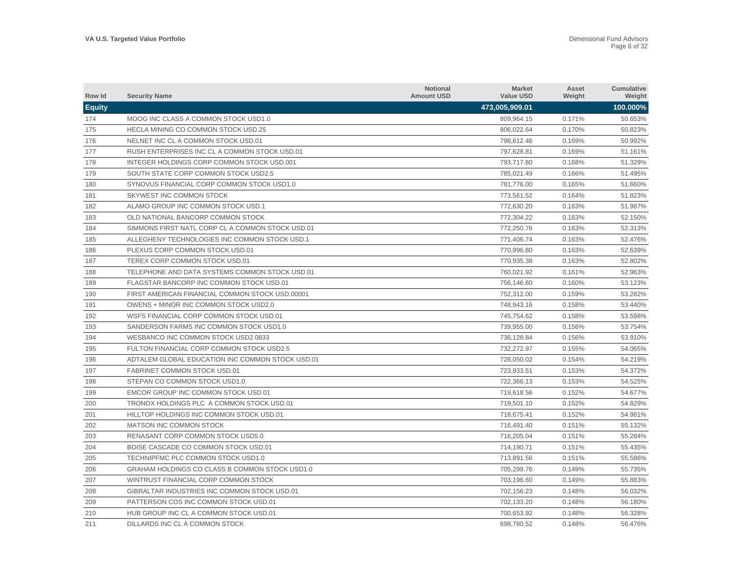| Row Id | Security Name | Notional Amount USD | Market Value USD | Asset Weight | Cumulative Weight |
|---|---|---|---|---|---|
| **Equity** | | | **473,005,909.01** | | **100.000%** |
| 174 | MOOG INC CLASS A COMMON STOCK USD1.0 | | 809,964.15 | 0.171% | 50.653% |
| 175 | HECLA MINING CO COMMON STOCK USD.25 | | 806,022.64 | 0.170% | 50.823% |
| 176 | NELNET INC CL A COMMON STOCK USD.01 | | 798,612.46 | 0.169% | 50.992% |
| 177 | RUSH ENTERPRISES INC CL A COMMON STOCK USD.01 | | 797,628.81 | 0.169% | 51.161% |
| 178 | INTEGER HOLDINGS CORP COMMON STOCK USD.001 | | 793,717.80 | 0.168% | 51.329% |
| 179 | SOUTH STATE CORP COMMON STOCK USD2.5 | | 785,021.49 | 0.166% | 51.495% |
| 180 | SYNOVUS FINANCIAL CORP COMMON STOCK USD1.0 | | 781,776.00 | 0.165% | 51.660% |
| 181 | SKYWEST INC COMMON STOCK | | 773,561.52 | 0.164% | 51.823% |
| 182 | ALAMO GROUP INC COMMON STOCK USD.1 | | 772,630.20 | 0.163% | 51.987% |
| 183 | OLD NATIONAL BANCORP COMMON STOCK | | 772,304.22 | 0.163% | 52.150% |
| 184 | SIMMONS FIRST NATL CORP CL A COMMON STOCK USD.01 | | 772,250.76 | 0.163% | 52.313% |
| 185 | ALLEGHENY TECHNOLOGIES INC COMMON STOCK USD.1 | | 771,406.74 | 0.163% | 52.476% |
| 186 | PLEXUS CORP COMMON STOCK USD.01 | | 770,996.80 | 0.163% | 52.639% |
| 187 | TEREX CORP COMMON STOCK USD.01 | | 770,935.38 | 0.163% | 52.802% |
| 188 | TELEPHONE AND DATA SYSTEMS COMMON STOCK USD.01 | | 760,021.92 | 0.161% | 52.963% |
| 189 | FLAGSTAR BANCORP INC COMMON STOCK USD.01 | | 756,146.60 | 0.160% | 53.123% |
| 190 | FIRST AMERICAN FINANCIAL COMMON STOCK USD.00001 | | 752,312.00 | 0.159% | 53.282% |
| 191 | OWENS + MINOR INC COMMON STOCK USD2.0 | | 748,943.16 | 0.158% | 53.440% |
| 192 | WSFS FINANCIAL CORP COMMON STOCK USD.01 | | 745,754.62 | 0.158% | 53.598% |
| 193 | SANDERSON FARMS INC COMMON STOCK USD1.0 | | 739,955.00 | 0.156% | 53.754% |
| 194 | WESBANCO INC COMMON STOCK USD2.0833 | | 736,128.84 | 0.156% | 53.910% |
| 195 | FULTON FINANCIAL CORP COMMON STOCK USD2.5 | | 732,272.97 | 0.155% | 54.065% |
| 196 | ADTALEM GLOBAL EDUCATION INC COMMON STOCK USD.01 | | 728,050.02 | 0.154% | 54.219% |
| 197 | FABRINET COMMON STOCK USD.01 | | 723,933.51 | 0.153% | 54.372% |
| 198 | STEPAN CO COMMON STOCK USD1.0 | | 722,366.13 | 0.153% | 54.525% |
| 199 | EMCOR GROUP INC COMMON STOCK USD.01 | | 719,618.56 | 0.152% | 54.677% |
| 200 | TRONOX HOLDINGS PLC A COMMON STOCK USD.01 | | 719,501.10 | 0.152% | 54.829% |
| 201 | HILLTOP HOLDINGS INC COMMON STOCK USD.01 | | 718,675.41 | 0.152% | 54.981% |
| 202 | MATSON INC COMMON STOCK | | 716,491.40 | 0.151% | 55.132% |
| 203 | RENASANT CORP COMMON STOCK USD5.0 | | 716,205.04 | 0.151% | 55.284% |
| 204 | BOISE CASCADE CO COMMON STOCK USD.01 | | 714,190.71 | 0.151% | 55.435% |
| 205 | TECHNIPFMC PLC COMMON STOCK USD1.0 | | 713,891.56 | 0.151% | 55.586% |
| 206 | GRAHAM HOLDINGS CO CLASS B COMMON STOCK USD1.0 | | 705,299.76 | 0.149% | 55.735% |
| 207 | WINTRUST FINANCIAL CORP COMMON STOCK | | 703,196.60 | 0.149% | 55.883% |
| 208 | GIBRALTAR INDUSTRIES INC COMMON STOCK USD.01 | | 702,156.23 | 0.148% | 56.032% |
| 209 | PATTERSON COS INC COMMON STOCK USD.01 | | 702,133.20 | 0.148% | 56.180% |
| 210 | HUB GROUP INC CL A COMMON STOCK USD.01 | | 700,653.92 | 0.148% | 56.328% |
| 211 | DILLARDS INC CL A COMMON STOCK | | 698,780.52 | 0.148% | 56.476% |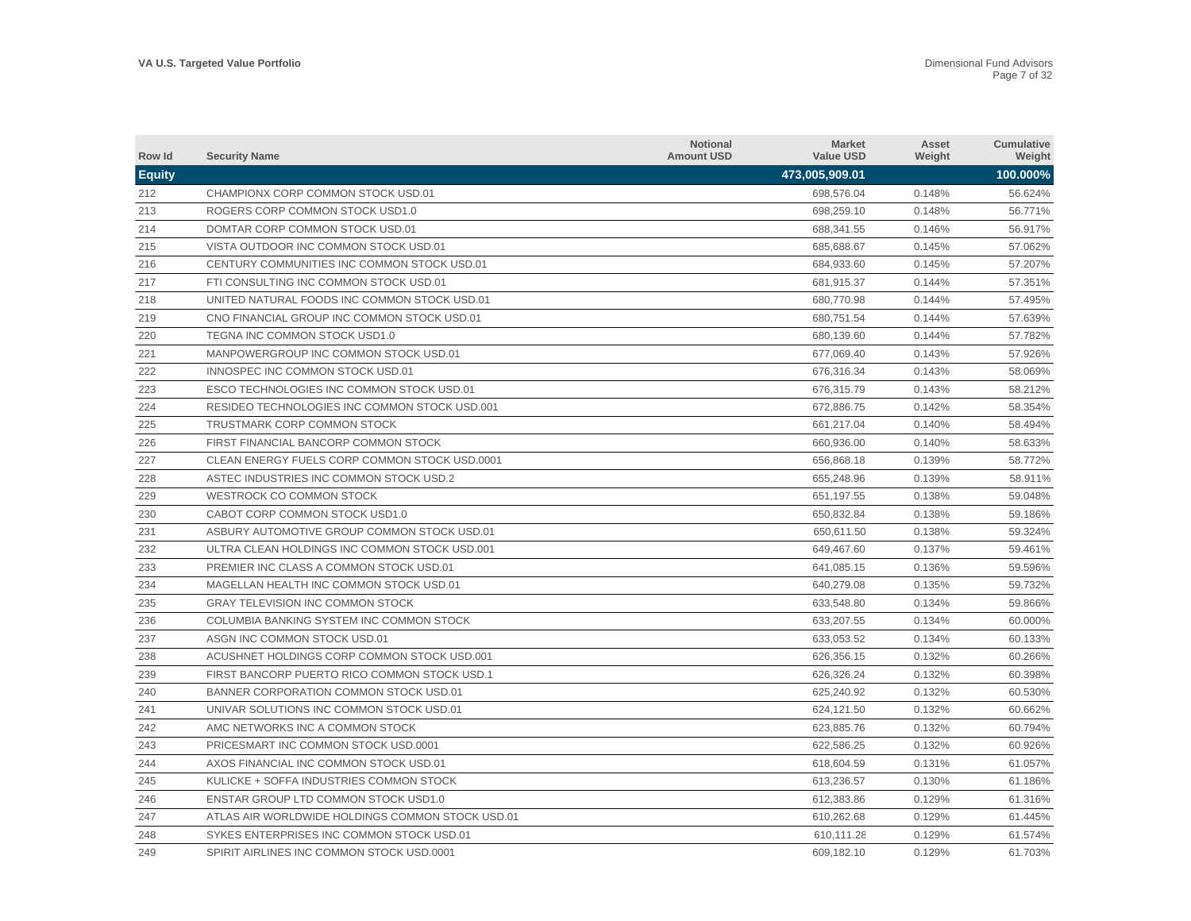| Row Id | Security Name | Notional Amount USD | Market Value USD | Asset Weight | Cumulative Weight |
|---|---|---|---|---|---|
| **Equity** | | | **473,005,909.01** | | **100.000%** |
| 212 | CHAMPIONX CORP COMMON STOCK USD.01 | | 698,576.04 | 0.148% | 56.624% |
| 213 | ROGERS CORP COMMON STOCK USD1.0 | | 698,259.10 | 0.148% | 56.771% |
| 214 | DOMTAR CORP COMMON STOCK USD.01 | | 688,341.55 | 0.146% | 56.917% |
| 215 | VISTA OUTDOOR INC COMMON STOCK USD.01 | | 685,688.67 | 0.145% | 57.062% |
| 216 | CENTURY COMMUNITIES INC COMMON STOCK USD.01 | | 684,933.60 | 0.145% | 57.207% |
| 217 | FTI CONSULTING INC COMMON STOCK USD.01 | | 681,915.37 | 0.144% | 57.351% |
| 218 | UNITED NATURAL FOODS INC COMMON STOCK USD.01 | | 680,770.98 | 0.144% | 57.495% |
| 219 | CNO FINANCIAL GROUP INC COMMON STOCK USD.01 | | 680,751.54 | 0.144% | 57.639% |
| 220 | TEGNA INC COMMON STOCK USD1.0 | | 680,139.60 | 0.144% | 57.782% |
| 221 | MANPOWERGROUP INC COMMON STOCK USD.01 | | 677,069.40 | 0.143% | 57.926% |
| 222 | INNOSPEC INC COMMON STOCK USD.01 | | 676,316.34 | 0.143% | 58.069% |
| 223 | ESCO TECHNOLOGIES INC COMMON STOCK USD.01 | | 676,315.79 | 0.143% | 58.212% |
| 224 | RESIDEO TECHNOLOGIES INC COMMON STOCK USD.001 | | 672,886.75 | 0.142% | 58.354% |
| 225 | TRUSTMARK CORP COMMON STOCK | | 661,217.04 | 0.140% | 58.494% |
| 226 | FIRST FINANCIAL BANCORP COMMON STOCK | | 660,936.00 | 0.140% | 58.633% |
| 227 | CLEAN ENERGY FUELS CORP COMMON STOCK USD.0001 | | 656,868.18 | 0.139% | 58.772% |
| 228 | ASTEC INDUSTRIES INC COMMON STOCK USD.2 | | 655,248.96 | 0.139% | 58.911% |
| 229 | WESTROCK CO COMMON STOCK | | 651,197.55 | 0.138% | 59.048% |
| 230 | CABOT CORP COMMON STOCK USD1.0 | | 650,832.84 | 0.138% | 59.186% |
| 231 | ASBURY AUTOMOTIVE GROUP COMMON STOCK USD.01 | | 650,611.50 | 0.138% | 59.324% |
| 232 | ULTRA CLEAN HOLDINGS INC COMMON STOCK USD.001 | | 649,467.60 | 0.137% | 59.461% |
| 233 | PREMIER INC CLASS A COMMON STOCK USD.01 | | 641,085.15 | 0.136% | 59.596% |
| 234 | MAGELLAN HEALTH INC COMMON STOCK USD.01 | | 640,279.08 | 0.135% | 59.732% |
| 235 | GRAY TELEVISION INC COMMON STOCK | | 633,548.80 | 0.134% | 59.866% |
| 236 | COLUMBIA BANKING SYSTEM INC COMMON STOCK | | 633,207.55 | 0.134% | 60.000% |
| 237 | ASGN INC COMMON STOCK USD.01 | | 633,053.52 | 0.134% | 60.133% |
| 238 | ACUSHNET HOLDINGS CORP COMMON STOCK USD.001 | | 626,356.15 | 0.132% | 60.266% |
| 239 | FIRST BANCORP PUERTO RICO COMMON STOCK USD.1 | | 626,326.24 | 0.132% | 60.398% |
| 240 | BANNER CORPORATION COMMON STOCK USD.01 | | 625,240.92 | 0.132% | 60.530% |
| 241 | UNIVAR SOLUTIONS INC COMMON STOCK USD.01 | | 624,121.50 | 0.132% | 60.662% |
| 242 | AMC NETWORKS INC A COMMON STOCK | | 623,885.76 | 0.132% | 60.794% |
| 243 | PRICESMART INC COMMON STOCK USD.0001 | | 622,586.25 | 0.132% | 60.926% |
| 244 | AXOS FINANCIAL INC COMMON STOCK USD.01 | | 618,604.59 | 0.131% | 61.057% |
| 245 | KULICKE + SOFFA INDUSTRIES COMMON STOCK | | 613,236.57 | 0.130% | 61.186% |
| 246 | ENSTAR GROUP LTD COMMON STOCK USD1.0 | | 612,383.86 | 0.129% | 61.316% |
| 247 | ATLAS AIR WORLDWIDE HOLDINGS COMMON STOCK USD.01 | | 610,262.68 | 0.129% | 61.445% |
| 248 | SYKES ENTERPRISES INC COMMON STOCK USD.01 | | 610,111.28 | 0.129% | 61.574% |
| 249 | SPIRIT AIRLINES INC COMMON STOCK USD.0001 | | 609,182.10 | 0.129% | 61.703% |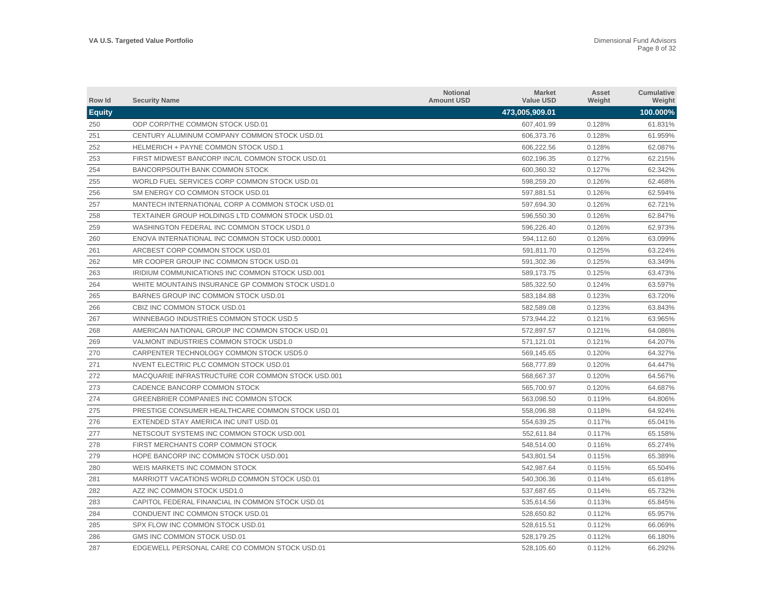| Row Id | Security Name | Notional Amount USD | Market Value USD | Asset Weight | Cumulative Weight |
|---|---|---|---|---|---|
| **Equity** | | | **473,005,909.01** | | **100.000%** |
| 250 | ODP CORP/THE COMMON STOCK USD.01 | | 607,401.99 | 0.128% | 61.831% |
| 251 | CENTURY ALUMINUM COMPANY COMMON STOCK USD.01 | | 606,373.76 | 0.128% | 61.959% |
| 252 | HELMERICH + PAYNE COMMON STOCK USD.1 | | 606,222.56 | 0.128% | 62.087% |
| 253 | FIRST MIDWEST BANCORP INC/IL COMMON STOCK USD.01 | | 602,196.35 | 0.127% | 62.215% |
| 254 | BANCORPSOUTH BANK COMMON STOCK | | 600,360.32 | 0.127% | 62.342% |
| 255 | WORLD FUEL SERVICES CORP COMMON STOCK USD.01 | | 598,259.20 | 0.126% | 62.468% |
| 256 | SM ENERGY CO COMMON STOCK USD.01 | | 597,881.51 | 0.126% | 62.594% |
| 257 | MANTECH INTERNATIONAL CORP A COMMON STOCK USD.01 | | 597,694.30 | 0.126% | 62.721% |
| 258 | TEXTAINER GROUP HOLDINGS LTD COMMON STOCK USD.01 | | 596,550.30 | 0.126% | 62.847% |
| 259 | WASHINGTON FEDERAL INC COMMON STOCK USD1.0 | | 596,226.40 | 0.126% | 62.973% |
| 260 | ENOVA INTERNATIONAL INC COMMON STOCK USD.00001 | | 594,112.60 | 0.126% | 63.099% |
| 261 | ARCBEST CORP COMMON STOCK USD.01 | | 591,811.70 | 0.125% | 63.224% |
| 262 | MR COOPER GROUP INC COMMON STOCK USD.01 | | 591,302.36 | 0.125% | 63.349% |
| 263 | IRIDIUM COMMUNICATIONS INC COMMON STOCK USD.001 | | 589,173.75 | 0.125% | 63.473% |
| 264 | WHITE MOUNTAINS INSURANCE GP COMMON STOCK USD1.0 | | 585,322.50 | 0.124% | 63.597% |
| 265 | BARNES GROUP INC COMMON STOCK USD.01 | | 583,184.88 | 0.123% | 63.720% |
| 266 | CBIZ INC COMMON STOCK USD.01 | | 582,589.08 | 0.123% | 63.843% |
| 267 | WINNEBAGO INDUSTRIES COMMON STOCK USD.5 | | 573,944.22 | 0.121% | 63.965% |
| 268 | AMERICAN NATIONAL GROUP INC COMMON STOCK USD.01 | | 572,897.57 | 0.121% | 64.086% |
| 269 | VALMONT INDUSTRIES COMMON STOCK USD1.0 | | 571,121.01 | 0.121% | 64.207% |
| 270 | CARPENTER TECHNOLOGY COMMON STOCK USD5.0 | | 569,145.65 | 0.120% | 64.327% |
| 271 | NVENT ELECTRIC PLC COMMON STOCK USD.01 | | 568,777.89 | 0.120% | 64.447% |
| 272 | MACQUARIE INFRASTRUCTURE COR COMMON STOCK USD.001 | | 568,667.37 | 0.120% | 64.567% |
| 273 | CADENCE BANCORP COMMON STOCK | | 565,700.97 | 0.120% | 64.687% |
| 274 | GREENBRIER COMPANIES INC COMMON STOCK | | 563,098.50 | 0.119% | 64.806% |
| 275 | PRESTIGE CONSUMER HEALTHCARE COMMON STOCK USD.01 | | 558,096.88 | 0.118% | 64.924% |
| 276 | EXTENDED STAY AMERICA INC UNIT USD.01 | | 554,639.25 | 0.117% | 65.041% |
| 277 | NETSCOUT SYSTEMS INC COMMON STOCK USD.001 | | 552,611.84 | 0.117% | 65.158% |
| 278 | FIRST MERCHANTS CORP COMMON STOCK | | 548,514.00 | 0.116% | 65.274% |
| 279 | HOPE BANCORP INC COMMON STOCK USD.001 | | 543,801.54 | 0.115% | 65.389% |
| 280 | WEIS MARKETS INC COMMON STOCK | | 542,987.64 | 0.115% | 65.504% |
| 281 | MARRIOTT VACATIONS WORLD COMMON STOCK USD.01 | | 540,306.36 | 0.114% | 65.618% |
| 282 | AZZ INC COMMON STOCK USD1.0 | | 537,687.65 | 0.114% | 65.732% |
| 283 | CAPITOL FEDERAL FINANCIAL IN COMMON STOCK USD.01 | | 535,614.56 | 0.113% | 65.845% |
| 284 | CONDUENT INC COMMON STOCK USD.01 | | 528,650.82 | 0.112% | 65.957% |
| 285 | SPX FLOW INC COMMON STOCK USD.01 | | 528,615.51 | 0.112% | 66.069% |
| 286 | GMS INC COMMON STOCK USD.01 | | 528,179.25 | 0.112% | 66.180% |
| 287 | EDGEWELL PERSONAL CARE CO COMMON STOCK USD.01 | | 528,105.60 | 0.112% | 66.292% |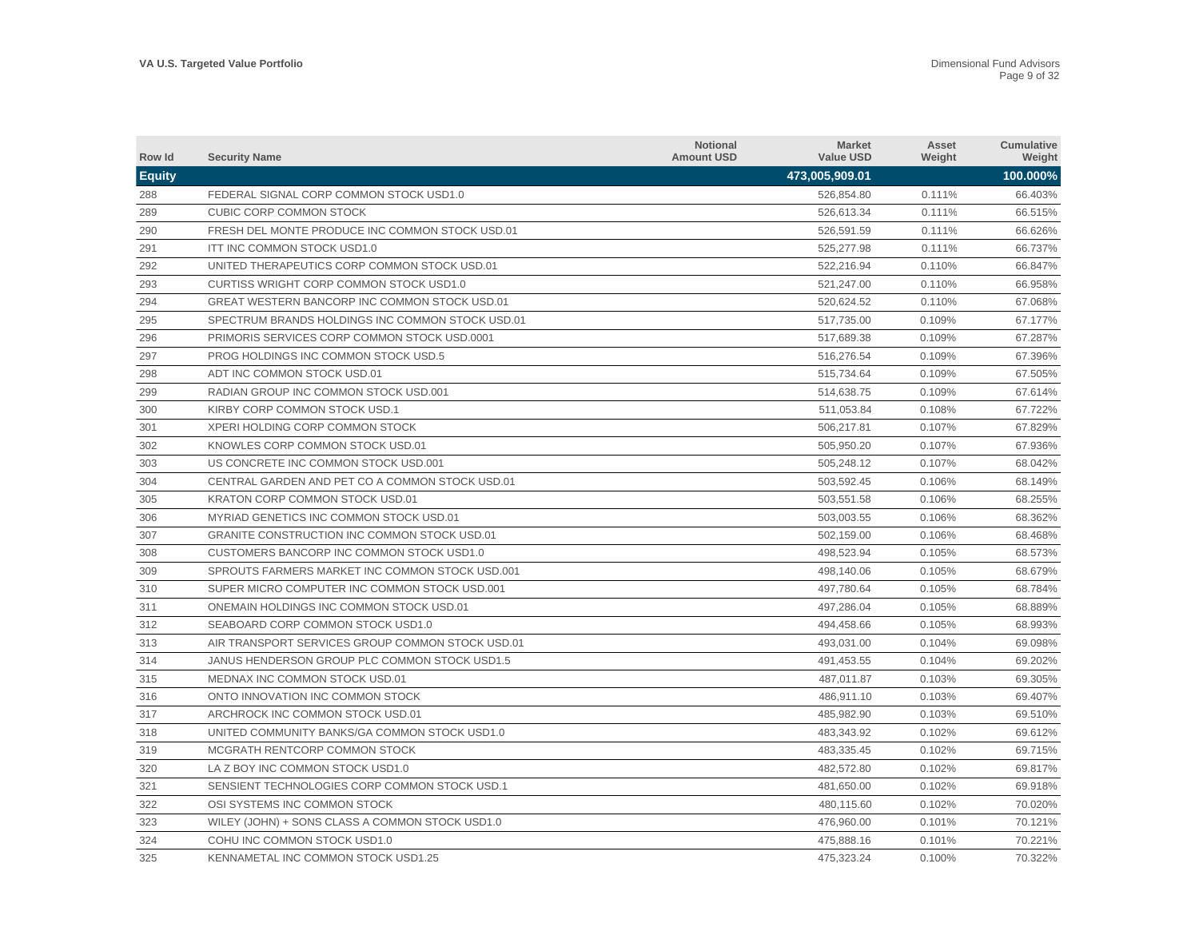| Row Id | Security Name | Notional Amount USD | Market Value USD | Asset Weight | Cumulative Weight |
|---|---|---|---|---|---|
| **Equity** | | | **473,005,909.01** | | **100.000%** |
| 288 | FEDERAL SIGNAL CORP COMMON STOCK USD1.0 | | 526,854.80 | 0.111% | 66.403% |
| 289 | CUBIC CORP COMMON STOCK | | 526,613.34 | 0.111% | 66.515% |
| 290 | FRESH DEL MONTE PRODUCE INC COMMON STOCK USD.01 | | 526,591.59 | 0.111% | 66.626% |
| 291 | ITT INC COMMON STOCK USD1.0 | | 525,277.98 | 0.111% | 66.737% |
| 292 | UNITED THERAPEUTICS CORP COMMON STOCK USD.01 | | 522,216.94 | 0.110% | 66.847% |
| 293 | CURTISS WRIGHT CORP COMMON STOCK USD1.0 | | 521,247.00 | 0.110% | 66.958% |
| 294 | GREAT WESTERN BANCORP INC COMMON STOCK USD.01 | | 520,624.52 | 0.110% | 67.068% |
| 295 | SPECTRUM BRANDS HOLDINGS INC COMMON STOCK USD.01 | | 517,735.00 | 0.109% | 67.177% |
| 296 | PRIMORIS SERVICES CORP COMMON STOCK USD.0001 | | 517,689.38 | 0.109% | 67.287% |
| 297 | PROG HOLDINGS INC COMMON STOCK USD.5 | | 516,276.54 | 0.109% | 67.396% |
| 298 | ADT INC COMMON STOCK USD.01 | | 515,734.64 | 0.109% | 67.505% |
| 299 | RADIAN GROUP INC COMMON STOCK USD.001 | | 514,638.75 | 0.109% | 67.614% |
| 300 | KIRBY CORP COMMON STOCK USD.1 | | 511,053.84 | 0.108% | 67.722% |
| 301 | XPERI HOLDING CORP COMMON STOCK | | 506,217.81 | 0.107% | 67.829% |
| 302 | KNOWLES CORP COMMON STOCK USD.01 | | 505,950.20 | 0.107% | 67.936% |
| 303 | US CONCRETE INC COMMON STOCK USD.001 | | 505,248.12 | 0.107% | 68.042% |
| 304 | CENTRAL GARDEN AND PET CO A COMMON STOCK USD.01 | | 503,592.45 | 0.106% | 68.149% |
| 305 | KRATON CORP COMMON STOCK USD.01 | | 503,551.58 | 0.106% | 68.255% |
| 306 | MYRIAD GENETICS INC COMMON STOCK USD.01 | | 503,003.55 | 0.106% | 68.362% |
| 307 | GRANITE CONSTRUCTION INC COMMON STOCK USD.01 | | 502,159.00 | 0.106% | 68.468% |
| 308 | CUSTOMERS BANCORP INC COMMON STOCK USD1.0 | | 498,523.94 | 0.105% | 68.573% |
| 309 | SPROUTS FARMERS MARKET INC COMMON STOCK USD.001 | | 498,140.06 | 0.105% | 68.679% |
| 310 | SUPER MICRO COMPUTER INC COMMON STOCK USD.001 | | 497,780.64 | 0.105% | 68.784% |
| 311 | ONEMAIN HOLDINGS INC COMMON STOCK USD.01 | | 497,286.04 | 0.105% | 68.889% |
| 312 | SEABOARD CORP COMMON STOCK USD1.0 | | 494,458.66 | 0.105% | 68.993% |
| 313 | AIR TRANSPORT SERVICES GROUP COMMON STOCK USD.01 | | 493,031.00 | 0.104% | 69.098% |
| 314 | JANUS HENDERSON GROUP PLC COMMON STOCK USD1.5 | | 491,453.55 | 0.104% | 69.202% |
| 315 | MEDNAX INC COMMON STOCK USD.01 | | 487,011.87 | 0.103% | 69.305% |
| 316 | ONTO INNOVATION INC COMMON STOCK | | 486,911.10 | 0.103% | 69.407% |
| 317 | ARCHROCK INC COMMON STOCK USD.01 | | 485,982.90 | 0.103% | 69.510% |
| 318 | UNITED COMMUNITY BANKS/GA COMMON STOCK USD1.0 | | 483,343.92 | 0.102% | 69.612% |
| 319 | MCGRATH RENTCORP COMMON STOCK | | 483,335.45 | 0.102% | 69.715% |
| 320 | LA Z BOY INC COMMON STOCK USD1.0 | | 482,572.80 | 0.102% | 69.817% |
| 321 | SENSIENT TECHNOLOGIES CORP COMMON STOCK USD.1 | | 481,650.00 | 0.102% | 69.918% |
| 322 | OSI SYSTEMS INC COMMON STOCK | | 480,115.60 | 0.102% | 70.020% |
| 323 | WILEY (JOHN) + SONS CLASS A COMMON STOCK USD1.0 | | 476,960.00 | 0.101% | 70.121% |
| 324 | COHU INC COMMON STOCK USD1.0 | | 475,888.16 | 0.101% | 70.221% |
| 325 | KENNAMETAL INC COMMON STOCK USD1.25 | | 475,323.24 | 0.100% | 70.322% |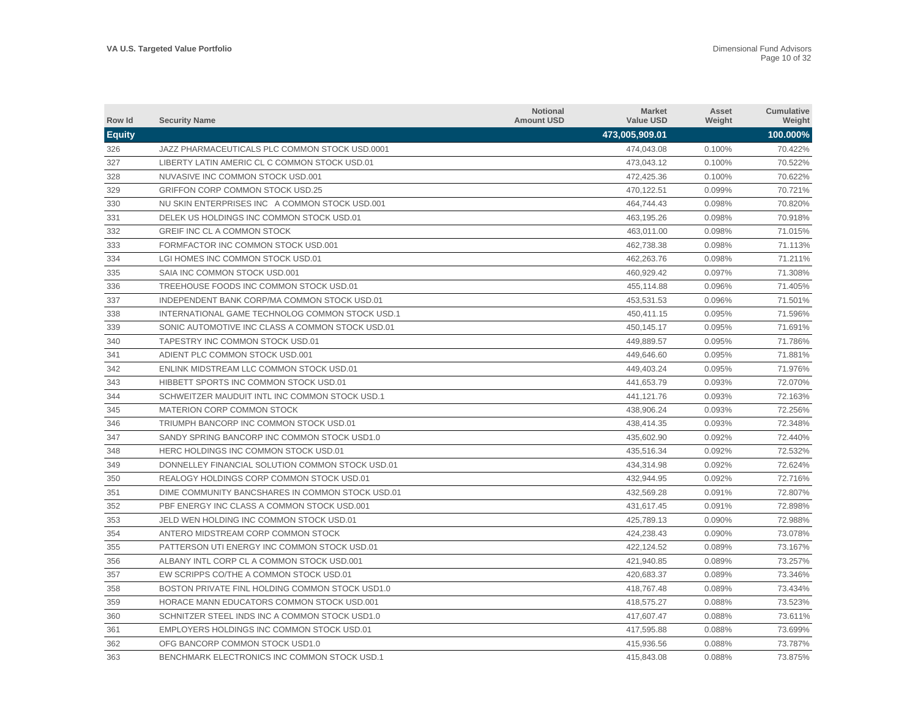| Row Id | Security Name | Notional Amount USD | Market Value USD | Asset Weight | Cumulative Weight |
|---|---|---|---|---|---|
| **Equity** | | | **473,005,909.01** | | **100.000%** |
| 326 | JAZZ PHARMACEUTICALS PLC COMMON STOCK USD.0001 | | 474,043.08 | 0.100% | 70.422% |
| 327 | LIBERTY LATIN AMERIC CL C COMMON STOCK USD.01 | | 473,043.12 | 0.100% | 70.522% |
| 328 | NUVASIVE INC COMMON STOCK USD.001 | | 472,425.36 | 0.100% | 70.622% |
| 329 | GRIFFON CORP COMMON STOCK USD.25 | | 470,122.51 | 0.099% | 70.721% |
| 330 | NU SKIN ENTERPRISES INC A COMMON STOCK USD.001 | | 464,744.43 | 0.098% | 70.820% |
| 331 | DELEK US HOLDINGS INC COMMON STOCK USD.01 | | 463,195.26 | 0.098% | 70.918% |
| 332 | GREIF INC CL A COMMON STOCK | | 463,011.00 | 0.098% | 71.015% |
| 333 | FORMFACTOR INC COMMON STOCK USD.001 | | 462,738.38 | 0.098% | 71.113% |
| 334 | LGI HOMES INC COMMON STOCK USD.01 | | 462,263.76 | 0.098% | 71.211% |
| 335 | SAIA INC COMMON STOCK USD.001 | | 460,929.42 | 0.097% | 71.308% |
| 336 | TREEHOUSE FOODS INC COMMON STOCK USD.01 | | 455,114.88 | 0.096% | 71.405% |
| 337 | INDEPENDENT BANK CORP/MA COMMON STOCK USD.01 | | 453,531.53 | 0.096% | 71.501% |
| 338 | INTERNATIONAL GAME TECHNOLOG COMMON STOCK USD.1 | | 450,411.15 | 0.095% | 71.596% |
| 339 | SONIC AUTOMOTIVE INC CLASS A COMMON STOCK USD.01 | | 450,145.17 | 0.095% | 71.691% |
| 340 | TAPESTRY INC COMMON STOCK USD.01 | | 449,889.57 | 0.095% | 71.786% |
| 341 | ADIENT PLC COMMON STOCK USD.001 | | 449,646.60 | 0.095% | 71.881% |
| 342 | ENLINK MIDSTREAM LLC COMMON STOCK USD.01 | | 449,403.24 | 0.095% | 71.976% |
| 343 | HIBBETT SPORTS INC COMMON STOCK USD.01 | | 441,653.79 | 0.093% | 72.070% |
| 344 | SCHWEITZER MAUDUIT INTL INC COMMON STOCK USD.1 | | 441,121.76 | 0.093% | 72.163% |
| 345 | MATERION CORP COMMON STOCK | | 438,906.24 | 0.093% | 72.256% |
| 346 | TRIUMPH BANCORP INC COMMON STOCK USD.01 | | 438,414.35 | 0.093% | 72.348% |
| 347 | SANDY SPRING BANCORP INC COMMON STOCK USD1.0 | | 435,602.90 | 0.092% | 72.440% |
| 348 | HERC HOLDINGS INC COMMON STOCK USD.01 | | 435,516.34 | 0.092% | 72.532% |
| 349 | DONNELLEY FINANCIAL SOLUTION COMMON STOCK USD.01 | | 434,314.98 | 0.092% | 72.624% |
| 350 | REALOGY HOLDINGS CORP COMMON STOCK USD.01 | | 432,944.95 | 0.092% | 72.716% |
| 351 | DIME COMMUNITY BANCSHARES IN COMMON STOCK USD.01 | | 432,569.28 | 0.091% | 72.807% |
| 352 | PBF ENERGY INC CLASS A COMMON STOCK USD.001 | | 431,617.45 | 0.091% | 72.898% |
| 353 | JELD WEN HOLDING INC COMMON STOCK USD.01 | | 425,789.13 | 0.090% | 72.988% |
| 354 | ANTERO MIDSTREAM CORP COMMON STOCK | | 424,238.43 | 0.090% | 73.078% |
| 355 | PATTERSON UTI ENERGY INC COMMON STOCK USD.01 | | 422,124.52 | 0.089% | 73.167% |
| 356 | ALBANY INTL CORP CL A COMMON STOCK USD.001 | | 421,940.85 | 0.089% | 73.257% |
| 357 | EW SCRIPPS CO/THE A COMMON STOCK USD.01 | | 420,683.37 | 0.089% | 73.346% |
| 358 | BOSTON PRIVATE FINL HOLDING COMMON STOCK USD1.0 | | 418,767.48 | 0.089% | 73.434% |
| 359 | HORACE MANN EDUCATORS COMMON STOCK USD.001 | | 418,575.27 | 0.088% | 73.523% |
| 360 | SCHNITZER STEEL INDS INC A COMMON STOCK USD1.0 | | 417,607.47 | 0.088% | 73.611% |
| 361 | EMPLOYERS HOLDINGS INC COMMON STOCK USD.01 | | 417,595.88 | 0.088% | 73.699% |
| 362 | OFG BANCORP COMMON STOCK USD1.0 | | 415,936.56 | 0.088% | 73.787% |
| 363 | BENCHMARK ELECTRONICS INC COMMON STOCK USD.1 | | 415,843.08 | 0.088% | 73.875% |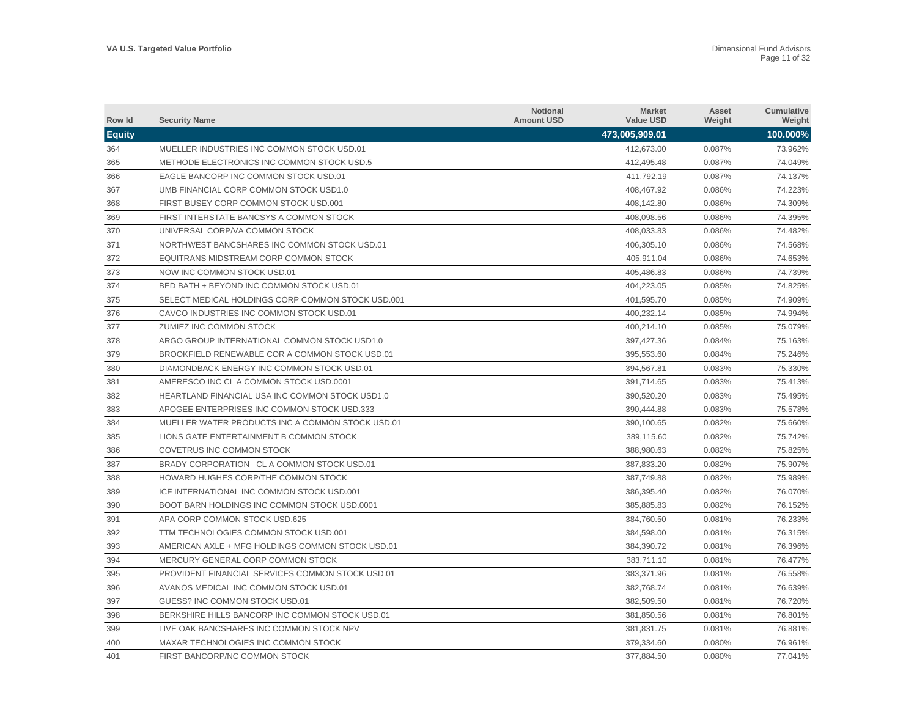| Row Id | Security Name | Notional Amount USD | Market Value USD | Asset Weight | Cumulative Weight |
|---|---|---|---|---|---|
| **Equity** | | | **473,005,909.01** | | **100.000%** |
| 364 | MUELLER INDUSTRIES INC COMMON STOCK USD.01 | | 412,673.00 | 0.087% | 73.962% |
| 365 | METHODE ELECTRONICS INC COMMON STOCK USD.5 | | 412,495.48 | 0.087% | 74.049% |
| 366 | EAGLE BANCORP INC COMMON STOCK USD.01 | | 411,792.19 | 0.087% | 74.137% |
| 367 | UMB FINANCIAL CORP COMMON STOCK USD1.0 | | 408,467.92 | 0.086% | 74.223% |
| 368 | FIRST BUSEY CORP COMMON STOCK USD.001 | | 408,142.80 | 0.086% | 74.309% |
| 369 | FIRST INTERSTATE BANCSYS A COMMON STOCK | | 408,098.56 | 0.086% | 74.395% |
| 370 | UNIVERSAL CORP/VA COMMON STOCK | | 408,033.83 | 0.086% | 74.482% |
| 371 | NORTHWEST BANCSHARES INC COMMON STOCK USD.01 | | 406,305.10 | 0.086% | 74.568% |
| 372 | EQUITRANS MIDSTREAM CORP COMMON STOCK | | 405,911.04 | 0.086% | 74.653% |
| 373 | NOW INC COMMON STOCK USD.01 | | 405,486.83 | 0.086% | 74.739% |
| 374 | BED BATH + BEYOND INC COMMON STOCK USD.01 | | 404,223.05 | 0.085% | 74.825% |
| 375 | SELECT MEDICAL HOLDINGS CORP COMMON STOCK USD.001 | | 401,595.70 | 0.085% | 74.909% |
| 376 | CAVCO INDUSTRIES INC COMMON STOCK USD.01 | | 400,232.14 | 0.085% | 74.994% |
| 377 | ZUMIEZ INC COMMON STOCK | | 400,214.10 | 0.085% | 75.079% |
| 378 | ARGO GROUP INTERNATIONAL COMMON STOCK USD1.0 | | 397,427.36 | 0.084% | 75.163% |
| 379 | BROOKFIELD RENEWABLE COR A COMMON STOCK USD.01 | | 395,553.60 | 0.084% | 75.246% |
| 380 | DIAMONDBACK ENERGY INC COMMON STOCK USD.01 | | 394,567.81 | 0.083% | 75.330% |
| 381 | AMERESCO INC CL A COMMON STOCK USD.0001 | | 391,714.65 | 0.083% | 75.413% |
| 382 | HEARTLAND FINANCIAL USA INC COMMON STOCK USD1.0 | | 390,520.20 | 0.083% | 75.495% |
| 383 | APOGEE ENTERPRISES INC COMMON STOCK USD.333 | | 390,444.88 | 0.083% | 75.578% |
| 384 | MUELLER WATER PRODUCTS INC A COMMON STOCK USD.01 | | 390,100.65 | 0.082% | 75.660% |
| 385 | LIONS GATE ENTERTAINMENT B COMMON STOCK | | 389,115.60 | 0.082% | 75.742% |
| 386 | COVETRUS INC COMMON STOCK | | 388,980.63 | 0.082% | 75.825% |
| 387 | BRADY CORPORATION CL A COMMON STOCK USD.01 | | 387,833.20 | 0.082% | 75.907% |
| 388 | HOWARD HUGHES CORP/THE COMMON STOCK | | 387,749.88 | 0.082% | 75.989% |
| 389 | ICF INTERNATIONAL INC COMMON STOCK USD.001 | | 386,395.40 | 0.082% | 76.070% |
| 390 | BOOT BARN HOLDINGS INC COMMON STOCK USD.0001 | | 385,885.83 | 0.082% | 76.152% |
| 391 | APA CORP COMMON STOCK USD.625 | | 384,760.50 | 0.081% | 76.233% |
| 392 | TTM TECHNOLOGIES COMMON STOCK USD.001 | | 384,598.00 | 0.081% | 76.315% |
| 393 | AMERICAN AXLE + MFG HOLDINGS COMMON STOCK USD.01 | | 384,390.72 | 0.081% | 76.396% |
| 394 | MERCURY GENERAL CORP COMMON STOCK | | 383,711.10 | 0.081% | 76.477% |
| 395 | PROVIDENT FINANCIAL SERVICES COMMON STOCK USD.01 | | 383,371.96 | 0.081% | 76.558% |
| 396 | AVANOS MEDICAL INC COMMON STOCK USD.01 | | 382,768.74 | 0.081% | 76.639% |
| 397 | GUESS? INC COMMON STOCK USD.01 | | 382,509.50 | 0.081% | 76.720% |
| 398 | BERKSHIRE HILLS BANCORP INC COMMON STOCK USD.01 | | 381,850.56 | 0.081% | 76.801% |
| 399 | LIVE OAK BANCSHARES INC COMMON STOCK NPV | | 381,831.75 | 0.081% | 76.881% |
| 400 | MAXAR TECHNOLOGIES INC COMMON STOCK | | 379,334.60 | 0.080% | 76.961% |
| 401 | FIRST BANCORP/NC COMMON STOCK | | 377,884.50 | 0.080% | 77.041% |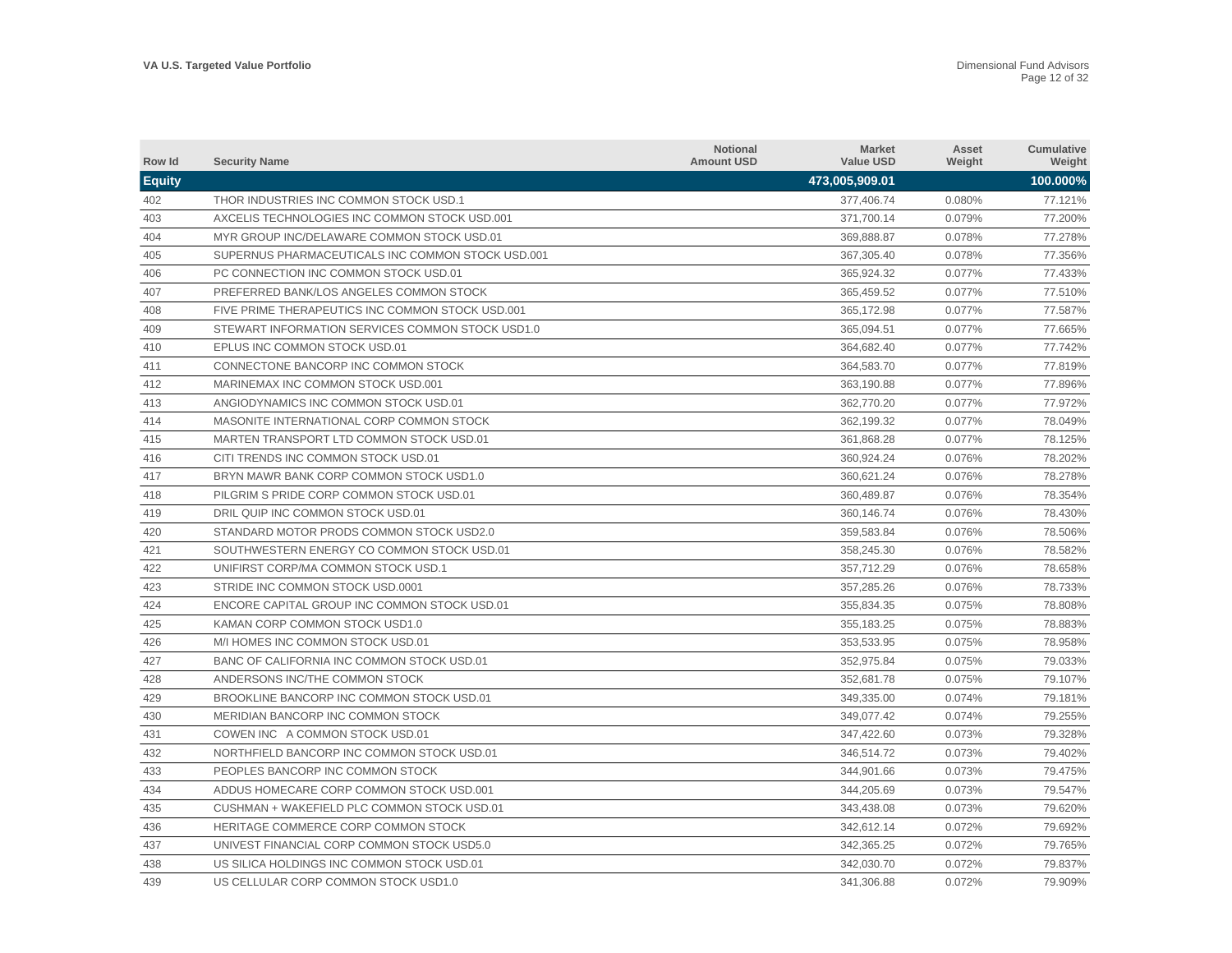| Row Id | Security Name | Notional Amount USD | Market Value USD | Asset Weight | Cumulative Weight |
|---|---|---|---|---|---|
| **Equity** | | | **473,005,909.01** | | **100.000%** |
| 402 | THOR INDUSTRIES INC COMMON STOCK USD.1 | | 377,406.74 | 0.080% | 77.121% |
| 403 | AXCELIS TECHNOLOGIES INC COMMON STOCK USD.001 | | 371,700.14 | 0.079% | 77.200% |
| 404 | MYR GROUP INC/DELAWARE COMMON STOCK USD.01 | | 369,888.87 | 0.078% | 77.278% |
| 405 | SUPERNUS PHARMACEUTICALS INC COMMON STOCK USD.001 | | 367,305.40 | 0.078% | 77.356% |
| 406 | PC CONNECTION INC COMMON STOCK USD.01 | | 365,924.32 | 0.077% | 77.433% |
| 407 | PREFERRED BANK/LOS ANGELES COMMON STOCK | | 365,459.52 | 0.077% | 77.510% |
| 408 | FIVE PRIME THERAPEUTICS INC COMMON STOCK USD.001 | | 365,172.98 | 0.077% | 77.587% |
| 409 | STEWART INFORMATION SERVICES COMMON STOCK USD1.0 | | 365,094.51 | 0.077% | 77.665% |
| 410 | EPLUS INC COMMON STOCK USD.01 | | 364,682.40 | 0.077% | 77.742% |
| 411 | CONNECTONE BANCORP INC COMMON STOCK | | 364,583.70 | 0.077% | 77.819% |
| 412 | MARINEMAX INC COMMON STOCK USD.001 | | 363,190.88 | 0.077% | 77.896% |
| 413 | ANGIODYNAMICS INC COMMON STOCK USD.01 | | 362,770.20 | 0.077% | 77.972% |
| 414 | MASONITE INTERNATIONAL CORP COMMON STOCK | | 362,199.32 | 0.077% | 78.049% |
| 415 | MARTEN TRANSPORT LTD COMMON STOCK USD.01 | | 361,868.28 | 0.077% | 78.125% |
| 416 | CITI TRENDS INC COMMON STOCK USD.01 | | 360,924.24 | 0.076% | 78.202% |
| 417 | BRYN MAWR BANK CORP COMMON STOCK USD1.0 | | 360,621.24 | 0.076% | 78.278% |
| 418 | PILGRIM S PRIDE CORP COMMON STOCK USD.01 | | 360,489.87 | 0.076% | 78.354% |
| 419 | DRIL QUIP INC COMMON STOCK USD.01 | | 360,146.74 | 0.076% | 78.430% |
| 420 | STANDARD MOTOR PRODS COMMON STOCK USD2.0 | | 359,583.84 | 0.076% | 78.506% |
| 421 | SOUTHWESTERN ENERGY CO COMMON STOCK USD.01 | | 358,245.30 | 0.076% | 78.582% |
| 422 | UNIFIRST CORP/MA COMMON STOCK USD.1 | | 357,712.29 | 0.076% | 78.658% |
| 423 | STRIDE INC COMMON STOCK USD.0001 | | 357,285.26 | 0.076% | 78.733% |
| 424 | ENCORE CAPITAL GROUP INC COMMON STOCK USD.01 | | 355,834.35 | 0.075% | 78.808% |
| 425 | KAMAN CORP COMMON STOCK USD1.0 | | 355,183.25 | 0.075% | 78.883% |
| 426 | M/I HOMES INC COMMON STOCK USD.01 | | 353,533.95 | 0.075% | 78.958% |
| 427 | BANC OF CALIFORNIA INC COMMON STOCK USD.01 | | 352,975.84 | 0.075% | 79.033% |
| 428 | ANDERSONS INC/THE COMMON STOCK | | 352,681.78 | 0.075% | 79.107% |
| 429 | BROOKLINE BANCORP INC COMMON STOCK USD.01 | | 349,335.00 | 0.074% | 79.181% |
| 430 | MERIDIAN BANCORP INC COMMON STOCK | | 349,077.42 | 0.074% | 79.255% |
| 431 | COWEN INC A COMMON STOCK USD.01 | | 347,422.60 | 0.073% | 79.328% |
| 432 | NORTHFIELD BANCORP INC COMMON STOCK USD.01 | | 346,514.72 | 0.073% | 79.402% |
| 433 | PEOPLES BANCORP INC COMMON STOCK | | 344,901.66 | 0.073% | 79.475% |
| 434 | ADDUS HOMECARE CORP COMMON STOCK USD.001 | | 344,205.69 | 0.073% | 79.547% |
| 435 | CUSHMAN + WAKEFIELD PLC COMMON STOCK USD.01 | | 343,438.08 | 0.073% | 79.620% |
| 436 | HERITAGE COMMERCE CORP COMMON STOCK | | 342,612.14 | 0.072% | 79.692% |
| 437 | UNIVEST FINANCIAL CORP COMMON STOCK USD5.0 | | 342,365.25 | 0.072% | 79.765% |
| 438 | US SILICA HOLDINGS INC COMMON STOCK USD.01 | | 342,030.70 | 0.072% | 79.837% |
| 439 | US CELLULAR CORP COMMON STOCK USD1.0 | | 341,306.88 | 0.072% | 79.909% |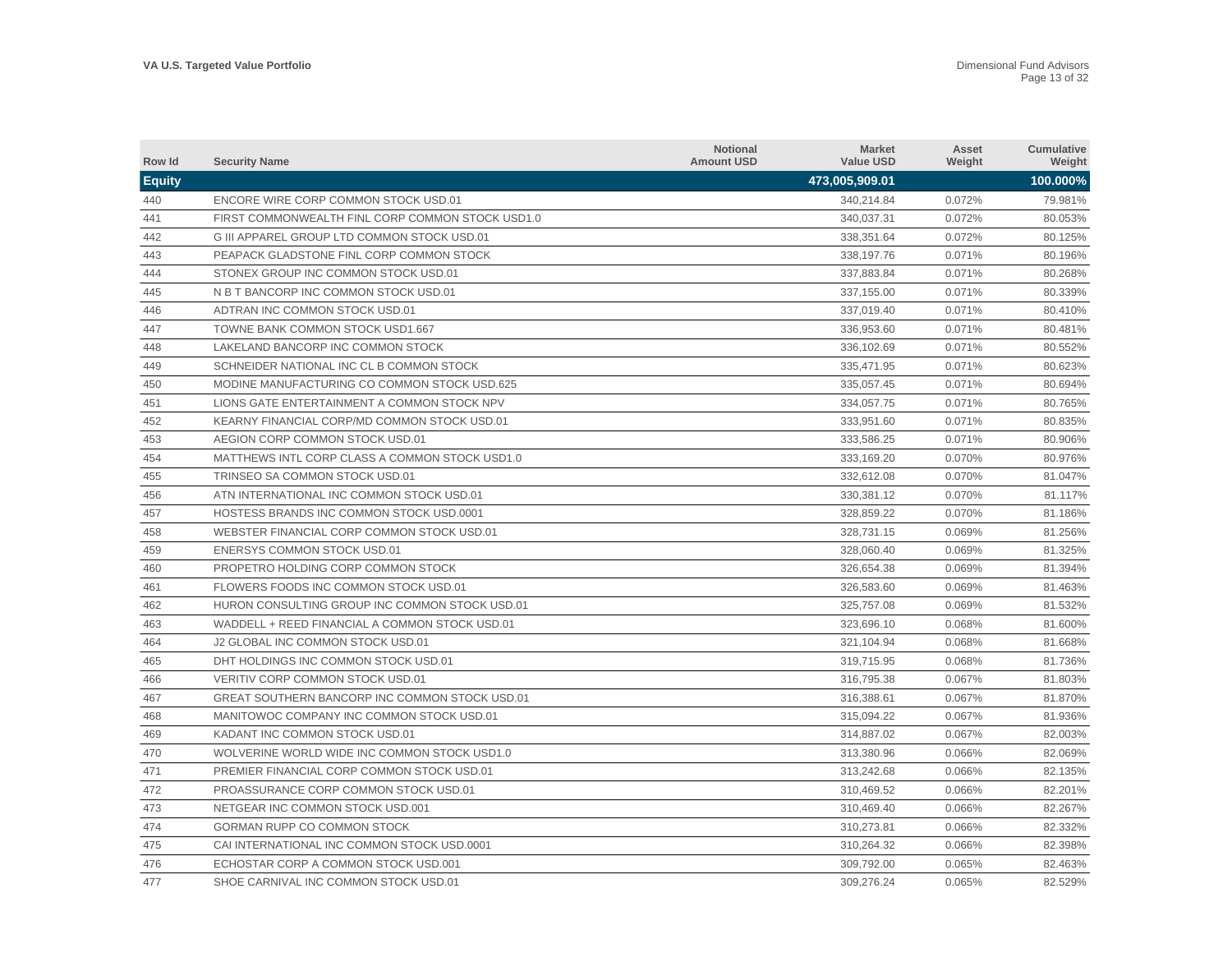| Row Id | Security Name | Notional Amount USD | Market Value USD | Asset Weight | Cumulative Weight |
|---|---|---|---|---|---|
| **Equity** | | | **473,005,909.01** | | **100.000%** |
| 440 | ENCORE WIRE CORP COMMON STOCK USD.01 | | 340,214.84 | 0.072% | 79.981% |
| 441 | FIRST COMMONWEALTH FINL CORP COMMON STOCK USD1.0 | | 340,037.31 | 0.072% | 80.053% |
| 442 | G III APPAREL GROUP LTD COMMON STOCK USD.01 | | 338,351.64 | 0.072% | 80.125% |
| 443 | PEAPACK GLADSTONE FINL CORP COMMON STOCK | | 338,197.76 | 0.071% | 80.196% |
| 444 | STONEX GROUP INC COMMON STOCK USD.01 | | 337,883.84 | 0.071% | 80.268% |
| 445 | N B T BANCORP INC COMMON STOCK USD.01 | | 337,155.00 | 0.071% | 80.339% |
| 446 | ADTRAN INC COMMON STOCK USD.01 | | 337,019.40 | 0.071% | 80.410% |
| 447 | TOWNE BANK COMMON STOCK USD1.667 | | 336,953.60 | 0.071% | 80.481% |
| 448 | LAKELAND BANCORP INC COMMON STOCK | | 336,102.69 | 0.071% | 80.552% |
| 449 | SCHNEIDER NATIONAL INC CL B COMMON STOCK | | 335,471.95 | 0.071% | 80.623% |
| 450 | MODINE MANUFACTURING CO COMMON STOCK USD.625 | | 335,057.45 | 0.071% | 80.694% |
| 451 | LIONS GATE ENTERTAINMENT A COMMON STOCK NPV | | 334,057.75 | 0.071% | 80.765% |
| 452 | KEARNY FINANCIAL CORP/MD COMMON STOCK USD.01 | | 333,951.60 | 0.071% | 80.835% |
| 453 | AEGION CORP COMMON STOCK USD.01 | | 333,586.25 | 0.071% | 80.906% |
| 454 | MATTHEWS INTL CORP CLASS A COMMON STOCK USD1.0 | | 333,169.20 | 0.070% | 80.976% |
| 455 | TRINSEO SA COMMON STOCK USD.01 | | 332,612.08 | 0.070% | 81.047% |
| 456 | ATN INTERNATIONAL INC COMMON STOCK USD.01 | | 330,381.12 | 0.070% | 81.117% |
| 457 | HOSTESS BRANDS INC COMMON STOCK USD.0001 | | 328,859.22 | 0.070% | 81.186% |
| 458 | WEBSTER FINANCIAL CORP COMMON STOCK USD.01 | | 328,731.15 | 0.069% | 81.256% |
| 459 | ENERSYS COMMON STOCK USD.01 | | 328,060.40 | 0.069% | 81.325% |
| 460 | PROPETRO HOLDING CORP COMMON STOCK | | 326,654.38 | 0.069% | 81.394% |
| 461 | FLOWERS FOODS INC COMMON STOCK USD.01 | | 326,583.60 | 0.069% | 81.463% |
| 462 | HURON CONSULTING GROUP INC COMMON STOCK USD.01 | | 325,757.08 | 0.069% | 81.532% |
| 463 | WADDELL + REED FINANCIAL A COMMON STOCK USD.01 | | 323,696.10 | 0.068% | 81.600% |
| 464 | J2 GLOBAL INC COMMON STOCK USD.01 | | 321,104.94 | 0.068% | 81.668% |
| 465 | DHT HOLDINGS INC COMMON STOCK USD.01 | | 319,715.95 | 0.068% | 81.736% |
| 466 | VERITIV CORP COMMON STOCK USD.01 | | 316,795.38 | 0.067% | 81.803% |
| 467 | GREAT SOUTHERN BANCORP INC COMMON STOCK USD.01 | | 316,388.61 | 0.067% | 81.870% |
| 468 | MANITOWOC COMPANY INC COMMON STOCK USD.01 | | 315,094.22 | 0.067% | 81.936% |
| 469 | KADANT INC COMMON STOCK USD.01 | | 314,887.02 | 0.067% | 82.003% |
| 470 | WOLVERINE WORLD WIDE INC COMMON STOCK USD1.0 | | 313,380.96 | 0.066% | 82.069% |
| 471 | PREMIER FINANCIAL CORP COMMON STOCK USD.01 | | 313,242.68 | 0.066% | 82.135% |
| 472 | PROASSURANCE CORP COMMON STOCK USD.01 | | 310,469.52 | 0.066% | 82.201% |
| 473 | NETGEAR INC COMMON STOCK USD.001 | | 310,469.40 | 0.066% | 82.267% |
| 474 | GORMAN RUPP CO COMMON STOCK | | 310,273.81 | 0.066% | 82.332% |
| 475 | CAI INTERNATIONAL INC COMMON STOCK USD.0001 | | 310,264.32 | 0.066% | 82.398% |
| 476 | ECHOSTAR CORP A COMMON STOCK USD.001 | | 309,792.00 | 0.065% | 82.463% |
| 477 | SHOE CARNIVAL INC COMMON STOCK USD.01 | | 309,276.24 | 0.065% | 82.529% |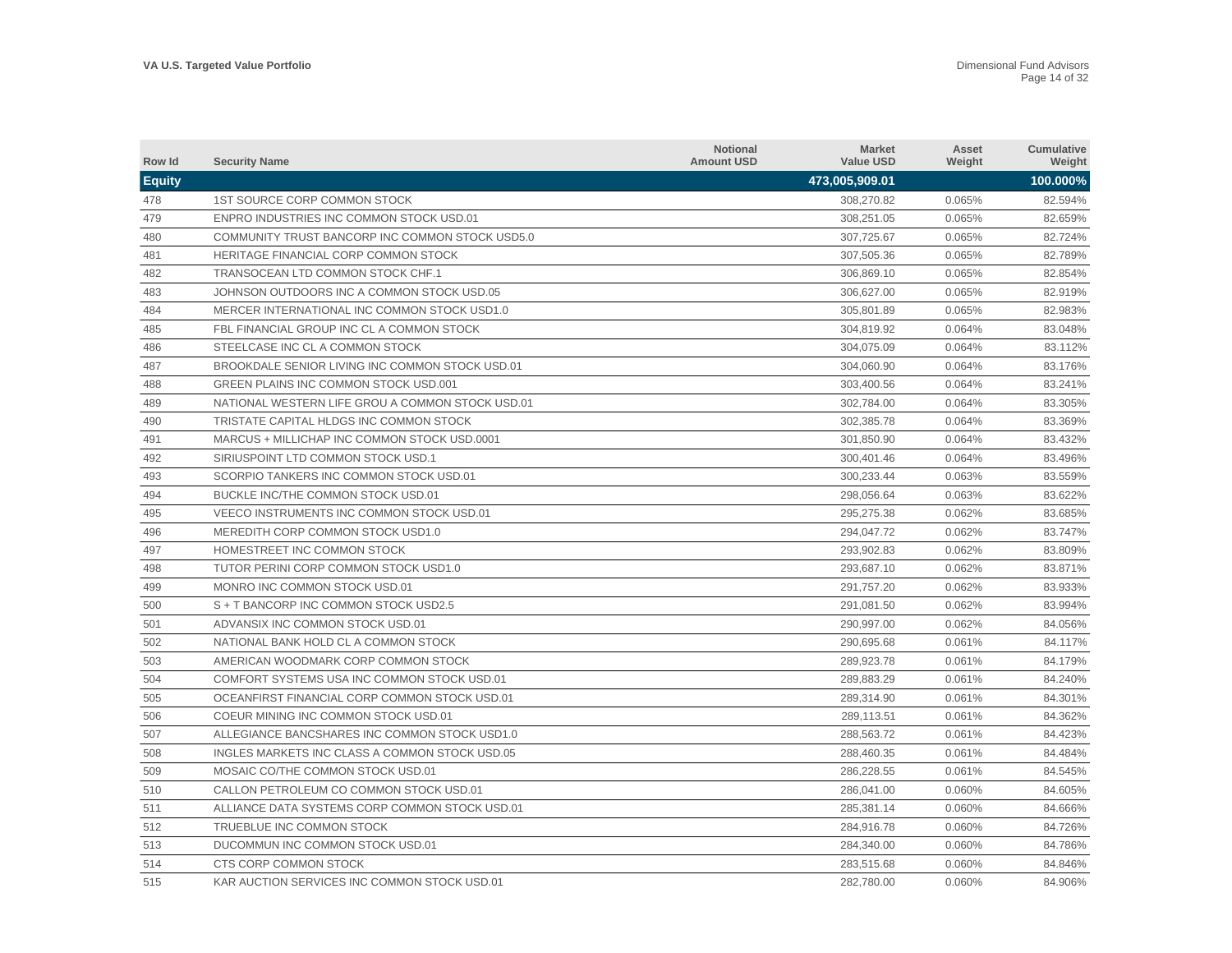| Row Id | Security Name | Notional Amount USD | Market Value USD | Asset Weight | Cumulative Weight |
|---|---|---|---|---|---|
| **Equity** | | | **473,005,909.01** | | **100.000%** |
| 478 | 1ST SOURCE CORP COMMON STOCK | | 308,270.82 | 0.065% | 82.594% |
| 479 | ENPRO INDUSTRIES INC COMMON STOCK USD.01 | | 308,251.05 | 0.065% | 82.659% |
| 480 | COMMUNITY TRUST BANCORP INC COMMON STOCK USD5.0 | | 307,725.67 | 0.065% | 82.724% |
| 481 | HERITAGE FINANCIAL CORP COMMON STOCK | | 307,505.36 | 0.065% | 82.789% |
| 482 | TRANSOCEAN LTD COMMON STOCK CHF.1 | | 306,869.10 | 0.065% | 82.854% |
| 483 | JOHNSON OUTDOORS INC A COMMON STOCK USD.05 | | 306,627.00 | 0.065% | 82.919% |
| 484 | MERCER INTERNATIONAL INC COMMON STOCK USD1.0 | | 305,801.89 | 0.065% | 82.983% |
| 485 | FBL FINANCIAL GROUP INC CL A COMMON STOCK | | 304,819.92 | 0.064% | 83.048% |
| 486 | STEELCASE INC CL A COMMON STOCK | | 304,075.09 | 0.064% | 83.112% |
| 487 | BROOKDALE SENIOR LIVING INC COMMON STOCK USD.01 | | 304,060.90 | 0.064% | 83.176% |
| 488 | GREEN PLAINS INC COMMON STOCK USD.001 | | 303,400.56 | 0.064% | 83.241% |
| 489 | NATIONAL WESTERN LIFE GROU A COMMON STOCK USD.01 | | 302,784.00 | 0.064% | 83.305% |
| 490 | TRISTATE CAPITAL HLDGS INC COMMON STOCK | | 302,385.78 | 0.064% | 83.369% |
| 491 | MARCUS + MILLICHAP INC COMMON STOCK USD.0001 | | 301,850.90 | 0.064% | 83.432% |
| 492 | SIRIUSPOINT LTD COMMON STOCK USD.1 | | 300,401.46 | 0.064% | 83.496% |
| 493 | SCORPIO TANKERS INC COMMON STOCK USD.01 | | 300,233.44 | 0.063% | 83.559% |
| 494 | BUCKLE INC/THE COMMON STOCK USD.01 | | 298,056.64 | 0.063% | 83.622% |
| 495 | VEECO INSTRUMENTS INC COMMON STOCK USD.01 | | 295,275.38 | 0.062% | 83.685% |
| 496 | MEREDITH CORP COMMON STOCK USD1.0 | | 294,047.72 | 0.062% | 83.747% |
| 497 | HOMESTREET INC COMMON STOCK | | 293,902.83 | 0.062% | 83.809% |
| 498 | TUTOR PERINI CORP COMMON STOCK USD1.0 | | 293,687.10 | 0.062% | 83.871% |
| 499 | MONRO INC COMMON STOCK USD.01 | | 291,757.20 | 0.062% | 83.933% |
| 500 | S + T BANCORP INC COMMON STOCK USD2.5 | | 291,081.50 | 0.062% | 83.994% |
| 501 | ADVANSIX INC COMMON STOCK USD.01 | | 290,997.00 | 0.062% | 84.056% |
| 502 | NATIONAL BANK HOLD CL A COMMON STOCK | | 290,695.68 | 0.061% | 84.117% |
| 503 | AMERICAN WOODMARK CORP COMMON STOCK | | 289,923.78 | 0.061% | 84.179% |
| 504 | COMFORT SYSTEMS USA INC COMMON STOCK USD.01 | | 289,883.29 | 0.061% | 84.240% |
| 505 | OCEANFIRST FINANCIAL CORP COMMON STOCK USD.01 | | 289,314.90 | 0.061% | 84.301% |
| 506 | COEUR MINING INC COMMON STOCK USD.01 | | 289,113.51 | 0.061% | 84.362% |
| 507 | ALLEGIANCE BANCSHARES INC COMMON STOCK USD1.0 | | 288,563.72 | 0.061% | 84.423% |
| 508 | INGLES MARKETS INC CLASS A COMMON STOCK USD.05 | | 288,460.35 | 0.061% | 84.484% |
| 509 | MOSAIC CO/THE COMMON STOCK USD.01 | | 286,228.55 | 0.061% | 84.545% |
| 510 | CALLON PETROLEUM CO COMMON STOCK USD.01 | | 286,041.00 | 0.060% | 84.605% |
| 511 | ALLIANCE DATA SYSTEMS CORP COMMON STOCK USD.01 | | 285,381.14 | 0.060% | 84.666% |
| 512 | TRUEBLUE INC COMMON STOCK | | 284,916.78 | 0.060% | 84.726% |
| 513 | DUCOMMUN INC COMMON STOCK USD.01 | | 284,340.00 | 0.060% | 84.786% |
| 514 | CTS CORP COMMON STOCK | | 283,515.68 | 0.060% | 84.846% |
| 515 | KAR AUCTION SERVICES INC COMMON STOCK USD.01 | | 282,780.00 | 0.060% | 84.906% |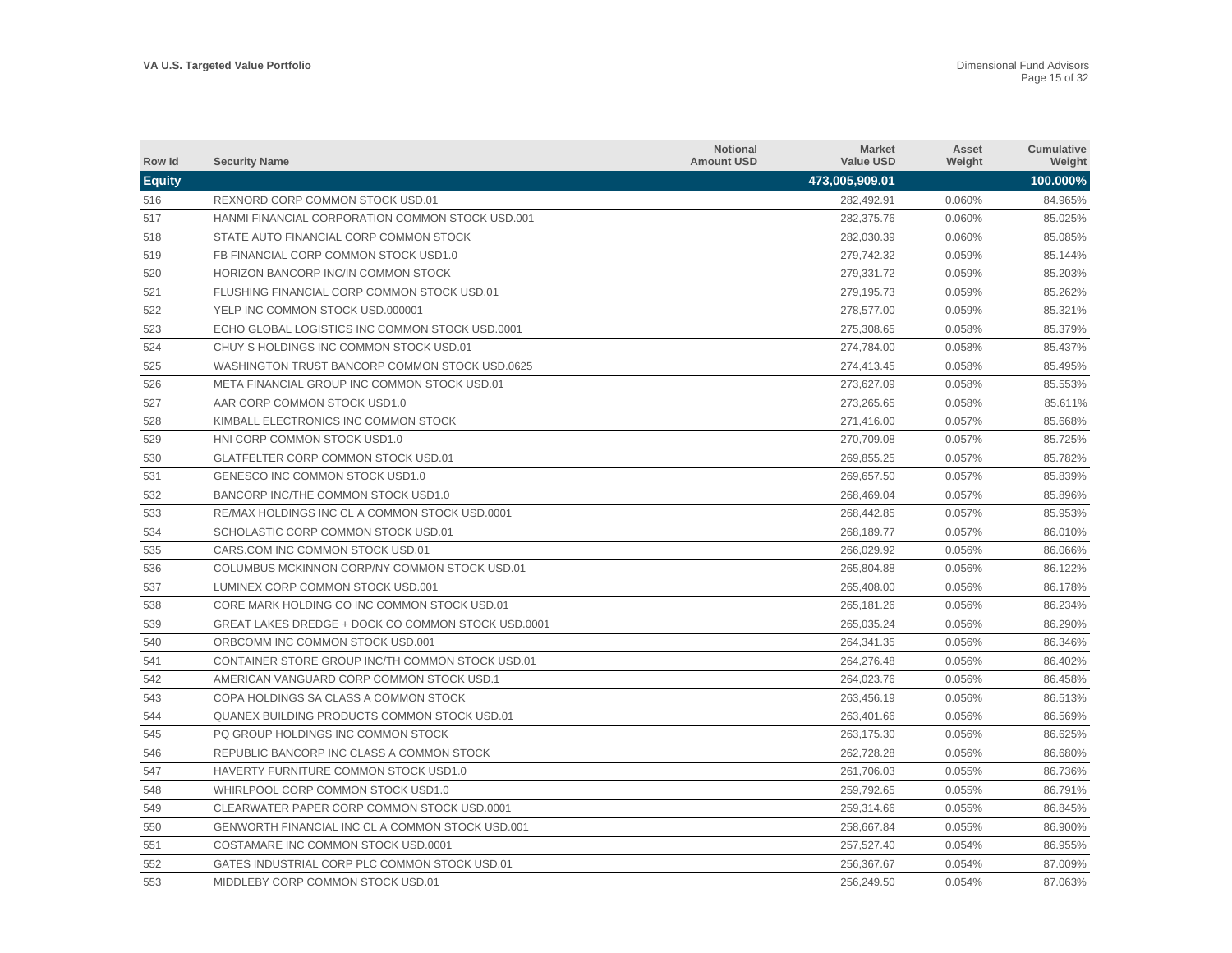| Row Id | Security Name | Notional Amount USD | Market Value USD | Asset Weight | Cumulative Weight |
|---|---|---|---|---|---|
| **Equity** | | | **473,005,909.01** | | **100.000%** |
| 516 | REXNORD CORP COMMON STOCK USD.01 | | 282,492.91 | 0.060% | 84.965% |
| 517 | HANMI FINANCIAL CORPORATION COMMON STOCK USD.001 | | 282,375.76 | 0.060% | 85.025% |
| 518 | STATE AUTO FINANCIAL CORP COMMON STOCK | | 282,030.39 | 0.060% | 85.085% |
| 519 | FB FINANCIAL CORP COMMON STOCK USD1.0 | | 279,742.32 | 0.059% | 85.144% |
| 520 | HORIZON BANCORP INC/IN COMMON STOCK | | 279,331.72 | 0.059% | 85.203% |
| 521 | FLUSHING FINANCIAL CORP COMMON STOCK USD.01 | | 279,195.73 | 0.059% | 85.262% |
| 522 | YELP INC COMMON STOCK USD.000001 | | 278,577.00 | 0.059% | 85.321% |
| 523 | ECHO GLOBAL LOGISTICS INC COMMON STOCK USD.0001 | | 275,308.65 | 0.058% | 85.379% |
| 524 | CHUY S HOLDINGS INC COMMON STOCK USD.01 | | 274,784.00 | 0.058% | 85.437% |
| 525 | WASHINGTON TRUST BANCORP COMMON STOCK USD.0625 | | 274,413.45 | 0.058% | 85.495% |
| 526 | META FINANCIAL GROUP INC COMMON STOCK USD.01 | | 273,627.09 | 0.058% | 85.553% |
| 527 | AAR CORP COMMON STOCK USD1.0 | | 273,265.65 | 0.058% | 85.611% |
| 528 | KIMBALL ELECTRONICS INC COMMON STOCK | | 271,416.00 | 0.057% | 85.668% |
| 529 | HNI CORP COMMON STOCK USD1.0 | | 270,709.08 | 0.057% | 85.725% |
| 530 | GLATFELTER CORP COMMON STOCK USD.01 | | 269,855.25 | 0.057% | 85.782% |
| 531 | GENESCO INC COMMON STOCK USD1.0 | | 269,657.50 | 0.057% | 85.839% |
| 532 | BANCORP INC/THE COMMON STOCK USD1.0 | | 268,469.04 | 0.057% | 85.896% |
| 533 | RE/MAX HOLDINGS INC CL A COMMON STOCK USD.0001 | | 268,442.85 | 0.057% | 85.953% |
| 534 | SCHOLASTIC CORP COMMON STOCK USD.01 | | 268,189.77 | 0.057% | 86.010% |
| 535 | CARS.COM INC COMMON STOCK USD.01 | | 266,029.92 | 0.056% | 86.066% |
| 536 | COLUMBUS MCKINNON CORP/NY COMMON STOCK USD.01 | | 265,804.88 | 0.056% | 86.122% |
| 537 | LUMINEX CORP COMMON STOCK USD.001 | | 265,408.00 | 0.056% | 86.178% |
| 538 | CORE MARK HOLDING CO INC COMMON STOCK USD.01 | | 265,181.26 | 0.056% | 86.234% |
| 539 | GREAT LAKES DREDGE + DOCK CO COMMON STOCK USD.0001 | | 265,035.24 | 0.056% | 86.290% |
| 540 | ORBCOMM INC COMMON STOCK USD.001 | | 264,341.35 | 0.056% | 86.346% |
| 541 | CONTAINER STORE GROUP INC/TH COMMON STOCK USD.01 | | 264,276.48 | 0.056% | 86.402% |
| 542 | AMERICAN VANGUARD CORP COMMON STOCK USD.1 | | 264,023.76 | 0.056% | 86.458% |
| 543 | COPA HOLDINGS SA CLASS A COMMON STOCK | | 263,456.19 | 0.056% | 86.513% |
| 544 | QUANEX BUILDING PRODUCTS COMMON STOCK USD.01 | | 263,401.66 | 0.056% | 86.569% |
| 545 | PQ GROUP HOLDINGS INC COMMON STOCK | | 263,175.30 | 0.056% | 86.625% |
| 546 | REPUBLIC BANCORP INC CLASS A COMMON STOCK | | 262,728.28 | 0.056% | 86.680% |
| 547 | HAVERTY FURNITURE COMMON STOCK USD1.0 | | 261,706.03 | 0.055% | 86.736% |
| 548 | WHIRLPOOL CORP COMMON STOCK USD1.0 | | 259,792.65 | 0.055% | 86.791% |
| 549 | CLEARWATER PAPER CORP COMMON STOCK USD.0001 | | 259,314.66 | 0.055% | 86.845% |
| 550 | GENWORTH FINANCIAL INC CL A COMMON STOCK USD.001 | | 258,667.84 | 0.055% | 86.900% |
| 551 | COSTAMARE INC COMMON STOCK USD.0001 | | 257,527.40 | 0.054% | 86.955% |
| 552 | GATES INDUSTRIAL CORP PLC COMMON STOCK USD.01 | | 256,367.67 | 0.054% | 87.009% |
| 553 | MIDDLEBY CORP COMMON STOCK USD.01 | | 256,249.50 | 0.054% | 87.063% |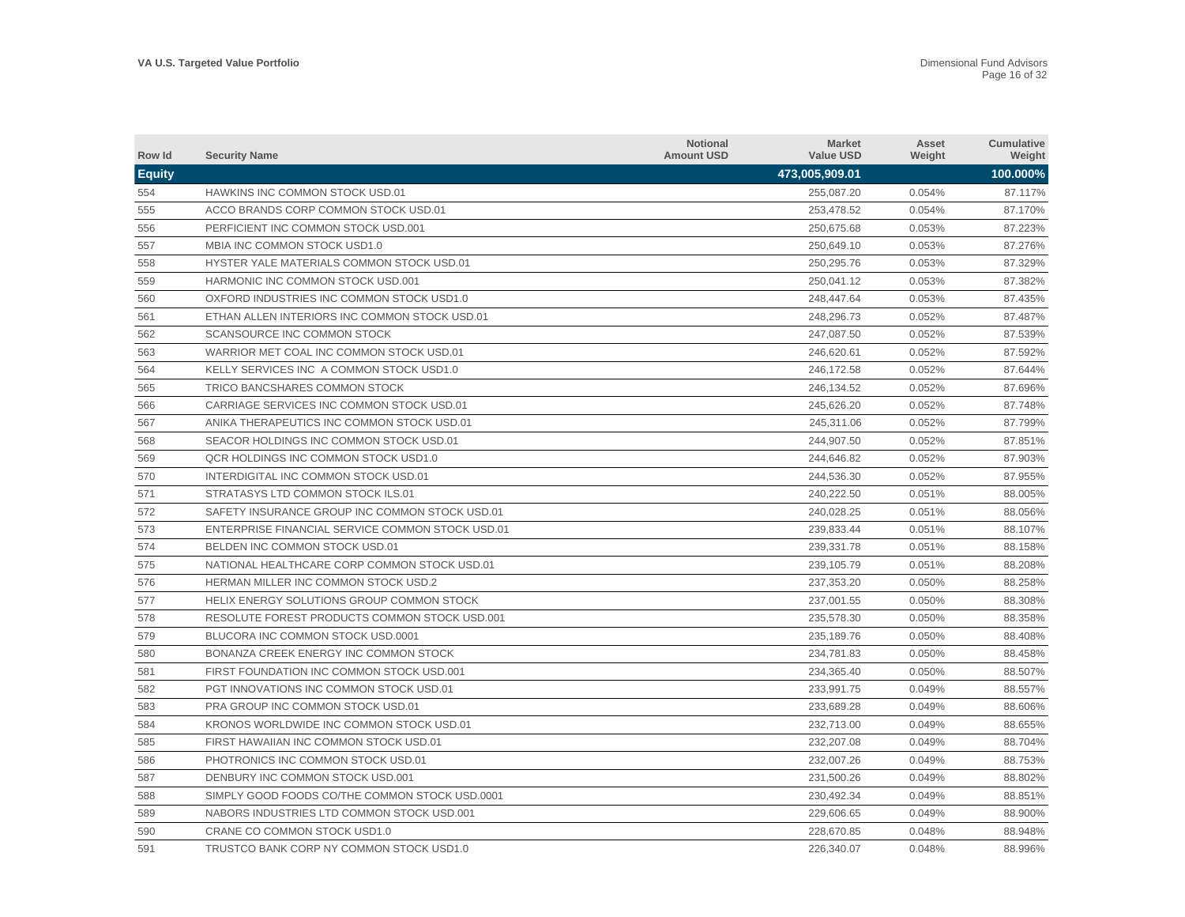| Row Id | Security Name | Notional Amount USD | Market Value USD | Asset Weight | Cumulative Weight |
|---|---|---|---|---|---|
| **Equity** | | | **473,005,909.01** | | **100.000%** |
| 554 | HAWKINS INC COMMON STOCK USD.01 | | 255,087.20 | 0.054% | 87.117% |
| 555 | ACCO BRANDS CORP COMMON STOCK USD.01 | | 253,478.52 | 0.054% | 87.170% |
| 556 | PERFICIENT INC COMMON STOCK USD.001 | | 250,675.68 | 0.053% | 87.223% |
| 557 | MBIA INC COMMON STOCK USD1.0 | | 250,649.10 | 0.053% | 87.276% |
| 558 | HYSTER YALE MATERIALS COMMON STOCK USD.01 | | 250,295.76 | 0.053% | 87.329% |
| 559 | HARMONIC INC COMMON STOCK USD.001 | | 250,041.12 | 0.053% | 87.382% |
| 560 | OXFORD INDUSTRIES INC COMMON STOCK USD1.0 | | 248,447.64 | 0.053% | 87.435% |
| 561 | ETHAN ALLEN INTERIORS INC COMMON STOCK USD.01 | | 248,296.73 | 0.052% | 87.487% |
| 562 | SCANSOURCE INC COMMON STOCK | | 247,087.50 | 0.052% | 87.539% |
| 563 | WARRIOR MET COAL INC COMMON STOCK USD.01 | | 246,620.61 | 0.052% | 87.592% |
| 564 | KELLY SERVICES INC A COMMON STOCK USD1.0 | | 246,172.58 | 0.052% | 87.644% |
| 565 | TRICO BANCSHARES COMMON STOCK | | 246,134.52 | 0.052% | 87.696% |
| 566 | CARRIAGE SERVICES INC COMMON STOCK USD.01 | | 245,626.20 | 0.052% | 87.748% |
| 567 | ANIKA THERAPEUTICS INC COMMON STOCK USD.01 | | 245,311.06 | 0.052% | 87.799% |
| 568 | SEACOR HOLDINGS INC COMMON STOCK USD.01 | | 244,907.50 | 0.052% | 87.851% |
| 569 | QCR HOLDINGS INC COMMON STOCK USD1.0 | | 244,646.82 | 0.052% | 87.903% |
| 570 | INTERDIGITAL INC COMMON STOCK USD.01 | | 244,536.30 | 0.052% | 87.955% |
| 571 | STRATASYS LTD COMMON STOCK ILS.01 | | 240,222.50 | 0.051% | 88.005% |
| 572 | SAFETY INSURANCE GROUP INC COMMON STOCK USD.01 | | 240,028.25 | 0.051% | 88.056% |
| 573 | ENTERPRISE FINANCIAL SERVICE COMMON STOCK USD.01 | | 239,833.44 | 0.051% | 88.107% |
| 574 | BELDEN INC COMMON STOCK USD.01 | | 239,331.78 | 0.051% | 88.158% |
| 575 | NATIONAL HEALTHCARE CORP COMMON STOCK USD.01 | | 239,105.79 | 0.051% | 88.208% |
| 576 | HERMAN MILLER INC COMMON STOCK USD.2 | | 237,353.20 | 0.050% | 88.258% |
| 577 | HELIX ENERGY SOLUTIONS GROUP COMMON STOCK | | 237,001.55 | 0.050% | 88.308% |
| 578 | RESOLUTE FOREST PRODUCTS COMMON STOCK USD.001 | | 235,578.30 | 0.050% | 88.358% |
| 579 | BLUCORA INC COMMON STOCK USD.0001 | | 235,189.76 | 0.050% | 88.408% |
| 580 | BONANZA CREEK ENERGY INC COMMON STOCK | | 234,781.83 | 0.050% | 88.458% |
| 581 | FIRST FOUNDATION INC COMMON STOCK USD.001 | | 234,365.40 | 0.050% | 88.507% |
| 582 | PGT INNOVATIONS INC COMMON STOCK USD.01 | | 233,991.75 | 0.049% | 88.557% |
| 583 | PRA GROUP INC COMMON STOCK USD.01 | | 233,689.28 | 0.049% | 88.606% |
| 584 | KRONOS WORLDWIDE INC COMMON STOCK USD.01 | | 232,713.00 | 0.049% | 88.655% |
| 585 | FIRST HAWAIIAN INC COMMON STOCK USD.01 | | 232,207.08 | 0.049% | 88.704% |
| 586 | PHOTRONICS INC COMMON STOCK USD.01 | | 232,007.26 | 0.049% | 88.753% |
| 587 | DENBURY INC COMMON STOCK USD.001 | | 231,500.26 | 0.049% | 88.802% |
| 588 | SIMPLY GOOD FOODS CO/THE COMMON STOCK USD.0001 | | 230,492.34 | 0.049% | 88.851% |
| 589 | NABORS INDUSTRIES LTD COMMON STOCK USD.001 | | 229,606.65 | 0.049% | 88.900% |
| 590 | CRANE CO COMMON STOCK USD1.0 | | 228,670.85 | 0.048% | 88.948% |
| 591 | TRUSTCO BANK CORP NY COMMON STOCK USD1.0 | | 226,340.07 | 0.048% | 88.996% |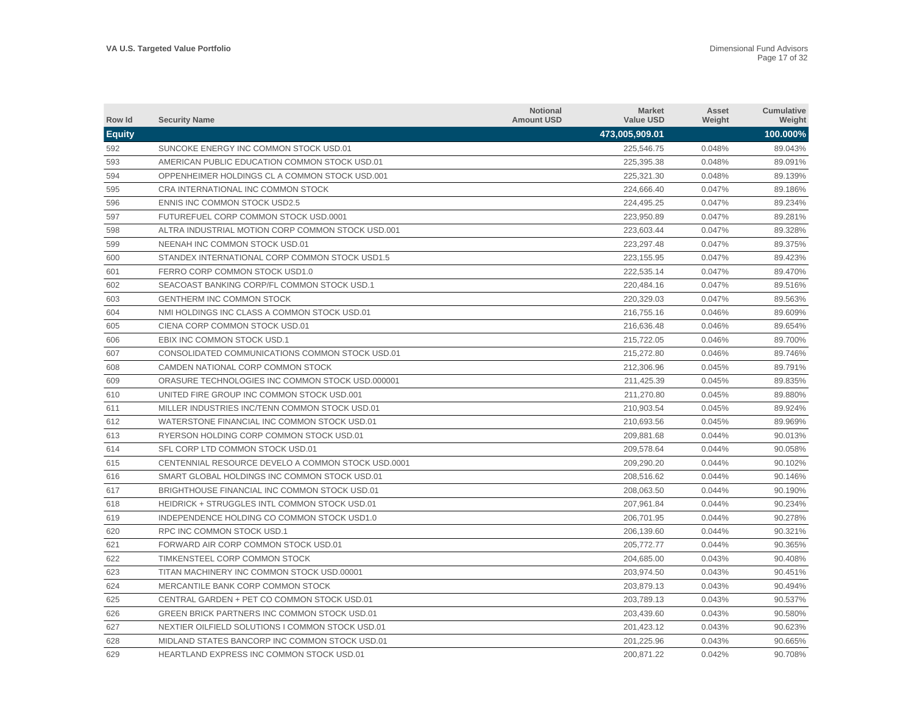| Row Id | Security Name | Notional Amount USD | Market Value USD | Asset Weight | Cumulative Weight |
|---|---|---|---|---|---|
| **Equity** | | | **473,005,909.01** | | **100.000%** |
| 592 | SUNCOKE ENERGY INC COMMON STOCK USD.01 | | 225,546.75 | 0.048% | 89.043% |
| 593 | AMERICAN PUBLIC EDUCATION COMMON STOCK USD.01 | | 225,395.38 | 0.048% | 89.091% |
| 594 | OPPENHEIMER HOLDINGS CL A COMMON STOCK USD.001 | | 225,321.30 | 0.048% | 89.139% |
| 595 | CRA INTERNATIONAL INC COMMON STOCK | | 224,666.40 | 0.047% | 89.186% |
| 596 | ENNIS INC COMMON STOCK USD2.5 | | 224,495.25 | 0.047% | 89.234% |
| 597 | FUTUREFUEL CORP COMMON STOCK USD.0001 | | 223,950.89 | 0.047% | 89.281% |
| 598 | ALTRA INDUSTRIAL MOTION CORP COMMON STOCK USD.001 | | 223,603.44 | 0.047% | 89.328% |
| 599 | NEENAH INC COMMON STOCK USD.01 | | 223,297.48 | 0.047% | 89.375% |
| 600 | STANDEX INTERNATIONAL CORP COMMON STOCK USD1.5 | | 223,155.95 | 0.047% | 89.423% |
| 601 | FERRO CORP COMMON STOCK USD1.0 | | 222,535.14 | 0.047% | 89.470% |
| 602 | SEACOAST BANKING CORP/FL COMMON STOCK USD.1 | | 220,484.16 | 0.047% | 89.516% |
| 603 | GENTHERM INC COMMON STOCK | | 220,329.03 | 0.047% | 89.563% |
| 604 | NMI HOLDINGS INC CLASS A COMMON STOCK USD.01 | | 216,755.16 | 0.046% | 89.609% |
| 605 | CIENA CORP COMMON STOCK USD.01 | | 216,636.48 | 0.046% | 89.654% |
| 606 | EBIX INC COMMON STOCK USD.1 | | 215,722.05 | 0.046% | 89.700% |
| 607 | CONSOLIDATED COMMUNICATIONS COMMON STOCK USD.01 | | 215,272.80 | 0.046% | 89.746% |
| 608 | CAMDEN NATIONAL CORP COMMON STOCK | | 212,306.96 | 0.045% | 89.791% |
| 609 | ORASURE TECHNOLOGIES INC COMMON STOCK USD.000001 | | 211,425.39 | 0.045% | 89.835% |
| 610 | UNITED FIRE GROUP INC COMMON STOCK USD.001 | | 211,270.80 | 0.045% | 89.880% |
| 611 | MILLER INDUSTRIES INC/TENN COMMON STOCK USD.01 | | 210,903.54 | 0.045% | 89.924% |
| 612 | WATERSTONE FINANCIAL INC COMMON STOCK USD.01 | | 210,693.56 | 0.045% | 89.969% |
| 613 | RYERSON HOLDING CORP COMMON STOCK USD.01 | | 209,881.68 | 0.044% | 90.013% |
| 614 | SFL CORP LTD COMMON STOCK USD.01 | | 209,578.64 | 0.044% | 90.058% |
| 615 | CENTENNIAL RESOURCE DEVELO A COMMON STOCK USD.0001 | | 209,290.20 | 0.044% | 90.102% |
| 616 | SMART GLOBAL HOLDINGS INC COMMON STOCK USD.01 | | 208,516.62 | 0.044% | 90.146% |
| 617 | BRIGHTHOUSE FINANCIAL INC COMMON STOCK USD.01 | | 208,063.50 | 0.044% | 90.190% |
| 618 | HEIDRICK + STRUGGLES INTL COMMON STOCK USD.01 | | 207,961.84 | 0.044% | 90.234% |
| 619 | INDEPENDENCE HOLDING CO COMMON STOCK USD1.0 | | 206,701.95 | 0.044% | 90.278% |
| 620 | RPC INC COMMON STOCK USD.1 | | 206,139.60 | 0.044% | 90.321% |
| 621 | FORWARD AIR CORP COMMON STOCK USD.01 | | 205,772.77 | 0.044% | 90.365% |
| 622 | TIMKENSTEEL CORP COMMON STOCK | | 204,685.00 | 0.043% | 90.408% |
| 623 | TITAN MACHINERY INC COMMON STOCK USD.00001 | | 203,974.50 | 0.043% | 90.451% |
| 624 | MERCANTILE BANK CORP COMMON STOCK | | 203,879.13 | 0.043% | 90.494% |
| 625 | CENTRAL GARDEN + PET CO COMMON STOCK USD.01 | | 203,789.13 | 0.043% | 90.537% |
| 626 | GREEN BRICK PARTNERS INC COMMON STOCK USD.01 | | 203,439.60 | 0.043% | 90.580% |
| 627 | NEXTIER OILFIELD SOLUTIONS I COMMON STOCK USD.01 | | 201,423.12 | 0.043% | 90.623% |
| 628 | MIDLAND STATES BANCORP INC COMMON STOCK USD.01 | | 201,225.96 | 0.043% | 90.665% |
| 629 | HEARTLAND EXPRESS INC COMMON STOCK USD.01 | | 200,871.22 | 0.042% | 90.708% |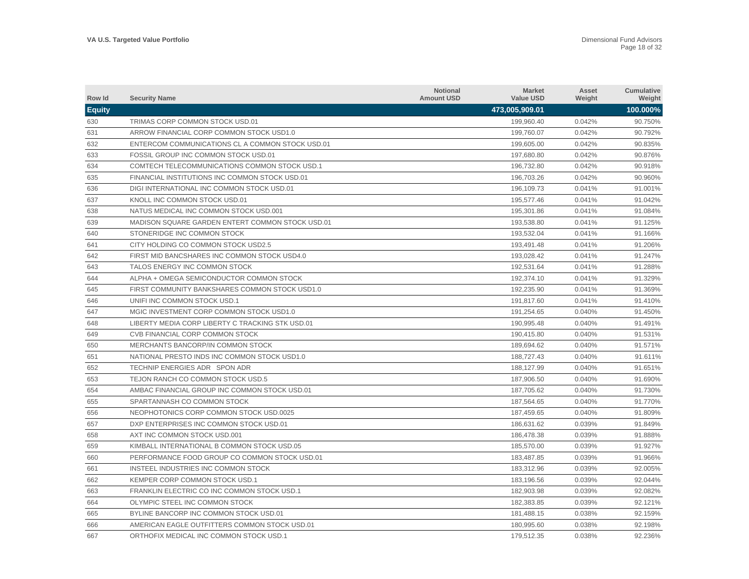| Row Id | Security Name | Notional Amount USD | Market Value USD | Asset Weight | Cumulative Weight |
|---|---|---|---|---|---|
| **Equity** | | | **473,005,909.01** | | **100.000%** |
| 630 | TRIMAS CORP COMMON STOCK USD.01 | | 199,960.40 | 0.042% | 90.750% |
| 631 | ARROW FINANCIAL CORP COMMON STOCK USD1.0 | | 199,760.07 | 0.042% | 90.792% |
| 632 | ENTERCOM COMMUNICATIONS CL A COMMON STOCK USD.01 | | 199,605.00 | 0.042% | 90.835% |
| 633 | FOSSIL GROUP INC COMMON STOCK USD.01 | | 197,680.80 | 0.042% | 90.876% |
| 634 | COMTECH TELECOMMUNICATIONS COMMON STOCK USD.1 | | 196,732.80 | 0.042% | 90.918% |
| 635 | FINANCIAL INSTITUTIONS INC COMMON STOCK USD.01 | | 196,703.26 | 0.042% | 90.960% |
| 636 | DIGI INTERNATIONAL INC COMMON STOCK USD.01 | | 196,109.73 | 0.041% | 91.001% |
| 637 | KNOLL INC COMMON STOCK USD.01 | | 195,577.46 | 0.041% | 91.042% |
| 638 | NATUS MEDICAL INC COMMON STOCK USD.001 | | 195,301.86 | 0.041% | 91.084% |
| 639 | MADISON SQUARE GARDEN ENTERT COMMON STOCK USD.01 | | 193,538.80 | 0.041% | 91.125% |
| 640 | STONERIDGE INC COMMON STOCK | | 193,532.04 | 0.041% | 91.166% |
| 641 | CITY HOLDING CO COMMON STOCK USD2.5 | | 193,491.48 | 0.041% | 91.206% |
| 642 | FIRST MID BANCSHARES INC COMMON STOCK USD4.0 | | 193,028.42 | 0.041% | 91.247% |
| 643 | TALOS ENERGY INC COMMON STOCK | | 192,531.64 | 0.041% | 91.288% |
| 644 | ALPHA + OMEGA SEMICONDUCTOR COMMON STOCK | | 192,374.10 | 0.041% | 91.329% |
| 645 | FIRST COMMUNITY BANKSHARES COMMON STOCK USD1.0 | | 192,235.90 | 0.041% | 91.369% |
| 646 | UNIFI INC COMMON STOCK USD.1 | | 191,817.60 | 0.041% | 91.410% |
| 647 | MGIC INVESTMENT CORP COMMON STOCK USD1.0 | | 191,254.65 | 0.040% | 91.450% |
| 648 | LIBERTY MEDIA CORP LIBERTY C TRACKING STK USD.01 | | 190,995.48 | 0.040% | 91.491% |
| 649 | CVB FINANCIAL CORP COMMON STOCK | | 190,415.80 | 0.040% | 91.531% |
| 650 | MERCHANTS BANCORP/IN COMMON STOCK | | 189,694.62 | 0.040% | 91.571% |
| 651 | NATIONAL PRESTO INDS INC COMMON STOCK USD1.0 | | 188,727.43 | 0.040% | 91.611% |
| 652 | TECHNIP ENERGIES ADR SPON ADR | | 188,127.99 | 0.040% | 91.651% |
| 653 | TEJON RANCH CO COMMON STOCK USD.5 | | 187,906.50 | 0.040% | 91.690% |
| 654 | AMBAC FINANCIAL GROUP INC COMMON STOCK USD.01 | | 187,705.62 | 0.040% | 91.730% |
| 655 | SPARTANNASH CO COMMON STOCK | | 187,564.65 | 0.040% | 91.770% |
| 656 | NEOPHOTONICS CORP COMMON STOCK USD.0025 | | 187,459.65 | 0.040% | 91.809% |
| 657 | DXP ENTERPRISES INC COMMON STOCK USD.01 | | 186,631.62 | 0.039% | 91.849% |
| 658 | AXT INC COMMON STOCK USD.001 | | 186,478.38 | 0.039% | 91.888% |
| 659 | KIMBALL INTERNATIONAL B COMMON STOCK USD.05 | | 185,570.00 | 0.039% | 91.927% |
| 660 | PERFORMANCE FOOD GROUP CO COMMON STOCK USD.01 | | 183,487.85 | 0.039% | 91.966% |
| 661 | INSTEEL INDUSTRIES INC COMMON STOCK | | 183,312.96 | 0.039% | 92.005% |
| 662 | KEMPER CORP COMMON STOCK USD.1 | | 183,196.56 | 0.039% | 92.044% |
| 663 | FRANKLIN ELECTRIC CO INC COMMON STOCK USD.1 | | 182,903.98 | 0.039% | 92.082% |
| 664 | OLYMPIC STEEL INC COMMON STOCK | | 182,383.85 | 0.039% | 92.121% |
| 665 | BYLINE BANCORP INC COMMON STOCK USD.01 | | 181,488.15 | 0.038% | 92.159% |
| 666 | AMERICAN EAGLE OUTFITTERS COMMON STOCK USD.01 | | 180,995.60 | 0.038% | 92.198% |
| 667 | ORTHOFIX MEDICAL INC COMMON STOCK USD.1 | | 179,512.35 | 0.038% | 92.236% |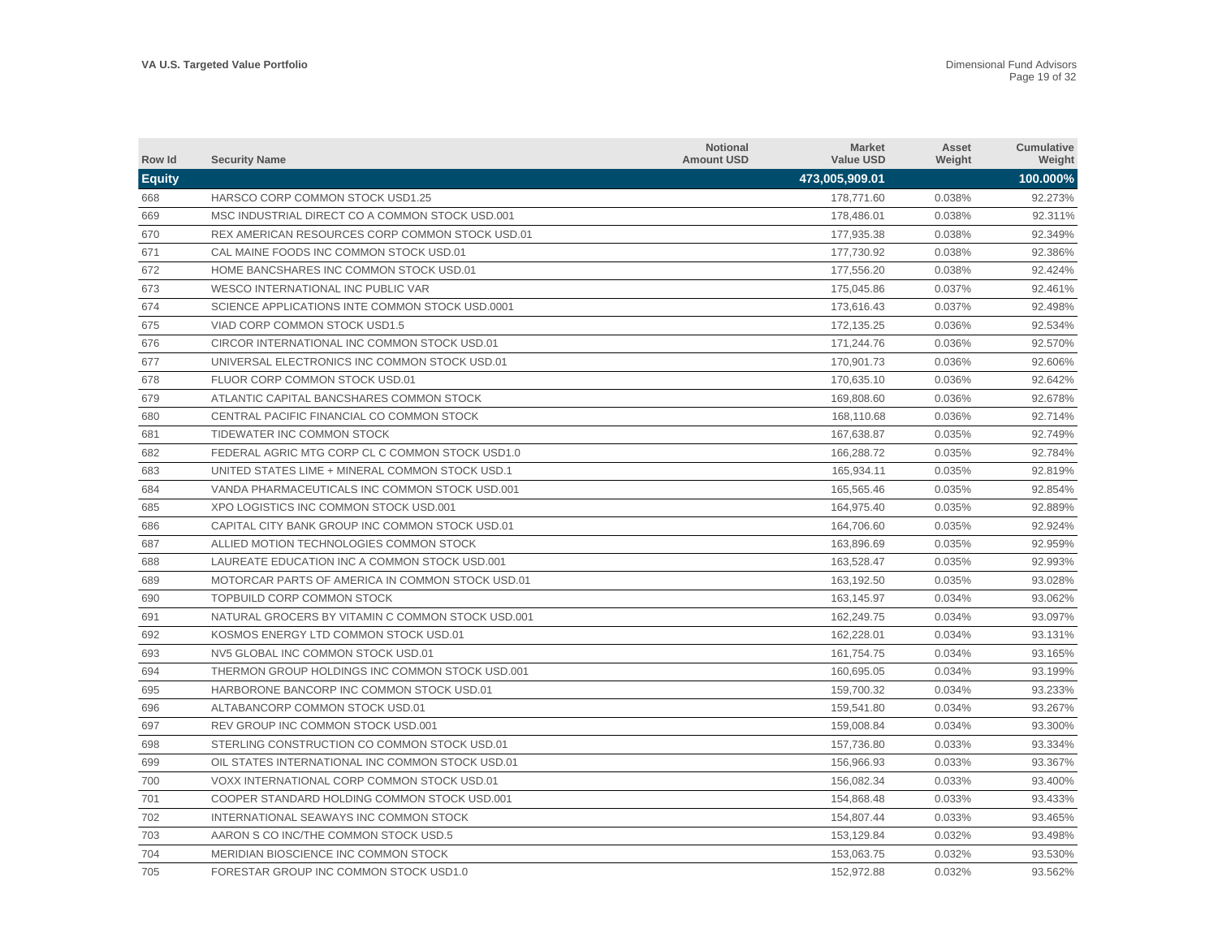| Row Id | Security Name | Notional Amount USD | Market Value USD | Asset Weight | Cumulative Weight |
|---|---|---|---|---|---|
| **Equity** | | | **473,005,909.01** | | **100.000%** |
| 668 | HARSCO CORP COMMON STOCK USD1.25 | | 178,771.60 | 0.038% | 92.273% |
| 669 | MSC INDUSTRIAL DIRECT CO A COMMON STOCK USD.001 | | 178,486.01 | 0.038% | 92.311% |
| 670 | REX AMERICAN RESOURCES CORP COMMON STOCK USD.01 | | 177,935.38 | 0.038% | 92.349% |
| 671 | CAL MAINE FOODS INC COMMON STOCK USD.01 | | 177,730.92 | 0.038% | 92.386% |
| 672 | HOME BANCSHARES INC COMMON STOCK USD.01 | | 177,556.20 | 0.038% | 92.424% |
| 673 | WESCO INTERNATIONAL INC PUBLIC VAR | | 175,045.86 | 0.037% | 92.461% |
| 674 | SCIENCE APPLICATIONS INTE COMMON STOCK USD.0001 | | 173,616.43 | 0.037% | 92.498% |
| 675 | VIAD CORP COMMON STOCK USD1.5 | | 172,135.25 | 0.036% | 92.534% |
| 676 | CIRCOR INTERNATIONAL INC COMMON STOCK USD.01 | | 171,244.76 | 0.036% | 92.570% |
| 677 | UNIVERSAL ELECTRONICS INC COMMON STOCK USD.01 | | 170,901.73 | 0.036% | 92.606% |
| 678 | FLUOR CORP COMMON STOCK USD.01 | | 170,635.10 | 0.036% | 92.642% |
| 679 | ATLANTIC CAPITAL BANCSHARES COMMON STOCK | | 169,808.60 | 0.036% | 92.678% |
| 680 | CENTRAL PACIFIC FINANCIAL CO COMMON STOCK | | 168,110.68 | 0.036% | 92.714% |
| 681 | TIDEWATER INC COMMON STOCK | | 167,638.87 | 0.035% | 92.749% |
| 682 | FEDERAL AGRIC MTG CORP CL C COMMON STOCK USD1.0 | | 166,288.72 | 0.035% | 92.784% |
| 683 | UNITED STATES LIME + MINERAL COMMON STOCK USD.1 | | 165,934.11 | 0.035% | 92.819% |
| 684 | VANDA PHARMACEUTICALS INC COMMON STOCK USD.001 | | 165,565.46 | 0.035% | 92.854% |
| 685 | XPO LOGISTICS INC COMMON STOCK USD.001 | | 164,975.40 | 0.035% | 92.889% |
| 686 | CAPITAL CITY BANK GROUP INC COMMON STOCK USD.01 | | 164,706.60 | 0.035% | 92.924% |
| 687 | ALLIED MOTION TECHNOLOGIES COMMON STOCK | | 163,896.69 | 0.035% | 92.959% |
| 688 | LAUREATE EDUCATION INC A COMMON STOCK USD.001 | | 163,528.47 | 0.035% | 92.993% |
| 689 | MOTORCAR PARTS OF AMERICA IN COMMON STOCK USD.01 | | 163,192.50 | 0.035% | 93.028% |
| 690 | TOPBUILD CORP COMMON STOCK | | 163,145.97 | 0.034% | 93.062% |
| 691 | NATURAL GROCERS BY VITAMIN C COMMON STOCK USD.001 | | 162,249.75 | 0.034% | 93.097% |
| 692 | KOSMOS ENERGY LTD COMMON STOCK USD.01 | | 162,228.01 | 0.034% | 93.131% |
| 693 | NV5 GLOBAL INC COMMON STOCK USD.01 | | 161,754.75 | 0.034% | 93.165% |
| 694 | THERMON GROUP HOLDINGS INC COMMON STOCK USD.001 | | 160,695.05 | 0.034% | 93.199% |
| 695 | HARBORONE BANCORP INC COMMON STOCK USD.01 | | 159,700.32 | 0.034% | 93.233% |
| 696 | ALTABANCORP COMMON STOCK USD.01 | | 159,541.80 | 0.034% | 93.267% |
| 697 | REV GROUP INC COMMON STOCK USD.001 | | 159,008.84 | 0.034% | 93.300% |
| 698 | STERLING CONSTRUCTION CO COMMON STOCK USD.01 | | 157,736.80 | 0.033% | 93.334% |
| 699 | OIL STATES INTERNATIONAL INC COMMON STOCK USD.01 | | 156,966.93 | 0.033% | 93.367% |
| 700 | VOXX INTERNATIONAL CORP COMMON STOCK USD.01 | | 156,082.34 | 0.033% | 93.400% |
| 701 | COOPER STANDARD HOLDING COMMON STOCK USD.001 | | 154,868.48 | 0.033% | 93.433% |
| 702 | INTERNATIONAL SEAWAYS INC COMMON STOCK | | 154,807.44 | 0.033% | 93.465% |
| 703 | AARON S CO INC/THE COMMON STOCK USD.5 | | 153,129.84 | 0.032% | 93.498% |
| 704 | MERIDIAN BIOSCIENCE INC COMMON STOCK | | 153,063.75 | 0.032% | 93.530% |
| 705 | FORESTAR GROUP INC COMMON STOCK USD1.0 | | 152,972.88 | 0.032% | 93.562% |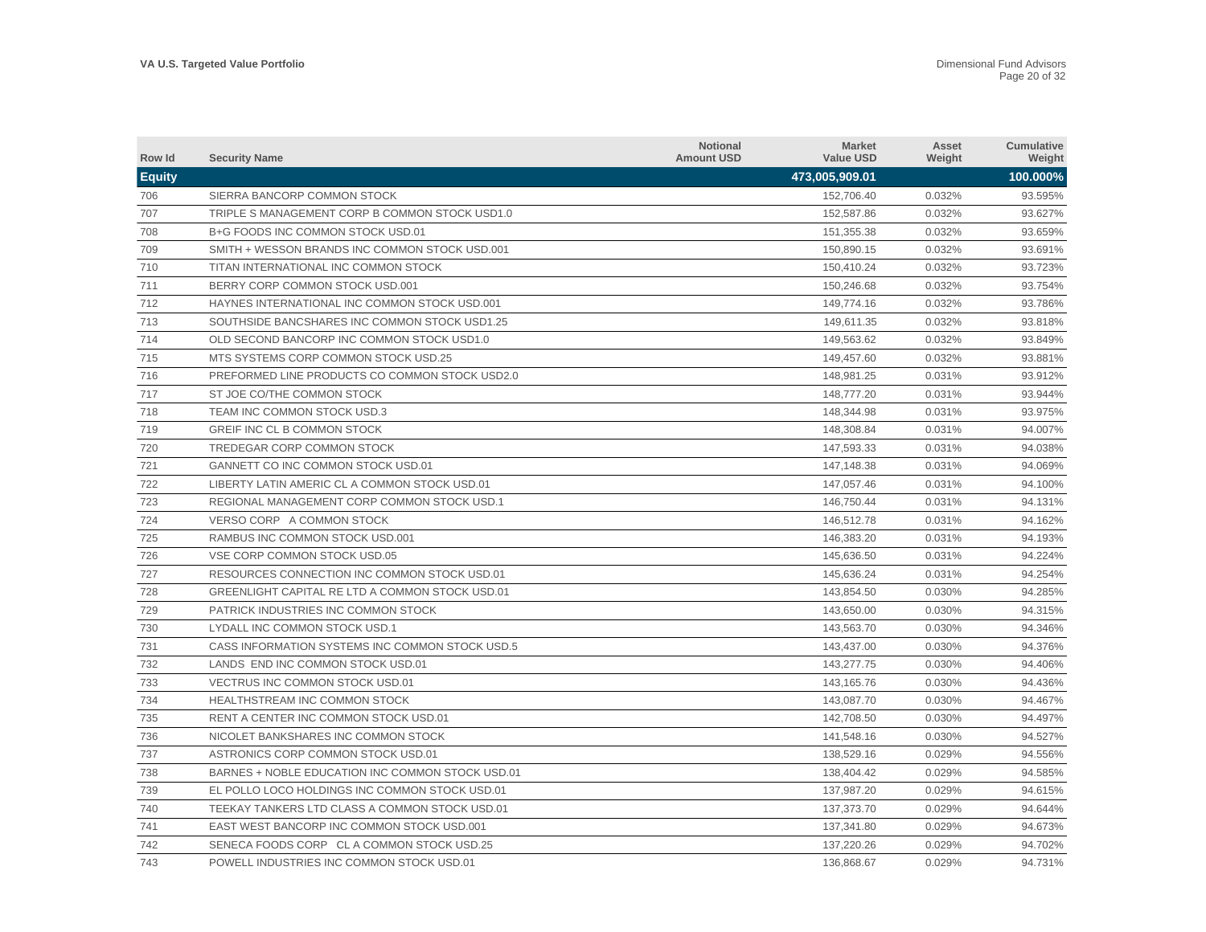| Row Id | Security Name | Notional Amount USD | Market Value USD | Asset Weight | Cumulative Weight |
|---|---|---|---|---|---|
| **Equity** | | | **473,005,909.01** | | **100.000%** |
| 706 | SIERRA BANCORP COMMON STOCK | | 152,706.40 | 0.032% | 93.595% |
| 707 | TRIPLE S MANAGEMENT CORP B COMMON STOCK USD1.0 | | 152,587.86 | 0.032% | 93.627% |
| 708 | B+G FOODS INC COMMON STOCK USD.01 | | 151,355.38 | 0.032% | 93.659% |
| 709 | SMITH + WESSON BRANDS INC COMMON STOCK USD.001 | | 150,890.15 | 0.032% | 93.691% |
| 710 | TITAN INTERNATIONAL INC COMMON STOCK | | 150,410.24 | 0.032% | 93.723% |
| 711 | BERRY CORP COMMON STOCK USD.001 | | 150,246.68 | 0.032% | 93.754% |
| 712 | HAYNES INTERNATIONAL INC COMMON STOCK USD.001 | | 149,774.16 | 0.032% | 93.786% |
| 713 | SOUTHSIDE BANCSHARES INC COMMON STOCK USD1.25 | | 149,611.35 | 0.032% | 93.818% |
| 714 | OLD SECOND BANCORP INC COMMON STOCK USD1.0 | | 149,563.62 | 0.032% | 93.849% |
| 715 | MTS SYSTEMS CORP COMMON STOCK USD.25 | | 149,457.60 | 0.032% | 93.881% |
| 716 | PREFORMED LINE PRODUCTS CO COMMON STOCK USD2.0 | | 148,981.25 | 0.031% | 93.912% |
| 717 | ST JOE CO/THE COMMON STOCK | | 148,777.20 | 0.031% | 93.944% |
| 718 | TEAM INC COMMON STOCK USD.3 | | 148,344.98 | 0.031% | 93.975% |
| 719 | GREIF INC CL B COMMON STOCK | | 148,308.84 | 0.031% | 94.007% |
| 720 | TREDEGAR CORP COMMON STOCK | | 147,593.33 | 0.031% | 94.038% |
| 721 | GANNETT CO INC COMMON STOCK USD.01 | | 147,148.38 | 0.031% | 94.069% |
| 722 | LIBERTY LATIN AMERIC CL A COMMON STOCK USD.01 | | 147,057.46 | 0.031% | 94.100% |
| 723 | REGIONAL MANAGEMENT CORP COMMON STOCK USD.1 | | 146,750.44 | 0.031% | 94.131% |
| 724 | VERSO CORP A COMMON STOCK | | 146,512.78 | 0.031% | 94.162% |
| 725 | RAMBUS INC COMMON STOCK USD.001 | | 146,383.20 | 0.031% | 94.193% |
| 726 | VSE CORP COMMON STOCK USD.05 | | 145,636.50 | 0.031% | 94.224% |
| 727 | RESOURCES CONNECTION INC COMMON STOCK USD.01 | | 145,636.24 | 0.031% | 94.254% |
| 728 | GREENLIGHT CAPITAL RE LTD A COMMON STOCK USD.01 | | 143,854.50 | 0.030% | 94.285% |
| 729 | PATRICK INDUSTRIES INC COMMON STOCK | | 143,650.00 | 0.030% | 94.315% |
| 730 | LYDALL INC COMMON STOCK USD.1 | | 143,563.70 | 0.030% | 94.346% |
| 731 | CASS INFORMATION SYSTEMS INC COMMON STOCK USD.5 | | 143,437.00 | 0.030% | 94.376% |
| 732 | LANDS END INC COMMON STOCK USD.01 | | 143,277.75 | 0.030% | 94.406% |
| 733 | VECTRUS INC COMMON STOCK USD.01 | | 143,165.76 | 0.030% | 94.436% |
| 734 | HEALTHSTREAM INC COMMON STOCK | | 143,087.70 | 0.030% | 94.467% |
| 735 | RENT A CENTER INC COMMON STOCK USD.01 | | 142,708.50 | 0.030% | 94.497% |
| 736 | NICOLET BANKSHARES INC COMMON STOCK | | 141,548.16 | 0.030% | 94.527% |
| 737 | ASTRONICS CORP COMMON STOCK USD.01 | | 138,529.16 | 0.029% | 94.556% |
| 738 | BARNES + NOBLE EDUCATION INC COMMON STOCK USD.01 | | 138,404.42 | 0.029% | 94.585% |
| 739 | EL POLLO LOCO HOLDINGS INC COMMON STOCK USD.01 | | 137,987.20 | 0.029% | 94.615% |
| 740 | TEEKAY TANKERS LTD CLASS A COMMON STOCK USD.01 | | 137,373.70 | 0.029% | 94.644% |
| 741 | EAST WEST BANCORP INC COMMON STOCK USD.001 | | 137,341.80 | 0.029% | 94.673% |
| 742 | SENECA FOODS CORP CL A COMMON STOCK USD.25 | | 137,220.26 | 0.029% | 94.702% |
| 743 | POWELL INDUSTRIES INC COMMON STOCK USD.01 | | 136,868.67 | 0.029% | 94.731% |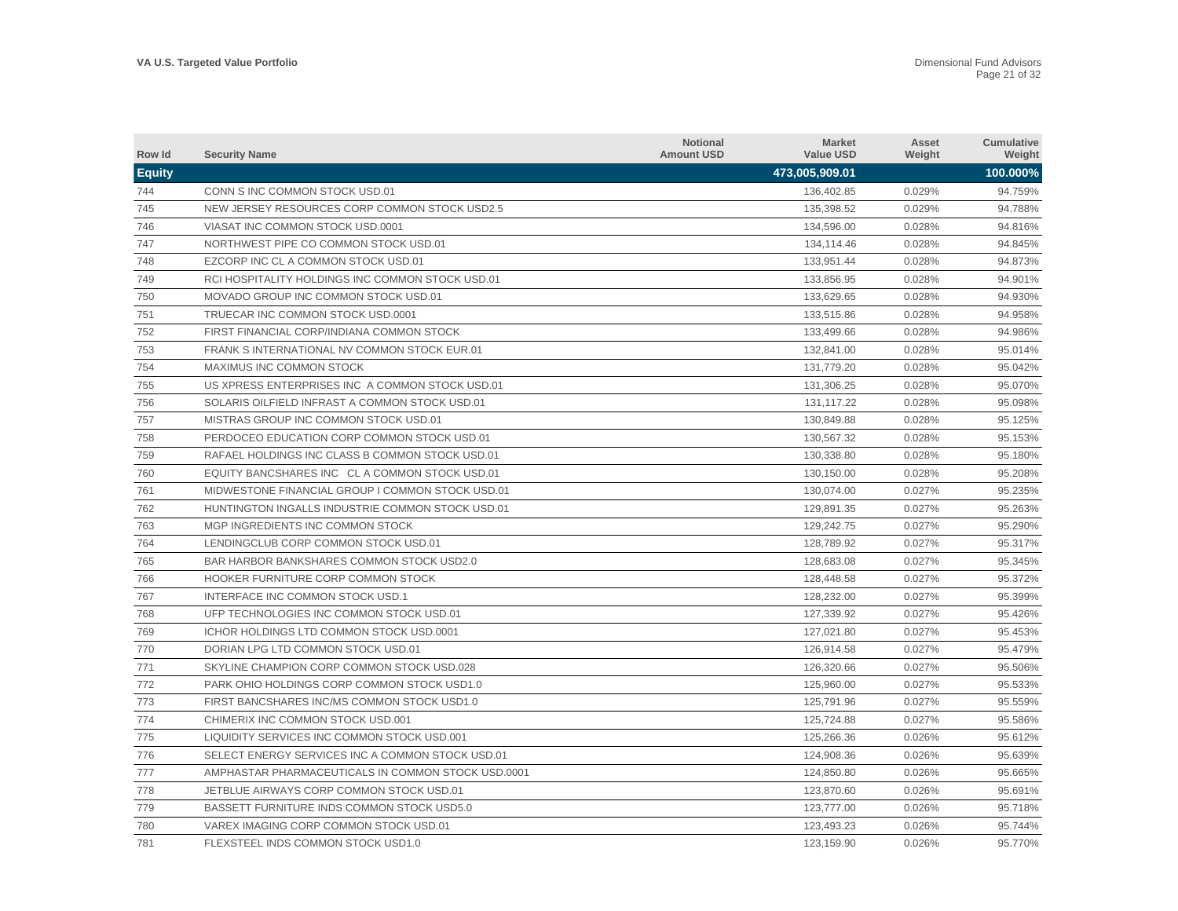| Row Id | Security Name | Notional Amount USD | Market Value USD | Asset Weight | Cumulative Weight |
|---|---|---|---|---|---|
| **Equity** | | | **473,005,909.01** | | **100.000%** |
| 744 | CONN S INC COMMON STOCK USD.01 | | 136,402.85 | 0.029% | 94.759% |
| 745 | NEW JERSEY RESOURCES CORP COMMON STOCK USD2.5 | | 135,398.52 | 0.029% | 94.788% |
| 746 | VIASAT INC COMMON STOCK USD.0001 | | 134,596.00 | 0.028% | 94.816% |
| 747 | NORTHWEST PIPE CO COMMON STOCK USD.01 | | 134,114.46 | 0.028% | 94.845% |
| 748 | EZCORP INC CL A COMMON STOCK USD.01 | | 133,951.44 | 0.028% | 94.873% |
| 749 | RCI HOSPITALITY HOLDINGS INC COMMON STOCK USD.01 | | 133,856.95 | 0.028% | 94.901% |
| 750 | MOVADO GROUP INC COMMON STOCK USD.01 | | 133,629.65 | 0.028% | 94.930% |
| 751 | TRUECAR INC COMMON STOCK USD.0001 | | 133,515.86 | 0.028% | 94.958% |
| 752 | FIRST FINANCIAL CORP/INDIANA COMMON STOCK | | 133,499.66 | 0.028% | 94.986% |
| 753 | FRANK S INTERNATIONAL NV COMMON STOCK EUR.01 | | 132,841.00 | 0.028% | 95.014% |
| 754 | MAXIMUS INC COMMON STOCK | | 131,779.20 | 0.028% | 95.042% |
| 755 | US XPRESS ENTERPRISES INC A COMMON STOCK USD.01 | | 131,306.25 | 0.028% | 95.070% |
| 756 | SOLARIS OILFIELD INFRAST A COMMON STOCK USD.01 | | 131,117.22 | 0.028% | 95.098% |
| 757 | MISTRAS GROUP INC COMMON STOCK USD.01 | | 130,849.88 | 0.028% | 95.125% |
| 758 | PERDOCEO EDUCATION CORP COMMON STOCK USD.01 | | 130,567.32 | 0.028% | 95.153% |
| 759 | RAFAEL HOLDINGS INC CLASS B COMMON STOCK USD.01 | | 130,338.80 | 0.028% | 95.180% |
| 760 | EQUITY BANCSHARES INC CL A COMMON STOCK USD.01 | | 130,150.00 | 0.028% | 95.208% |
| 761 | MIDWESTONE FINANCIAL GROUP I COMMON STOCK USD.01 | | 130,074.00 | 0.027% | 95.235% |
| 762 | HUNTINGTON INGALLS INDUSTRIE COMMON STOCK USD.01 | | 129,891.35 | 0.027% | 95.263% |
| 763 | MGP INGREDIENTS INC COMMON STOCK | | 129,242.75 | 0.027% | 95.290% |
| 764 | LENDINGCLUB CORP COMMON STOCK USD.01 | | 128,789.92 | 0.027% | 95.317% |
| 765 | BAR HARBOR BANKSHARES COMMON STOCK USD2.0 | | 128,683.08 | 0.027% | 95.345% |
| 766 | HOOKER FURNITURE CORP COMMON STOCK | | 128,448.58 | 0.027% | 95.372% |
| 767 | INTERFACE INC COMMON STOCK USD.1 | | 128,232.00 | 0.027% | 95.399% |
| 768 | UFP TECHNOLOGIES INC COMMON STOCK USD.01 | | 127,339.92 | 0.027% | 95.426% |
| 769 | ICHOR HOLDINGS LTD COMMON STOCK USD.0001 | | 127,021.80 | 0.027% | 95.453% |
| 770 | DORIAN LPG LTD COMMON STOCK USD.01 | | 126,914.58 | 0.027% | 95.479% |
| 771 | SKYLINE CHAMPION CORP COMMON STOCK USD.028 | | 126,320.66 | 0.027% | 95.506% |
| 772 | PARK OHIO HOLDINGS CORP COMMON STOCK USD1.0 | | 125,960.00 | 0.027% | 95.533% |
| 773 | FIRST BANCSHARES INC/MS COMMON STOCK USD1.0 | | 125,791.96 | 0.027% | 95.559% |
| 774 | CHIMERIX INC COMMON STOCK USD.001 | | 125,724.88 | 0.027% | 95.586% |
| 775 | LIQUIDITY SERVICES INC COMMON STOCK USD.001 | | 125,266.36 | 0.026% | 95.612% |
| 776 | SELECT ENERGY SERVICES INC A COMMON STOCK USD.01 | | 124,908.36 | 0.026% | 95.639% |
| 777 | AMPHASTAR PHARMACEUTICALS IN COMMON STOCK USD.0001 | | 124,850.80 | 0.026% | 95.665% |
| 778 | JETBLUE AIRWAYS CORP COMMON STOCK USD.01 | | 123,870.60 | 0.026% | 95.691% |
| 779 | BASSETT FURNITURE INDS COMMON STOCK USD5.0 | | 123,777.00 | 0.026% | 95.718% |
| 780 | VAREX IMAGING CORP COMMON STOCK USD.01 | | 123,493.23 | 0.026% | 95.744% |
| 781 | FLEXSTEEL INDS COMMON STOCK USD1.0 | | 123,159.90 | 0.026% | 95.770% |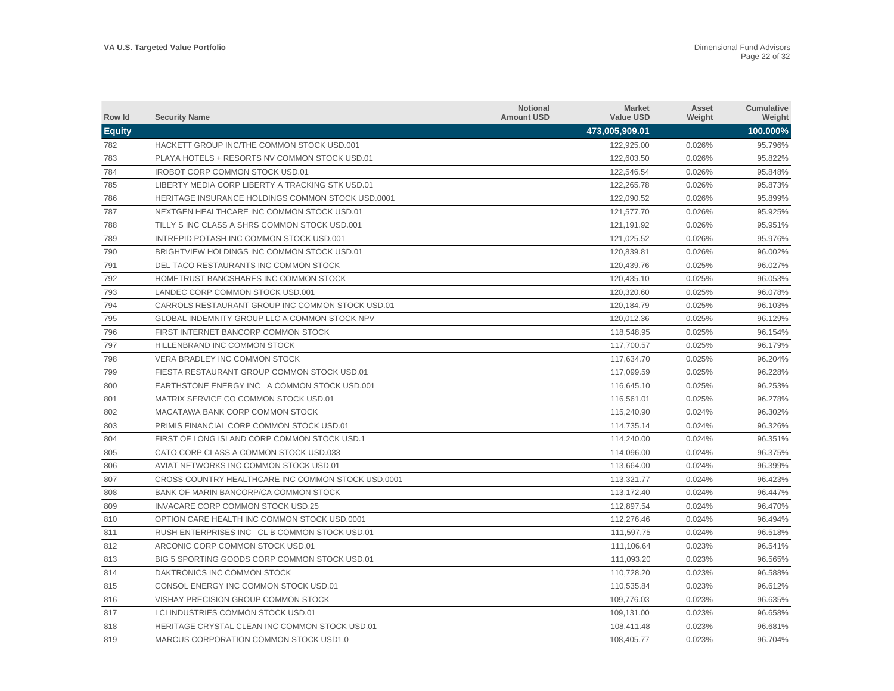| Row Id | Security Name | Notional Amount USD | Market Value USD | Asset Weight | Cumulative Weight |
|---|---|---|---|---|---|
| **Equity** | | | **473,005,909.01** | | **100.000%** |
| 782 | HACKETT GROUP INC/THE COMMON STOCK USD.001 | | 122,925.00 | 0.026% | 95.796% |
| 783 | PLAYA HOTELS + RESORTS NV COMMON STOCK USD.01 | | 122,603.50 | 0.026% | 95.822% |
| 784 | IROBOT CORP COMMON STOCK USD.01 | | 122,546.54 | 0.026% | 95.848% |
| 785 | LIBERTY MEDIA CORP LIBERTY A TRACKING STK USD.01 | | 122,265.78 | 0.026% | 95.873% |
| 786 | HERITAGE INSURANCE HOLDINGS COMMON STOCK USD.0001 | | 122,090.52 | 0.026% | 95.899% |
| 787 | NEXTGEN HEALTHCARE INC COMMON STOCK USD.01 | | 121,577.70 | 0.026% | 95.925% |
| 788 | TILLY S INC CLASS A SHRS COMMON STOCK USD.001 | | 121,191.92 | 0.026% | 95.951% |
| 789 | INTREPID POTASH INC COMMON STOCK USD.001 | | 121,025.52 | 0.026% | 95.976% |
| 790 | BRIGHTVIEW HOLDINGS INC COMMON STOCK USD.01 | | 120,839.81 | 0.026% | 96.002% |
| 791 | DEL TACO RESTAURANTS INC COMMON STOCK | | 120,439.76 | 0.025% | 96.027% |
| 792 | HOMETRUST BANCSHARES INC COMMON STOCK | | 120,435.10 | 0.025% | 96.053% |
| 793 | LANDEC CORP COMMON STOCK USD.001 | | 120,320.60 | 0.025% | 96.078% |
| 794 | CARROLS RESTAURANT GROUP INC COMMON STOCK USD.01 | | 120,184.79 | 0.025% | 96.103% |
| 795 | GLOBAL INDEMNITY GROUP LLC A COMMON STOCK NPV | | 120,012.36 | 0.025% | 96.129% |
| 796 | FIRST INTERNET BANCORP COMMON STOCK | | 118,548.95 | 0.025% | 96.154% |
| 797 | HILLENBRAND INC COMMON STOCK | | 117,700.57 | 0.025% | 96.179% |
| 798 | VERA BRADLEY INC COMMON STOCK | | 117,634.70 | 0.025% | 96.204% |
| 799 | FIESTA RESTAURANT GROUP COMMON STOCK USD.01 | | 117,099.59 | 0.025% | 96.228% |
| 800 | EARTHSTONE ENERGY INC A COMMON STOCK USD.001 | | 116,645.10 | 0.025% | 96.253% |
| 801 | MATRIX SERVICE CO COMMON STOCK USD.01 | | 116,561.01 | 0.025% | 96.278% |
| 802 | MACATAWA BANK CORP COMMON STOCK | | 115,240.90 | 0.024% | 96.302% |
| 803 | PRIMIS FINANCIAL CORP COMMON STOCK USD.01 | | 114,735.14 | 0.024% | 96.326% |
| 804 | FIRST OF LONG ISLAND CORP COMMON STOCK USD.1 | | 114,240.00 | 0.024% | 96.351% |
| 805 | CATO CORP CLASS A COMMON STOCK USD.033 | | 114,096.00 | 0.024% | 96.375% |
| 806 | AVIAT NETWORKS INC COMMON STOCK USD.01 | | 113,664.00 | 0.024% | 96.399% |
| 807 | CROSS COUNTRY HEALTHCARE INC COMMON STOCK USD.0001 | | 113,321.77 | 0.024% | 96.423% |
| 808 | BANK OF MARIN BANCORP/CA COMMON STOCK | | 113,172.40 | 0.024% | 96.447% |
| 809 | INVACARE CORP COMMON STOCK USD.25 | | 112,897.54 | 0.024% | 96.470% |
| 810 | OPTION CARE HEALTH INC COMMON STOCK USD.0001 | | 112,276.46 | 0.024% | 96.494% |
| 811 | RUSH ENTERPRISES INC CL B COMMON STOCK USD.01 | | 111,597.75 | 0.024% | 96.518% |
| 812 | ARCONIC CORP COMMON STOCK USD.01 | | 111,106.64 | 0.023% | 96.541% |
| 813 | BIG 5 SPORTING GOODS CORP COMMON STOCK USD.01 | | 111,093.20 | 0.023% | 96.565% |
| 814 | DAKTRONICS INC COMMON STOCK | | 110,728.20 | 0.023% | 96.588% |
| 815 | CONSOL ENERGY INC COMMON STOCK USD.01 | | 110,535.84 | 0.023% | 96.612% |
| 816 | VISHAY PRECISION GROUP COMMON STOCK | | 109,776.03 | 0.023% | 96.635% |
| 817 | LCI INDUSTRIES COMMON STOCK USD.01 | | 109,131.00 | 0.023% | 96.658% |
| 818 | HERITAGE CRYSTAL CLEAN INC COMMON STOCK USD.01 | | 108,411.48 | 0.023% | 96.681% |
| 819 | MARCUS CORPORATION COMMON STOCK USD1.0 | | 108,405.77 | 0.023% | 96.704% |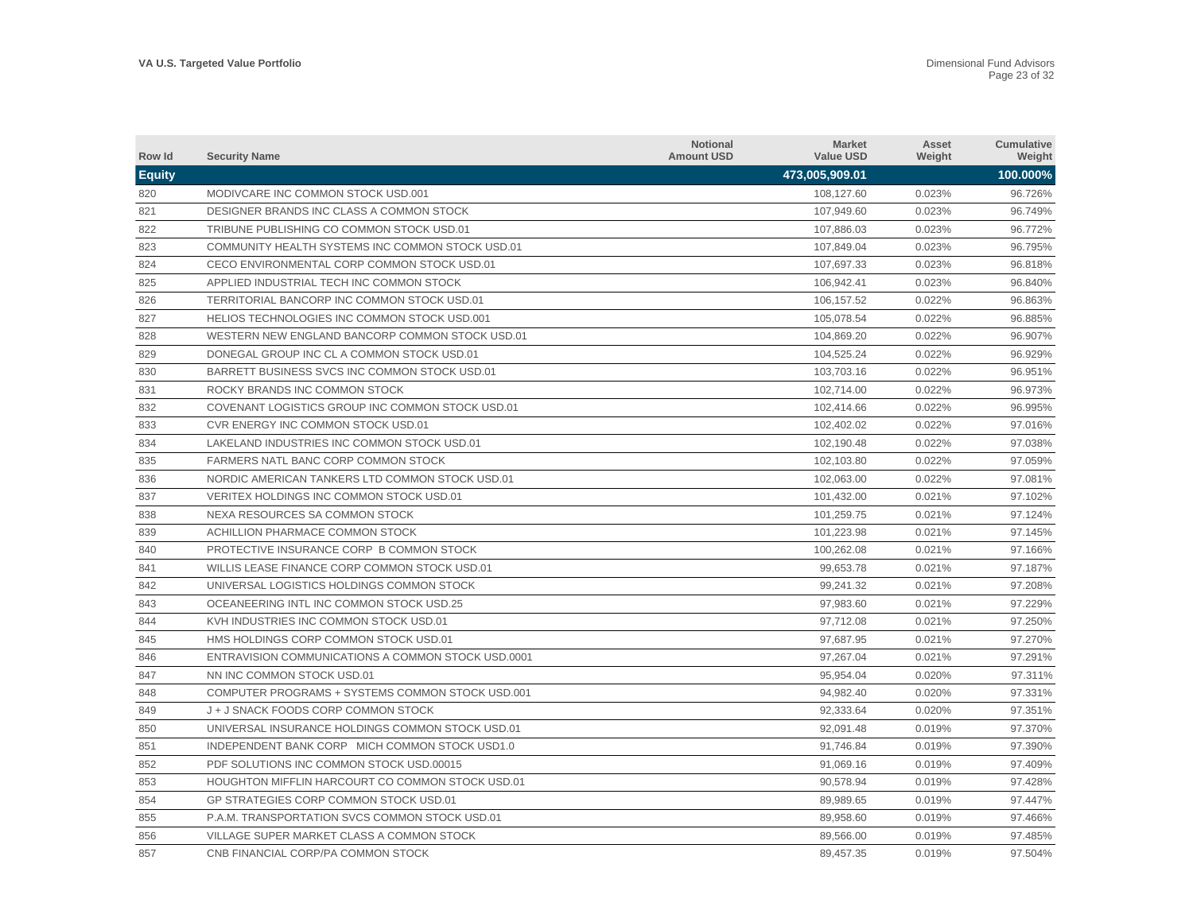| Row Id | Security Name | Notional Amount USD | Market Value USD | Asset Weight | Cumulative Weight |
|---|---|---|---|---|---|
| **Equity** | | | **473,005,909.01** | | **100.000%** |
| 820 | MODIVCARE INC COMMON STOCK USD.001 | | 108,127.60 | 0.023% | 96.726% |
| 821 | DESIGNER BRANDS INC CLASS A COMMON STOCK | | 107,949.60 | 0.023% | 96.749% |
| 822 | TRIBUNE PUBLISHING CO COMMON STOCK USD.01 | | 107,886.03 | 0.023% | 96.772% |
| 823 | COMMUNITY HEALTH SYSTEMS INC COMMON STOCK USD.01 | | 107,849.04 | 0.023% | 96.795% |
| 824 | CECO ENVIRONMENTAL CORP COMMON STOCK USD.01 | | 107,697.33 | 0.023% | 96.818% |
| 825 | APPLIED INDUSTRIAL TECH INC COMMON STOCK | | 106,942.41 | 0.023% | 96.840% |
| 826 | TERRITORIAL BANCORP INC COMMON STOCK USD.01 | | 106,157.52 | 0.022% | 96.863% |
| 827 | HELIOS TECHNOLOGIES INC COMMON STOCK USD.001 | | 105,078.54 | 0.022% | 96.885% |
| 828 | WESTERN NEW ENGLAND BANCORP COMMON STOCK USD.01 | | 104,869.20 | 0.022% | 96.907% |
| 829 | DONEGAL GROUP INC CL A COMMON STOCK USD.01 | | 104,525.24 | 0.022% | 96.929% |
| 830 | BARRETT BUSINESS SVCS INC COMMON STOCK USD.01 | | 103,703.16 | 0.022% | 96.951% |
| 831 | ROCKY BRANDS INC COMMON STOCK | | 102,714.00 | 0.022% | 96.973% |
| 832 | COVENANT LOGISTICS GROUP INC COMMON STOCK USD.01 | | 102,414.66 | 0.022% | 96.995% |
| 833 | CVR ENERGY INC COMMON STOCK USD.01 | | 102,402.02 | 0.022% | 97.016% |
| 834 | LAKELAND INDUSTRIES INC COMMON STOCK USD.01 | | 102,190.48 | 0.022% | 97.038% |
| 835 | FARMERS NATL BANC CORP COMMON STOCK | | 102,103.80 | 0.022% | 97.059% |
| 836 | NORDIC AMERICAN TANKERS LTD COMMON STOCK USD.01 | | 102,063.00 | 0.022% | 97.081% |
| 837 | VERITEX HOLDINGS INC COMMON STOCK USD.01 | | 101,432.00 | 0.021% | 97.102% |
| 838 | NEXA RESOURCES SA COMMON STOCK | | 101,259.75 | 0.021% | 97.124% |
| 839 | ACHILLION PHARMACE COMMON STOCK | | 101,223.98 | 0.021% | 97.145% |
| 840 | PROTECTIVE INSURANCE CORP B COMMON STOCK | | 100,262.08 | 0.021% | 97.166% |
| 841 | WILLIS LEASE FINANCE CORP COMMON STOCK USD.01 | | 99,653.78 | 0.021% | 97.187% |
| 842 | UNIVERSAL LOGISTICS HOLDINGS COMMON STOCK | | 99,241.32 | 0.021% | 97.208% |
| 843 | OCEANEERING INTL INC COMMON STOCK USD.25 | | 97,983.60 | 0.021% | 97.229% |
| 844 | KVH INDUSTRIES INC COMMON STOCK USD.01 | | 97,712.08 | 0.021% | 97.250% |
| 845 | HMS HOLDINGS CORP COMMON STOCK USD.01 | | 97,687.95 | 0.021% | 97.270% |
| 846 | ENTRAVISION COMMUNICATIONS A COMMON STOCK USD.0001 | | 97,267.04 | 0.021% | 97.291% |
| 847 | NN INC COMMON STOCK USD.01 | | 95,954.04 | 0.020% | 97.311% |
| 848 | COMPUTER PROGRAMS + SYSTEMS COMMON STOCK USD.001 | | 94,982.40 | 0.020% | 97.331% |
| 849 | J + J SNACK FOODS CORP COMMON STOCK | | 92,333.64 | 0.020% | 97.351% |
| 850 | UNIVERSAL INSURANCE HOLDINGS COMMON STOCK USD.01 | | 92,091.48 | 0.019% | 97.370% |
| 851 | INDEPENDENT BANK CORP MICH COMMON STOCK USD1.0 | | 91,746.84 | 0.019% | 97.390% |
| 852 | PDF SOLUTIONS INC COMMON STOCK USD.00015 | | 91,069.16 | 0.019% | 97.409% |
| 853 | HOUGHTON MIFFLIN HARCOURT CO COMMON STOCK USD.01 | | 90,578.94 | 0.019% | 97.428% |
| 854 | GP STRATEGIES CORP COMMON STOCK USD.01 | | 89,989.65 | 0.019% | 97.447% |
| 855 | P.A.M. TRANSPORTATION SVCS COMMON STOCK USD.01 | | 89,958.60 | 0.019% | 97.466% |
| 856 | VILLAGE SUPER MARKET CLASS A COMMON STOCK | | 89,566.00 | 0.019% | 97.485% |
| 857 | CNB FINANCIAL CORP/PA COMMON STOCK | | 89,457.35 | 0.019% | 97.504% |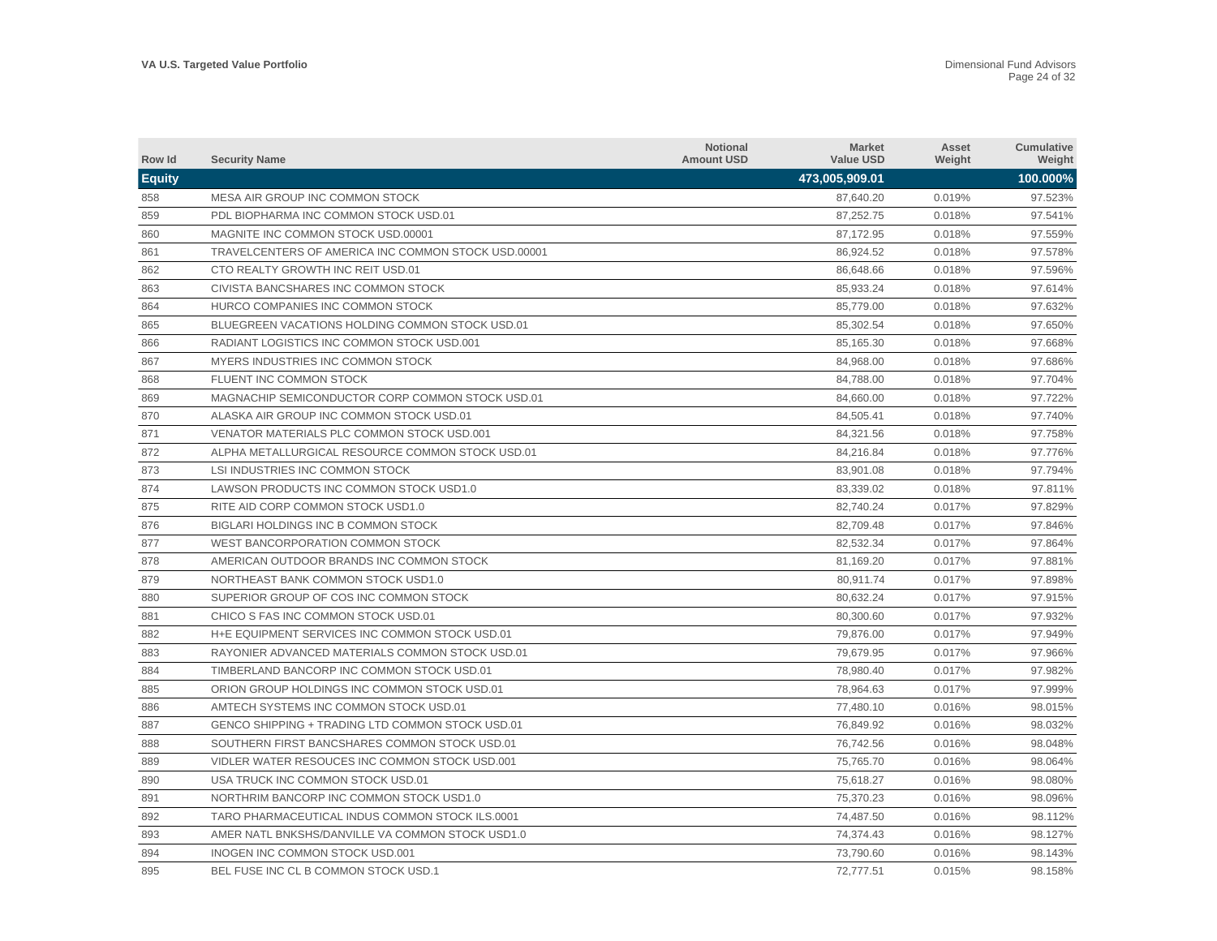| Row Id | Security Name | Notional Amount USD | Market Value USD | Asset Weight | Cumulative Weight |
|---|---|---|---|---|---|
| **Equity** | | | **473,005,909.01** | | **100.000%** |
| 858 | MESA AIR GROUP INC COMMON STOCK | | 87,640.20 | 0.019% | 97.523% |
| 859 | PDL BIOPHARMA INC COMMON STOCK USD.01 | | 87,252.75 | 0.018% | 97.541% |
| 860 | MAGNITE INC COMMON STOCK USD.00001 | | 87,172.95 | 0.018% | 97.559% |
| 861 | TRAVELCENTERS OF AMERICA INC COMMON STOCK USD.00001 | | 86,924.52 | 0.018% | 97.578% |
| 862 | CTO REALTY GROWTH INC REIT USD.01 | | 86,648.66 | 0.018% | 97.596% |
| 863 | CIVISTA BANCSHARES INC COMMON STOCK | | 85,933.24 | 0.018% | 97.614% |
| 864 | HURCO COMPANIES INC COMMON STOCK | | 85,779.00 | 0.018% | 97.632% |
| 865 | BLUEGREEN VACATIONS HOLDING COMMON STOCK USD.01 | | 85,302.54 | 0.018% | 97.650% |
| 866 | RADIANT LOGISTICS INC COMMON STOCK USD.001 | | 85,165.30 | 0.018% | 97.668% |
| 867 | MYERS INDUSTRIES INC COMMON STOCK | | 84,968.00 | 0.018% | 97.686% |
| 868 | FLUENT INC COMMON STOCK | | 84,788.00 | 0.018% | 97.704% |
| 869 | MAGNACHIP SEMICONDUCTOR CORP COMMON STOCK USD.01 | | 84,660.00 | 0.018% | 97.722% |
| 870 | ALASKA AIR GROUP INC COMMON STOCK USD.01 | | 84,505.41 | 0.018% | 97.740% |
| 871 | VENATOR MATERIALS PLC COMMON STOCK USD.001 | | 84,321.56 | 0.018% | 97.758% |
| 872 | ALPHA METALLURGICAL RESOURCE COMMON STOCK USD.01 | | 84,216.84 | 0.018% | 97.776% |
| 873 | LSI INDUSTRIES INC COMMON STOCK | | 83,901.08 | 0.018% | 97.794% |
| 874 | LAWSON PRODUCTS INC COMMON STOCK USD1.0 | | 83,339.02 | 0.018% | 97.811% |
| 875 | RITE AID CORP COMMON STOCK USD1.0 | | 82,740.24 | 0.017% | 97.829% |
| 876 | BIGLARI HOLDINGS INC B COMMON STOCK | | 82,709.48 | 0.017% | 97.846% |
| 877 | WEST BANCORPORATION COMMON STOCK | | 82,532.34 | 0.017% | 97.864% |
| 878 | AMERICAN OUTDOOR BRANDS INC COMMON STOCK | | 81,169.20 | 0.017% | 97.881% |
| 879 | NORTHEAST BANK COMMON STOCK USD1.0 | | 80,911.74 | 0.017% | 97.898% |
| 880 | SUPERIOR GROUP OF COS INC COMMON STOCK | | 80,632.24 | 0.017% | 97.915% |
| 881 | CHICO S FAS INC COMMON STOCK USD.01 | | 80,300.60 | 0.017% | 97.932% |
| 882 | H+E EQUIPMENT SERVICES INC COMMON STOCK USD.01 | | 79,876.00 | 0.017% | 97.949% |
| 883 | RAYONIER ADVANCED MATERIALS COMMON STOCK USD.01 | | 79,679.95 | 0.017% | 97.966% |
| 884 | TIMBERLAND BANCORP INC COMMON STOCK USD.01 | | 78,980.40 | 0.017% | 97.982% |
| 885 | ORION GROUP HOLDINGS INC COMMON STOCK USD.01 | | 78,964.63 | 0.017% | 97.999% |
| 886 | AMTECH SYSTEMS INC COMMON STOCK USD.01 | | 77,480.10 | 0.016% | 98.015% |
| 887 | GENCO SHIPPING + TRADING LTD COMMON STOCK USD.01 | | 76,849.92 | 0.016% | 98.032% |
| 888 | SOUTHERN FIRST BANCSHARES COMMON STOCK USD.01 | | 76,742.56 | 0.016% | 98.048% |
| 889 | VIDLER WATER RESOUCES INC COMMON STOCK USD.001 | | 75,765.70 | 0.016% | 98.064% |
| 890 | USA TRUCK INC COMMON STOCK USD.01 | | 75,618.27 | 0.016% | 98.080% |
| 891 | NORTHRIM BANCORP INC COMMON STOCK USD1.0 | | 75,370.23 | 0.016% | 98.096% |
| 892 | TARO PHARMACEUTICAL INDUS COMMON STOCK ILS.0001 | | 74,487.50 | 0.016% | 98.112% |
| 893 | AMER NATL BNKSHS/DANVILLE VA COMMON STOCK USD1.0 | | 74,374.43 | 0.016% | 98.127% |
| 894 | INOGEN INC COMMON STOCK USD.001 | | 73,790.60 | 0.016% | 98.143% |
| 895 | BEL FUSE INC CL B COMMON STOCK USD.1 | | 72,777.51 | 0.015% | 98.158% |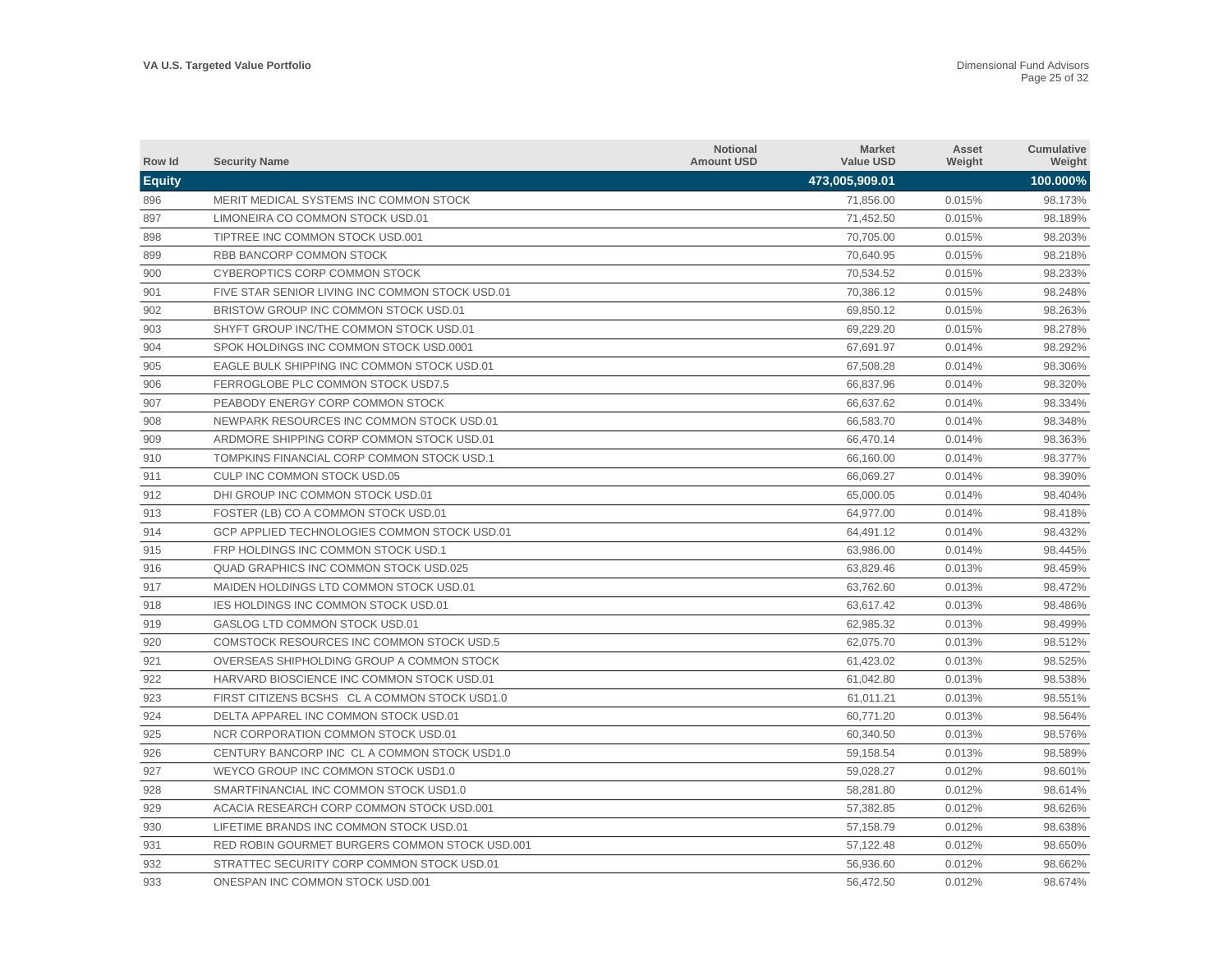| Row Id | Security Name | Notional Amount USD | Market Value USD | Asset Weight | Cumulative Weight |
|---|---|---|---|---|---|
| **Equity** | | | **473,005,909.01** | | **100.000%** |
| 896 | MERIT MEDICAL SYSTEMS INC COMMON STOCK | | 71,856.00 | 0.015% | 98.173% |
| 897 | LIMONEIRA CO COMMON STOCK USD.01 | | 71,452.50 | 0.015% | 98.189% |
| 898 | TIPTREE INC COMMON STOCK USD.001 | | 70,705.00 | 0.015% | 98.203% |
| 899 | RBB BANCORP COMMON STOCK | | 70,640.95 | 0.015% | 98.218% |
| 900 | CYBEROPTICS CORP COMMON STOCK | | 70,534.52 | 0.015% | 98.233% |
| 901 | FIVE STAR SENIOR LIVING INC COMMON STOCK USD.01 | | 70,386.12 | 0.015% | 98.248% |
| 902 | BRISTOW GROUP INC COMMON STOCK USD.01 | | 69,850.12 | 0.015% | 98.263% |
| 903 | SHYFT GROUP INC/THE COMMON STOCK USD.01 | | 69,229.20 | 0.015% | 98.278% |
| 904 | SPOK HOLDINGS INC COMMON STOCK USD.0001 | | 67,691.97 | 0.014% | 98.292% |
| 905 | EAGLE BULK SHIPPING INC COMMON STOCK USD.01 | | 67,508.28 | 0.014% | 98.306% |
| 906 | FERROGLOBE PLC COMMON STOCK USD7.5 | | 66,837.96 | 0.014% | 98.320% |
| 907 | PEABODY ENERGY CORP COMMON STOCK | | 66,637.62 | 0.014% | 98.334% |
| 908 | NEWPARK RESOURCES INC COMMON STOCK USD.01 | | 66,583.70 | 0.014% | 98.348% |
| 909 | ARDMORE SHIPPING CORP COMMON STOCK USD.01 | | 66,470.14 | 0.014% | 98.363% |
| 910 | TOMPKINS FINANCIAL CORP COMMON STOCK USD.1 | | 66,160.00 | 0.014% | 98.377% |
| 911 | CULP INC COMMON STOCK USD.05 | | 66,069.27 | 0.014% | 98.390% |
| 912 | DHI GROUP INC COMMON STOCK USD.01 | | 65,000.05 | 0.014% | 98.404% |
| 913 | FOSTER (LB) CO A COMMON STOCK USD.01 | | 64,977.00 | 0.014% | 98.418% |
| 914 | GCP APPLIED TECHNOLOGIES COMMON STOCK USD.01 | | 64,491.12 | 0.014% | 98.432% |
| 915 | FRP HOLDINGS INC COMMON STOCK USD.1 | | 63,986.00 | 0.014% | 98.445% |
| 916 | QUAD GRAPHICS INC COMMON STOCK USD.025 | | 63,829.46 | 0.013% | 98.459% |
| 917 | MAIDEN HOLDINGS LTD COMMON STOCK USD.01 | | 63,762.60 | 0.013% | 98.472% |
| 918 | IES HOLDINGS INC COMMON STOCK USD.01 | | 63,617.42 | 0.013% | 98.486% |
| 919 | GASLOG LTD COMMON STOCK USD.01 | | 62,985.32 | 0.013% | 98.499% |
| 920 | COMSTOCK RESOURCES INC COMMON STOCK USD.5 | | 62,075.70 | 0.013% | 98.512% |
| 921 | OVERSEAS SHIPHOLDING GROUP A COMMON STOCK | | 61,423.02 | 0.013% | 98.525% |
| 922 | HARVARD BIOSCIENCE INC COMMON STOCK USD.01 | | 61,042.80 | 0.013% | 98.538% |
| 923 | FIRST CITIZENS BCSHS CL A COMMON STOCK USD1.0 | | 61,011.21 | 0.013% | 98.551% |
| 924 | DELTA APPAREL INC COMMON STOCK USD.01 | | 60,771.20 | 0.013% | 98.564% |
| 925 | NCR CORPORATION COMMON STOCK USD.01 | | 60,340.50 | 0.013% | 98.576% |
| 926 | CENTURY BANCORP INC CL A COMMON STOCK USD1.0 | | 59,158.54 | 0.013% | 98.589% |
| 927 | WEYCO GROUP INC COMMON STOCK USD1.0 | | 59,028.27 | 0.012% | 98.601% |
| 928 | SMARTFINANCIAL INC COMMON STOCK USD1.0 | | 58,281.80 | 0.012% | 98.614% |
| 929 | ACACIA RESEARCH CORP COMMON STOCK USD.001 | | 57,382.85 | 0.012% | 98.626% |
| 930 | LIFETIME BRANDS INC COMMON STOCK USD.01 | | 57,158.79 | 0.012% | 98.638% |
| 931 | RED ROBIN GOURMET BURGERS COMMON STOCK USD.001 | | 57,122.48 | 0.012% | 98.650% |
| 932 | STRATTEC SECURITY CORP COMMON STOCK USD.01 | | 56,936.60 | 0.012% | 98.662% |
| 933 | ONESPAN INC COMMON STOCK USD.001 | | 56,472.50 | 0.012% | 98.674% |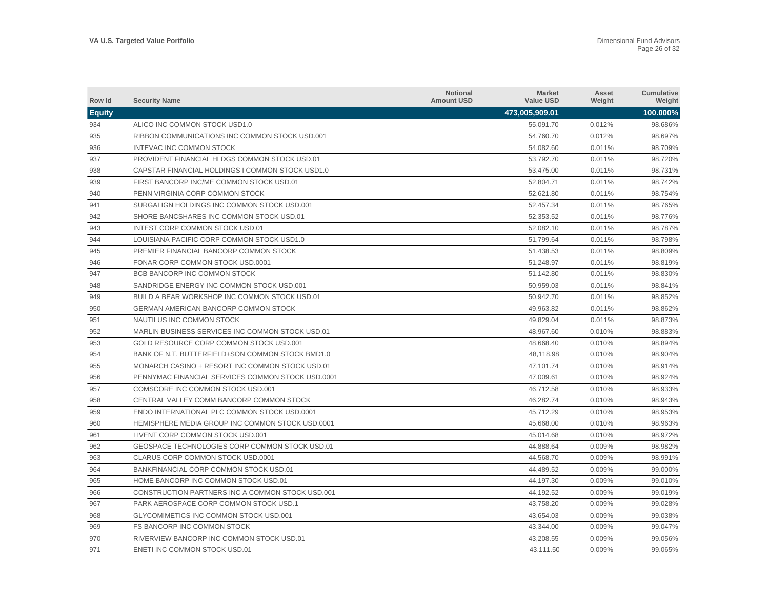| Row Id | Security Name | Notional Amount USD | Market Value USD | Asset Weight | Cumulative Weight |
|---|---|---|---|---|---|
| **Equity** | | | **473,005,909.01** | | **100.000%** |
| 934 | ALICO INC COMMON STOCK USD1.0 | | 55,091.70 | 0.012% | 98.686% |
| 935 | RIBBON COMMUNICATIONS INC COMMON STOCK USD.001 | | 54,760.70 | 0.012% | 98.697% |
| 936 | INTEVAC INC COMMON STOCK | | 54,082.60 | 0.011% | 98.709% |
| 937 | PROVIDENT FINANCIAL HLDGS COMMON STOCK USD.01 | | 53,792.70 | 0.011% | 98.720% |
| 938 | CAPSTAR FINANCIAL HOLDINGS I COMMON STOCK USD1.0 | | 53,475.00 | 0.011% | 98.731% |
| 939 | FIRST BANCORP INC/ME COMMON STOCK USD.01 | | 52,804.71 | 0.011% | 98.742% |
| 940 | PENN VIRGINIA CORP COMMON STOCK | | 52,621.80 | 0.011% | 98.754% |
| 941 | SURGALIGN HOLDINGS INC COMMON STOCK USD.001 | | 52,457.34 | 0.011% | 98.765% |
| 942 | SHORE BANCSHARES INC COMMON STOCK USD.01 | | 52,353.52 | 0.011% | 98.776% |
| 943 | INTEST CORP COMMON STOCK USD.01 | | 52,082.10 | 0.011% | 98.787% |
| 944 | LOUISIANA PACIFIC CORP COMMON STOCK USD1.0 | | 51,799.64 | 0.011% | 98.798% |
| 945 | PREMIER FINANCIAL BANCORP COMMON STOCK | | 51,438.53 | 0.011% | 98.809% |
| 946 | FONAR CORP COMMON STOCK USD.0001 | | 51,248.97 | 0.011% | 98.819% |
| 947 | BCB BANCORP INC COMMON STOCK | | 51,142.80 | 0.011% | 98.830% |
| 948 | SANDRIDGE ENERGY INC COMMON STOCK USD.001 | | 50,959.03 | 0.011% | 98.841% |
| 949 | BUILD A BEAR WORKSHOP INC COMMON STOCK USD.01 | | 50,942.70 | 0.011% | 98.852% |
| 950 | GERMAN AMERICAN BANCORP COMMON STOCK | | 49,963.82 | 0.011% | 98.862% |
| 951 | NAUTILUS INC COMMON STOCK | | 49,829.04 | 0.011% | 98.873% |
| 952 | MARLIN BUSINESS SERVICES INC COMMON STOCK USD.01 | | 48,967.60 | 0.010% | 98.883% |
| 953 | GOLD RESOURCE CORP COMMON STOCK USD.001 | | 48,668.40 | 0.010% | 98.894% |
| 954 | BANK OF N.T. BUTTERFIELD+SON COMMON STOCK BMD1.0 | | 48,118.98 | 0.010% | 98.904% |
| 955 | MONARCH CASINO + RESORT INC COMMON STOCK USD.01 | | 47,101.74 | 0.010% | 98.914% |
| 956 | PENNYMAC FINANCIAL SERVICES COMMON STOCK USD.0001 | | 47,009.61 | 0.010% | 98.924% |
| 957 | COMSCORE INC COMMON STOCK USD.001 | | 46,712.58 | 0.010% | 98.933% |
| 958 | CENTRAL VALLEY COMM BANCORP COMMON STOCK | | 46,282.74 | 0.010% | 98.943% |
| 959 | ENDO INTERNATIONAL PLC COMMON STOCK USD.0001 | | 45,712.29 | 0.010% | 98.953% |
| 960 | HEMISPHERE MEDIA GROUP INC COMMON STOCK USD.0001 | | 45,668.00 | 0.010% | 98.963% |
| 961 | LIVENT CORP COMMON STOCK USD.001 | | 45,014.68 | 0.010% | 98.972% |
| 962 | GEOSPACE TECHNOLOGIES CORP COMMON STOCK USD.01 | | 44,888.64 | 0.009% | 98.982% |
| 963 | CLARUS CORP COMMON STOCK USD.0001 | | 44,568.70 | 0.009% | 98.991% |
| 964 | BANKFINANCIAL CORP COMMON STOCK USD.01 | | 44,489.52 | 0.009% | 99.000% |
| 965 | HOME BANCORP INC COMMON STOCK USD.01 | | 44,197.30 | 0.009% | 99.010% |
| 966 | CONSTRUCTION PARTNERS INC A COMMON STOCK USD.001 | | 44,192.52 | 0.009% | 99.019% |
| 967 | PARK AEROSPACE CORP COMMON STOCK USD.1 | | 43,758.20 | 0.009% | 99.028% |
| 968 | GLYCOMIMETICS INC COMMON STOCK USD.001 | | 43,654.03 | 0.009% | 99.038% |
| 969 | FS BANCORP INC COMMON STOCK | | 43,344.00 | 0.009% | 99.047% |
| 970 | RIVERVIEW BANCORP INC COMMON STOCK USD.01 | | 43,208.55 | 0.009% | 99.056% |
| 971 | ENETI INC COMMON STOCK USD.01 | | 43,111.50 | 0.009% | 99.065% |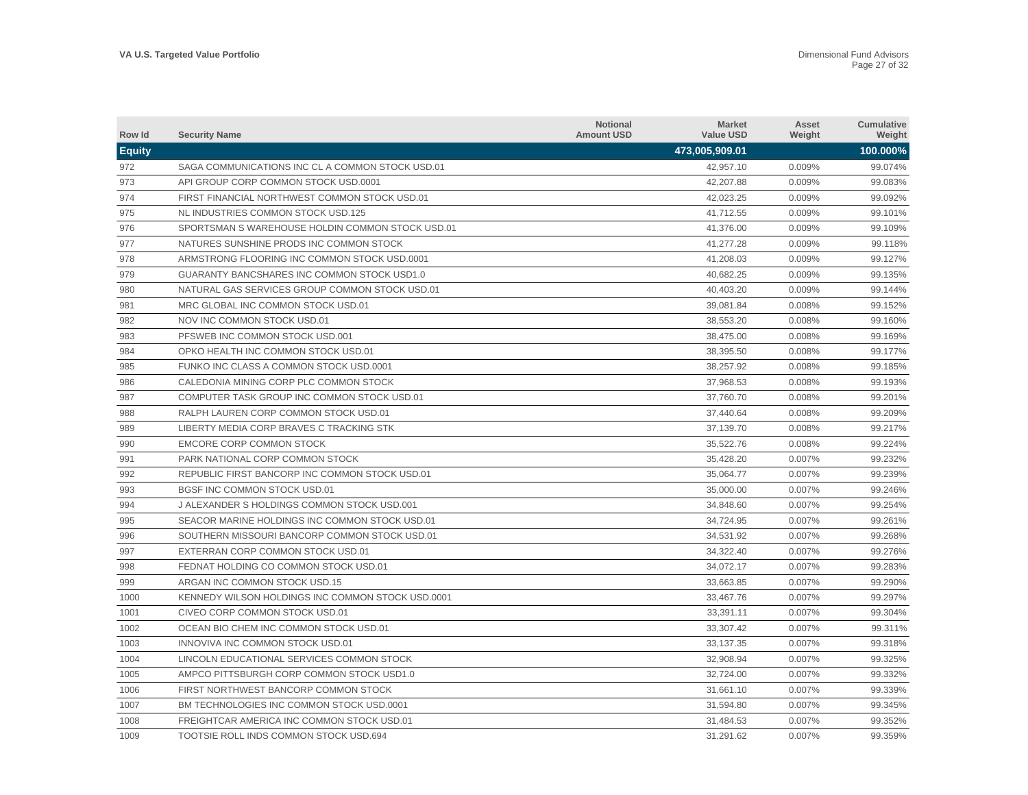| Row Id | Security Name | Notional Amount USD | Market Value USD | Asset Weight | Cumulative Weight |
|---|---|---|---|---|---|
| **Equity** | | | **473,005,909.01** | | **100.000%** |
| 972 | SAGA COMMUNICATIONS INC CL A COMMON STOCK USD.01 | | 42,957.10 | 0.009% | 99.074% |
| 973 | API GROUP CORP COMMON STOCK USD.0001 | | 42,207.88 | 0.009% | 99.083% |
| 974 | FIRST FINANCIAL NORTHWEST COMMON STOCK USD.01 | | 42,023.25 | 0.009% | 99.092% |
| 975 | NL INDUSTRIES COMMON STOCK USD.125 | | 41,712.55 | 0.009% | 99.101% |
| 976 | SPORTSMAN S WAREHOUSE HOLDIN COMMON STOCK USD.01 | | 41,376.00 | 0.009% | 99.109% |
| 977 | NATURES SUNSHINE PRODS INC COMMON STOCK | | 41,277.28 | 0.009% | 99.118% |
| 978 | ARMSTRONG FLOORING INC COMMON STOCK USD.0001 | | 41,208.03 | 0.009% | 99.127% |
| 979 | GUARANTY BANCSHARES INC COMMON STOCK USD1.0 | | 40,682.25 | 0.009% | 99.135% |
| 980 | NATURAL GAS SERVICES GROUP COMMON STOCK USD.01 | | 40,403.20 | 0.009% | 99.144% |
| 981 | MRC GLOBAL INC COMMON STOCK USD.01 | | 39,081.84 | 0.008% | 99.152% |
| 982 | NOV INC COMMON STOCK USD.01 | | 38,553.20 | 0.008% | 99.160% |
| 983 | PFSWEB INC COMMON STOCK USD.001 | | 38,475.00 | 0.008% | 99.169% |
| 984 | OPKO HEALTH INC COMMON STOCK USD.01 | | 38,395.50 | 0.008% | 99.177% |
| 985 | FUNKO INC CLASS A COMMON STOCK USD.0001 | | 38,257.92 | 0.008% | 99.185% |
| 986 | CALEDONIA MINING CORP PLC COMMON STOCK | | 37,968.53 | 0.008% | 99.193% |
| 987 | COMPUTER TASK GROUP INC COMMON STOCK USD.01 | | 37,760.70 | 0.008% | 99.201% |
| 988 | RALPH LAUREN CORP COMMON STOCK USD.01 | | 37,440.64 | 0.008% | 99.209% |
| 989 | LIBERTY MEDIA CORP BRAVES C TRACKING STK | | 37,139.70 | 0.008% | 99.217% |
| 990 | EMCORE CORP COMMON STOCK | | 35,522.76 | 0.008% | 99.224% |
| 991 | PARK NATIONAL CORP COMMON STOCK | | 35,428.20 | 0.007% | 99.232% |
| 992 | REPUBLIC FIRST BANCORP INC COMMON STOCK USD.01 | | 35,064.77 | 0.007% | 99.239% |
| 993 | BGSF INC COMMON STOCK USD.01 | | 35,000.00 | 0.007% | 99.246% |
| 994 | J ALEXANDER S HOLDINGS COMMON STOCK USD.001 | | 34,848.60 | 0.007% | 99.254% |
| 995 | SEACOR MARINE HOLDINGS INC COMMON STOCK USD.01 | | 34,724.95 | 0.007% | 99.261% |
| 996 | SOUTHERN MISSOURI BANCORP COMMON STOCK USD.01 | | 34,531.92 | 0.007% | 99.268% |
| 997 | EXTERRAN CORP COMMON STOCK USD.01 | | 34,322.40 | 0.007% | 99.276% |
| 998 | FEDNAT HOLDING CO COMMON STOCK USD.01 | | 34,072.17 | 0.007% | 99.283% |
| 999 | ARGAN INC COMMON STOCK USD.15 | | 33,663.85 | 0.007% | 99.290% |
| 1000 | KENNEDY WILSON HOLDINGS INC COMMON STOCK USD.0001 | | 33,467.76 | 0.007% | 99.297% |
| 1001 | CIVEO CORP COMMON STOCK USD.01 | | 33,391.11 | 0.007% | 99.304% |
| 1002 | OCEAN BIO CHEM INC COMMON STOCK USD.01 | | 33,307.42 | 0.007% | 99.311% |
| 1003 | INNOVIVA INC COMMON STOCK USD.01 | | 33,137.35 | 0.007% | 99.318% |
| 1004 | LINCOLN EDUCATIONAL SERVICES COMMON STOCK | | 32,908.94 | 0.007% | 99.325% |
| 1005 | AMPCO PITTSBURGH CORP COMMON STOCK USD1.0 | | 32,724.00 | 0.007% | 99.332% |
| 1006 | FIRST NORTHWEST BANCORP COMMON STOCK | | 31,661.10 | 0.007% | 99.339% |
| 1007 | BM TECHNOLOGIES INC COMMON STOCK USD.0001 | | 31,594.80 | 0.007% | 99.345% |
| 1008 | FREIGHTCAR AMERICA INC COMMON STOCK USD.01 | | 31,484.53 | 0.007% | 99.352% |
| 1009 | TOOTSIE ROLL INDS COMMON STOCK USD.694 | | 31,291.62 | 0.007% | 99.359% |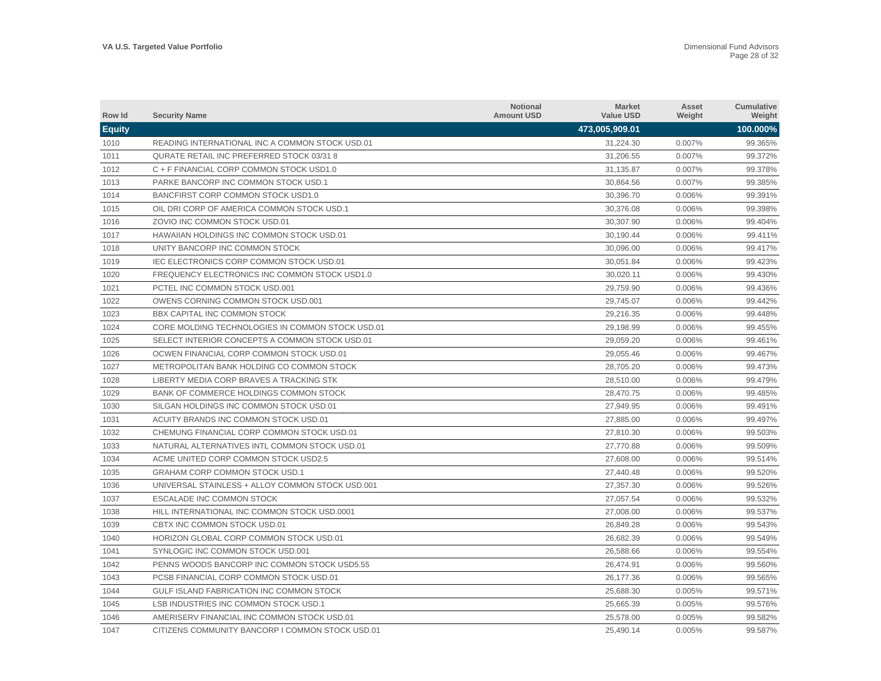| Row Id | Security Name | Notional Amount USD | Market Value USD | Asset Weight | Cumulative Weight |
|---|---|---|---|---|---|
| **Equity** | | | **473,005,909.01** | | **100.000%** |
| 1010 | READING INTERNATIONAL INC A COMMON STOCK USD.01 | | 31,224.30 | 0.007% | 99.365% |
| 1011 | QURATE RETAIL INC PREFERRED STOCK 03/31 8 | | 31,206.55 | 0.007% | 99.372% |
| 1012 | C + F FINANCIAL CORP COMMON STOCK USD1.0 | | 31,135.87 | 0.007% | 99.378% |
| 1013 | PARKE BANCORP INC COMMON STOCK USD.1 | | 30,864.56 | 0.007% | 99.385% |
| 1014 | BANCFIRST CORP COMMON STOCK USD1.0 | | 30,396.70 | 0.006% | 99.391% |
| 1015 | OIL DRI CORP OF AMERICA COMMON STOCK USD.1 | | 30,376.08 | 0.006% | 99.398% |
| 1016 | ZOVIO INC COMMON STOCK USD.01 | | 30,307.90 | 0.006% | 99.404% |
| 1017 | HAWAIIAN HOLDINGS INC COMMON STOCK USD.01 | | 30,190.44 | 0.006% | 99.411% |
| 1018 | UNITY BANCORP INC COMMON STOCK | | 30,096.00 | 0.006% | 99.417% |
| 1019 | IEC ELECTRONICS CORP COMMON STOCK USD.01 | | 30,051.84 | 0.006% | 99.423% |
| 1020 | FREQUENCY ELECTRONICS INC COMMON STOCK USD1.0 | | 30,020.11 | 0.006% | 99.430% |
| 1021 | PCTEL INC COMMON STOCK USD.001 | | 29,759.90 | 0.006% | 99.436% |
| 1022 | OWENS CORNING COMMON STOCK USD.001 | | 29,745.07 | 0.006% | 99.442% |
| 1023 | BBX CAPITAL INC COMMON STOCK | | 29,216.35 | 0.006% | 99.448% |
| 1024 | CORE MOLDING TECHNOLOGIES IN COMMON STOCK USD.01 | | 29,198.99 | 0.006% | 99.455% |
| 1025 | SELECT INTERIOR CONCEPTS A COMMON STOCK USD.01 | | 29,059.20 | 0.006% | 99.461% |
| 1026 | OCWEN FINANCIAL CORP COMMON STOCK USD.01 | | 29,055.46 | 0.006% | 99.467% |
| 1027 | METROPOLITAN BANK HOLDING CO COMMON STOCK | | 28,705.20 | 0.006% | 99.473% |
| 1028 | LIBERTY MEDIA CORP BRAVES A TRACKING STK | | 28,510.00 | 0.006% | 99.479% |
| 1029 | BANK OF COMMERCE HOLDINGS COMMON STOCK | | 28,470.75 | 0.006% | 99.485% |
| 1030 | SILGAN HOLDINGS INC COMMON STOCK USD.01 | | 27,949.95 | 0.006% | 99.491% |
| 1031 | ACUITY BRANDS INC COMMON STOCK USD.01 | | 27,885.00 | 0.006% | 99.497% |
| 1032 | CHEMUNG FINANCIAL CORP COMMON STOCK USD.01 | | 27,810.30 | 0.006% | 99.503% |
| 1033 | NATURAL ALTERNATIVES INTL COMMON STOCK USD.01 | | 27,770.88 | 0.006% | 99.509% |
| 1034 | ACME UNITED CORP COMMON STOCK USD2.5 | | 27,608.00 | 0.006% | 99.514% |
| 1035 | GRAHAM CORP COMMON STOCK USD.1 | | 27,440.48 | 0.006% | 99.520% |
| 1036 | UNIVERSAL STAINLESS + ALLOY COMMON STOCK USD.001 | | 27,357.30 | 0.006% | 99.526% |
| 1037 | ESCALADE INC COMMON STOCK | | 27,057.54 | 0.006% | 99.532% |
| 1038 | HILL INTERNATIONAL INC COMMON STOCK USD.0001 | | 27,008.00 | 0.006% | 99.537% |
| 1039 | CBTX INC COMMON STOCK USD.01 | | 26,849.28 | 0.006% | 99.543% |
| 1040 | HORIZON GLOBAL CORP COMMON STOCK USD.01 | | 26,682.39 | 0.006% | 99.549% |
| 1041 | SYNLOGIC INC COMMON STOCK USD.001 | | 26,588.66 | 0.006% | 99.554% |
| 1042 | PENNS WOODS BANCORP INC COMMON STOCK USD5.55 | | 26,474.91 | 0.006% | 99.560% |
| 1043 | PCSB FINANCIAL CORP COMMON STOCK USD.01 | | 26,177.36 | 0.006% | 99.565% |
| 1044 | GULF ISLAND FABRICATION INC COMMON STOCK | | 25,688.30 | 0.005% | 99.571% |
| 1045 | LSB INDUSTRIES INC COMMON STOCK USD.1 | | 25,665.39 | 0.005% | 99.576% |
| 1046 | AMERISERV FINANCIAL INC COMMON STOCK USD.01 | | 25,578.00 | 0.005% | 99.582% |
| 1047 | CITIZENS COMMUNITY BANCORP I COMMON STOCK USD.01 | | 25,490.14 | 0.005% | 99.587% |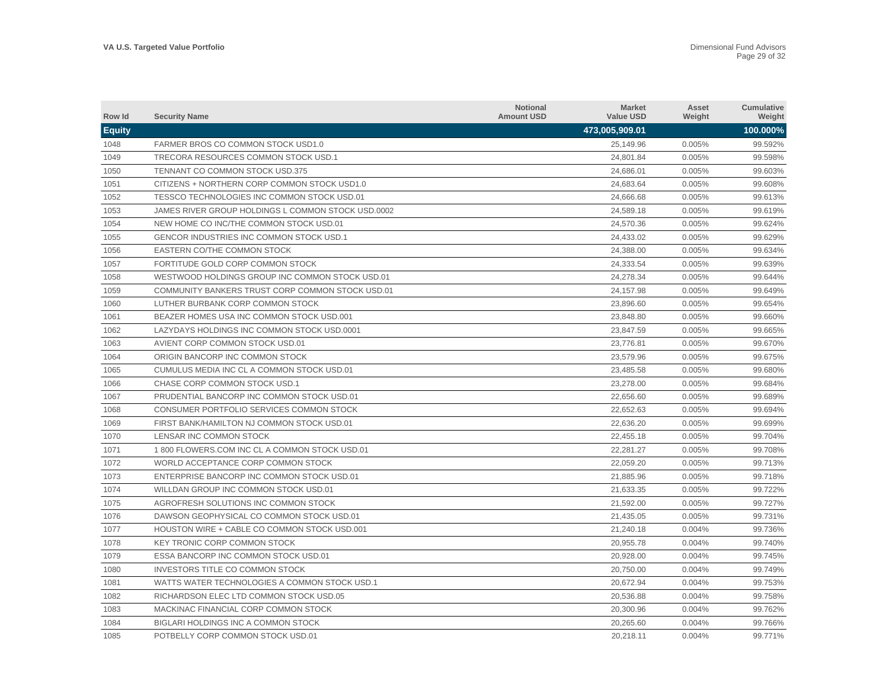| Row Id | Security Name | Notional Amount USD | Market Value USD | Asset Weight | Cumulative Weight |
|---|---|---|---|---|---|
| **Equity** | | | **473,005,909.01** | | **100.000%** |
| 1048 | FARMER BROS CO COMMON STOCK USD1.0 | | 25,149.96 | 0.005% | 99.592% |
| 1049 | TRECORA RESOURCES COMMON STOCK USD.1 | | 24,801.84 | 0.005% | 99.598% |
| 1050 | TENNANT CO COMMON STOCK USD.375 | | 24,686.01 | 0.005% | 99.603% |
| 1051 | CITIZENS + NORTHERN CORP COMMON STOCK USD1.0 | | 24,683.64 | 0.005% | 99.608% |
| 1052 | TESSCO TECHNOLOGIES INC COMMON STOCK USD.01 | | 24,666.68 | 0.005% | 99.613% |
| 1053 | JAMES RIVER GROUP HOLDINGS L COMMON STOCK USD.0002 | | 24,589.18 | 0.005% | 99.619% |
| 1054 | NEW HOME CO INC/THE COMMON STOCK USD.01 | | 24,570.36 | 0.005% | 99.624% |
| 1055 | GENCOR INDUSTRIES INC COMMON STOCK USD.1 | | 24,433.02 | 0.005% | 99.629% |
| 1056 | EASTERN CO/THE COMMON STOCK | | 24,388.00 | 0.005% | 99.634% |
| 1057 | FORTITUDE GOLD CORP COMMON STOCK | | 24,333.54 | 0.005% | 99.639% |
| 1058 | WESTWOOD HOLDINGS GROUP INC COMMON STOCK USD.01 | | 24,278.34 | 0.005% | 99.644% |
| 1059 | COMMUNITY BANKERS TRUST CORP COMMON STOCK USD.01 | | 24,157.98 | 0.005% | 99.649% |
| 1060 | LUTHER BURBANK CORP COMMON STOCK | | 23,896.60 | 0.005% | 99.654% |
| 1061 | BEAZER HOMES USA INC COMMON STOCK USD.001 | | 23,848.80 | 0.005% | 99.660% |
| 1062 | LAZYDAYS HOLDINGS INC COMMON STOCK USD.0001 | | 23,847.59 | 0.005% | 99.665% |
| 1063 | AVIENT CORP COMMON STOCK USD.01 | | 23,776.81 | 0.005% | 99.670% |
| 1064 | ORIGIN BANCORP INC COMMON STOCK | | 23,579.96 | 0.005% | 99.675% |
| 1065 | CUMULUS MEDIA INC CL A COMMON STOCK USD.01 | | 23,485.58 | 0.005% | 99.680% |
| 1066 | CHASE CORP COMMON STOCK USD.1 | | 23,278.00 | 0.005% | 99.684% |
| 1067 | PRUDENTIAL BANCORP INC COMMON STOCK USD.01 | | 22,656.60 | 0.005% | 99.689% |
| 1068 | CONSUMER PORTFOLIO SERVICES COMMON STOCK | | 22,652.63 | 0.005% | 99.694% |
| 1069 | FIRST BANK/HAMILTON NJ COMMON STOCK USD.01 | | 22,636.20 | 0.005% | 99.699% |
| 1070 | LENSAR INC COMMON STOCK | | 22,455.18 | 0.005% | 99.704% |
| 1071 | 1 800 FLOWERS.COM INC CL A COMMON STOCK USD.01 | | 22,281.27 | 0.005% | 99.708% |
| 1072 | WORLD ACCEPTANCE CORP COMMON STOCK | | 22,059.20 | 0.005% | 99.713% |
| 1073 | ENTERPRISE BANCORP INC COMMON STOCK USD.01 | | 21,885.96 | 0.005% | 99.718% |
| 1074 | WILLDAN GROUP INC COMMON STOCK USD.01 | | 21,633.35 | 0.005% | 99.722% |
| 1075 | AGROFRESH SOLUTIONS INC COMMON STOCK | | 21,592.00 | 0.005% | 99.727% |
| 1076 | DAWSON GEOPHYSICAL CO COMMON STOCK USD.01 | | 21,435.05 | 0.005% | 99.731% |
| 1077 | HOUSTON WIRE + CABLE CO COMMON STOCK USD.001 | | 21,240.18 | 0.004% | 99.736% |
| 1078 | KEY TRONIC CORP COMMON STOCK | | 20,955.78 | 0.004% | 99.740% |
| 1079 | ESSA BANCORP INC COMMON STOCK USD.01 | | 20,928.00 | 0.004% | 99.745% |
| 1080 | INVESTORS TITLE CO COMMON STOCK | | 20,750.00 | 0.004% | 99.749% |
| 1081 | WATTS WATER TECHNOLOGIES A COMMON STOCK USD.1 | | 20,672.94 | 0.004% | 99.753% |
| 1082 | RICHARDSON ELEC LTD COMMON STOCK USD.05 | | 20,536.88 | 0.004% | 99.758% |
| 1083 | MACKINAC FINANCIAL CORP COMMON STOCK | | 20,300.96 | 0.004% | 99.762% |
| 1084 | BIGLARI HOLDINGS INC A COMMON STOCK | | 20,265.60 | 0.004% | 99.766% |
| 1085 | POTBELLY CORP COMMON STOCK USD.01 | | 20,218.11 | 0.004% | 99.771% |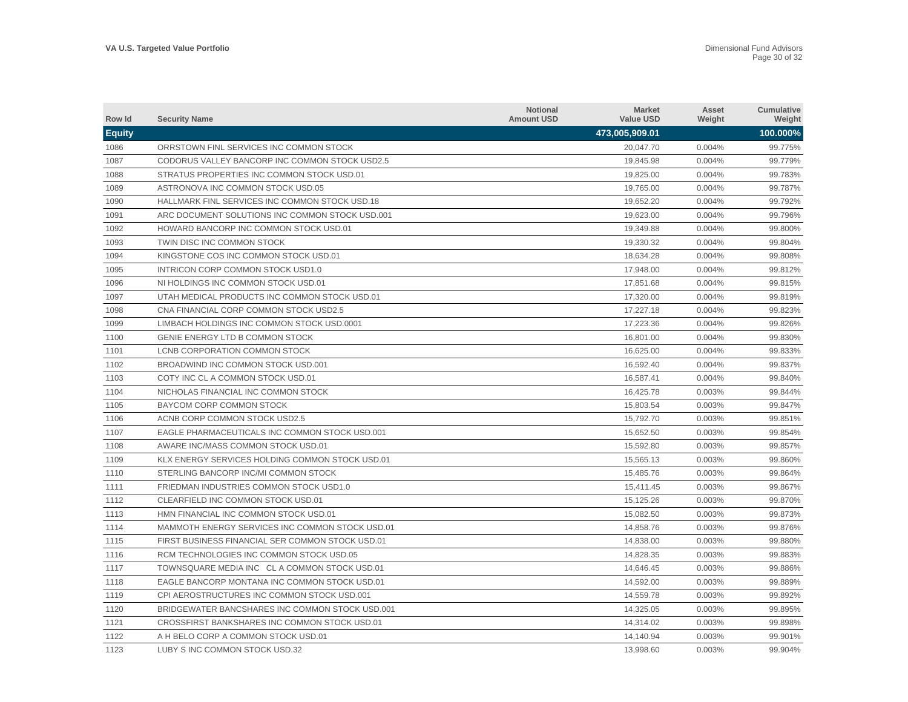| Row Id | Security Name | Notional Amount USD | Market Value USD | Asset Weight | Cumulative Weight |
|---|---|---|---|---|---|
| **Equity** | | | **473,005,909.01** | | **100.000%** |
| 1086 | ORRSTOWN FINL SERVICES INC COMMON STOCK | | 20,047.70 | 0.004% | 99.775% |
| 1087 | CODORUS VALLEY BANCORP INC COMMON STOCK USD2.5 | | 19,845.98 | 0.004% | 99.779% |
| 1088 | STRATUS PROPERTIES INC COMMON STOCK USD.01 | | 19,825.00 | 0.004% | 99.783% |
| 1089 | ASTRONOVA INC COMMON STOCK USD.05 | | 19,765.00 | 0.004% | 99.787% |
| 1090 | HALLMARK FINL SERVICES INC COMMON STOCK USD.18 | | 19,652.20 | 0.004% | 99.792% |
| 1091 | ARC DOCUMENT SOLUTIONS INC COMMON STOCK USD.001 | | 19,623.00 | 0.004% | 99.796% |
| 1092 | HOWARD BANCORP INC COMMON STOCK USD.01 | | 19,349.88 | 0.004% | 99.800% |
| 1093 | TWIN DISC INC COMMON STOCK | | 19,330.32 | 0.004% | 99.804% |
| 1094 | KINGSTONE COS INC COMMON STOCK USD.01 | | 18,634.28 | 0.004% | 99.808% |
| 1095 | INTRICON CORP COMMON STOCK USD1.0 | | 17,948.00 | 0.004% | 99.812% |
| 1096 | NI HOLDINGS INC COMMON STOCK USD.01 | | 17,851.68 | 0.004% | 99.815% |
| 1097 | UTAH MEDICAL PRODUCTS INC COMMON STOCK USD.01 | | 17,320.00 | 0.004% | 99.819% |
| 1098 | CNA FINANCIAL CORP COMMON STOCK USD2.5 | | 17,227.18 | 0.004% | 99.823% |
| 1099 | LIMBACH HOLDINGS INC COMMON STOCK USD.0001 | | 17,223.36 | 0.004% | 99.826% |
| 1100 | GENIE ENERGY LTD B COMMON STOCK | | 16,801.00 | 0.004% | 99.830% |
| 1101 | LCNB CORPORATION COMMON STOCK | | 16,625.00 | 0.004% | 99.833% |
| 1102 | BROADWIND INC COMMON STOCK USD.001 | | 16,592.40 | 0.004% | 99.837% |
| 1103 | COTY INC CL A COMMON STOCK USD.01 | | 16,587.41 | 0.004% | 99.840% |
| 1104 | NICHOLAS FINANCIAL INC COMMON STOCK | | 16,425.78 | 0.003% | 99.844% |
| 1105 | BAYCOM CORP COMMON STOCK | | 15,803.54 | 0.003% | 99.847% |
| 1106 | ACNB CORP COMMON STOCK USD2.5 | | 15,792.70 | 0.003% | 99.851% |
| 1107 | EAGLE PHARMACEUTICALS INC COMMON STOCK USD.001 | | 15,652.50 | 0.003% | 99.854% |
| 1108 | AWARE INC/MASS COMMON STOCK USD.01 | | 15,592.80 | 0.003% | 99.857% |
| 1109 | KLX ENERGY SERVICES HOLDING COMMON STOCK USD.01 | | 15,565.13 | 0.003% | 99.860% |
| 1110 | STERLING BANCORP INC/MI COMMON STOCK | | 15,485.76 | 0.003% | 99.864% |
| 1111 | FRIEDMAN INDUSTRIES COMMON STOCK USD1.0 | | 15,411.45 | 0.003% | 99.867% |
| 1112 | CLEARFIELD INC COMMON STOCK USD.01 | | 15,125.26 | 0.003% | 99.870% |
| 1113 | HMN FINANCIAL INC COMMON STOCK USD.01 | | 15,082.50 | 0.003% | 99.873% |
| 1114 | MAMMOTH ENERGY SERVICES INC COMMON STOCK USD.01 | | 14,858.76 | 0.003% | 99.876% |
| 1115 | FIRST BUSINESS FINANCIAL SER COMMON STOCK USD.01 | | 14,838.00 | 0.003% | 99.880% |
| 1116 | RCM TECHNOLOGIES INC COMMON STOCK USD.05 | | 14,828.35 | 0.003% | 99.883% |
| 1117 | TOWNSQUARE MEDIA INC CL A COMMON STOCK USD.01 | | 14,646.45 | 0.003% | 99.886% |
| 1118 | EAGLE BANCORP MONTANA INC COMMON STOCK USD.01 | | 14,592.00 | 0.003% | 99.889% |
| 1119 | CPI AEROSTRUCTURES INC COMMON STOCK USD.001 | | 14,559.78 | 0.003% | 99.892% |
| 1120 | BRIDGEWATER BANCSHARES INC COMMON STOCK USD.001 | | 14,325.05 | 0.003% | 99.895% |
| 1121 | CROSSFIRST BANKSHARES INC COMMON STOCK USD.01 | | 14,314.02 | 0.003% | 99.898% |
| 1122 | A H BELO CORP A COMMON STOCK USD.01 | | 14,140.94 | 0.003% | 99.901% |
| 1123 | LUBY S INC COMMON STOCK USD.32 | | 13,998.60 | 0.003% | 99.904% |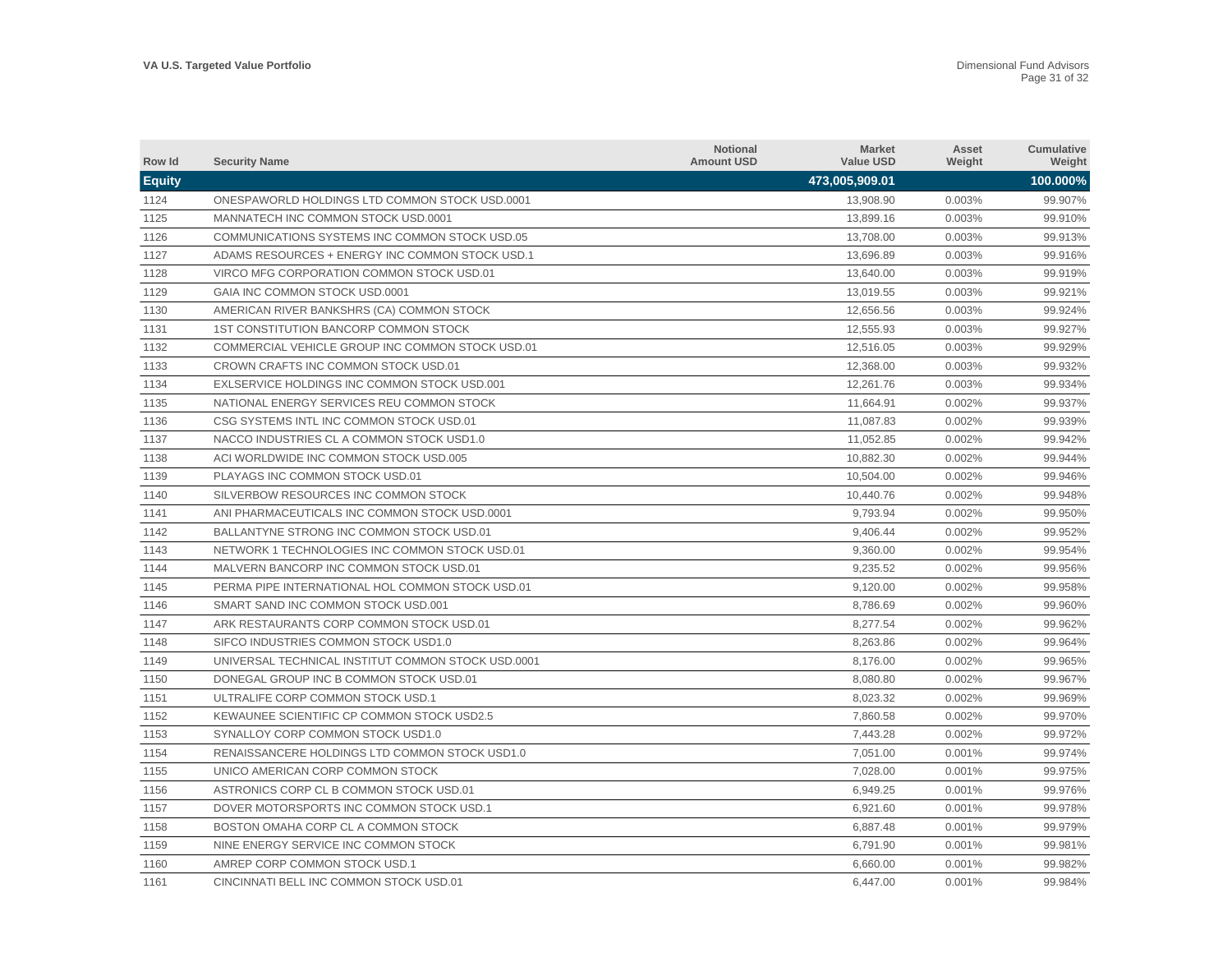| Row Id | Security Name | Notional Amount USD | Market Value USD | Asset Weight | Cumulative Weight |
|---|---|---|---|---|---|
| **Equity** | | | **473,005,909.01** | | **100.000%** |
| 1124 | ONESPAWORLD HOLDINGS LTD COMMON STOCK USD.0001 | | 13,908.90 | 0.003% | 99.907% |
| 1125 | MANNATECH INC COMMON STOCK USD.0001 | | 13,899.16 | 0.003% | 99.910% |
| 1126 | COMMUNICATIONS SYSTEMS INC COMMON STOCK USD.05 | | 13,708.00 | 0.003% | 99.913% |
| 1127 | ADAMS RESOURCES + ENERGY INC COMMON STOCK USD.1 | | 13,696.89 | 0.003% | 99.916% |
| 1128 | VIRCO MFG CORPORATION COMMON STOCK USD.01 | | 13,640.00 | 0.003% | 99.919% |
| 1129 | GAIA INC COMMON STOCK USD.0001 | | 13,019.55 | 0.003% | 99.921% |
| 1130 | AMERICAN RIVER BANKSHRS (CA) COMMON STOCK | | 12,656.56 | 0.003% | 99.924% |
| 1131 | 1ST CONSTITUTION BANCORP COMMON STOCK | | 12,555.93 | 0.003% | 99.927% |
| 1132 | COMMERCIAL VEHICLE GROUP INC COMMON STOCK USD.01 | | 12,516.05 | 0.003% | 99.929% |
| 1133 | CROWN CRAFTS INC COMMON STOCK USD.01 | | 12,368.00 | 0.003% | 99.932% |
| 1134 | EXLSERVICE HOLDINGS INC COMMON STOCK USD.001 | | 12,261.76 | 0.003% | 99.934% |
| 1135 | NATIONAL ENERGY SERVICES REU COMMON STOCK | | 11,664.91 | 0.002% | 99.937% |
| 1136 | CSG SYSTEMS INTL INC COMMON STOCK USD.01 | | 11,087.83 | 0.002% | 99.939% |
| 1137 | NACCO INDUSTRIES CL A COMMON STOCK USD1.0 | | 11,052.85 | 0.002% | 99.942% |
| 1138 | ACI WORLDWIDE INC COMMON STOCK USD.005 | | 10,882.30 | 0.002% | 99.944% |
| 1139 | PLAYAGS INC COMMON STOCK USD.01 | | 10,504.00 | 0.002% | 99.946% |
| 1140 | SILVERBOW RESOURCES INC COMMON STOCK | | 10,440.76 | 0.002% | 99.948% |
| 1141 | ANI PHARMACEUTICALS INC COMMON STOCK USD.0001 | | 9,793.94 | 0.002% | 99.950% |
| 1142 | BALLANTYNE STRONG INC COMMON STOCK USD.01 | | 9,406.44 | 0.002% | 99.952% |
| 1143 | NETWORK 1 TECHNOLOGIES INC COMMON STOCK USD.01 | | 9,360.00 | 0.002% | 99.954% |
| 1144 | MALVERN BANCORP INC COMMON STOCK USD.01 | | 9,235.52 | 0.002% | 99.956% |
| 1145 | PERMA PIPE INTERNATIONAL HOL COMMON STOCK USD.01 | | 9,120.00 | 0.002% | 99.958% |
| 1146 | SMART SAND INC COMMON STOCK USD.001 | | 8,786.69 | 0.002% | 99.960% |
| 1147 | ARK RESTAURANTS CORP COMMON STOCK USD.01 | | 8,277.54 | 0.002% | 99.962% |
| 1148 | SIFCO INDUSTRIES COMMON STOCK USD1.0 | | 8,263.86 | 0.002% | 99.964% |
| 1149 | UNIVERSAL TECHNICAL INSTITUT COMMON STOCK USD.0001 | | 8,176.00 | 0.002% | 99.965% |
| 1150 | DONEGAL GROUP INC B COMMON STOCK USD.01 | | 8,080.80 | 0.002% | 99.967% |
| 1151 | ULTRALIFE CORP COMMON STOCK USD.1 | | 8,023.32 | 0.002% | 99.969% |
| 1152 | KEWAUNEE SCIENTIFIC CP COMMON STOCK USD2.5 | | 7,860.58 | 0.002% | 99.970% |
| 1153 | SYNALLOY CORP COMMON STOCK USD1.0 | | 7,443.28 | 0.002% | 99.972% |
| 1154 | RENAISSANCERE HOLDINGS LTD COMMON STOCK USD1.0 | | 7,051.00 | 0.001% | 99.974% |
| 1155 | UNICO AMERICAN CORP COMMON STOCK | | 7,028.00 | 0.001% | 99.975% |
| 1156 | ASTRONICS CORP CL B COMMON STOCK USD.01 | | 6,949.25 | 0.001% | 99.976% |
| 1157 | DOVER MOTORSPORTS INC COMMON STOCK USD.1 | | 6,921.60 | 0.001% | 99.978% |
| 1158 | BOSTON OMAHA CORP CL A COMMON STOCK | | 6,887.48 | 0.001% | 99.979% |
| 1159 | NINE ENERGY SERVICE INC COMMON STOCK | | 6,791.90 | 0.001% | 99.981% |
| 1160 | AMREP CORP COMMON STOCK USD.1 | | 6,660.00 | 0.001% | 99.982% |
| 1161 | CINCINNATI BELL INC COMMON STOCK USD.01 | | 6,447.00 | 0.001% | 99.984% |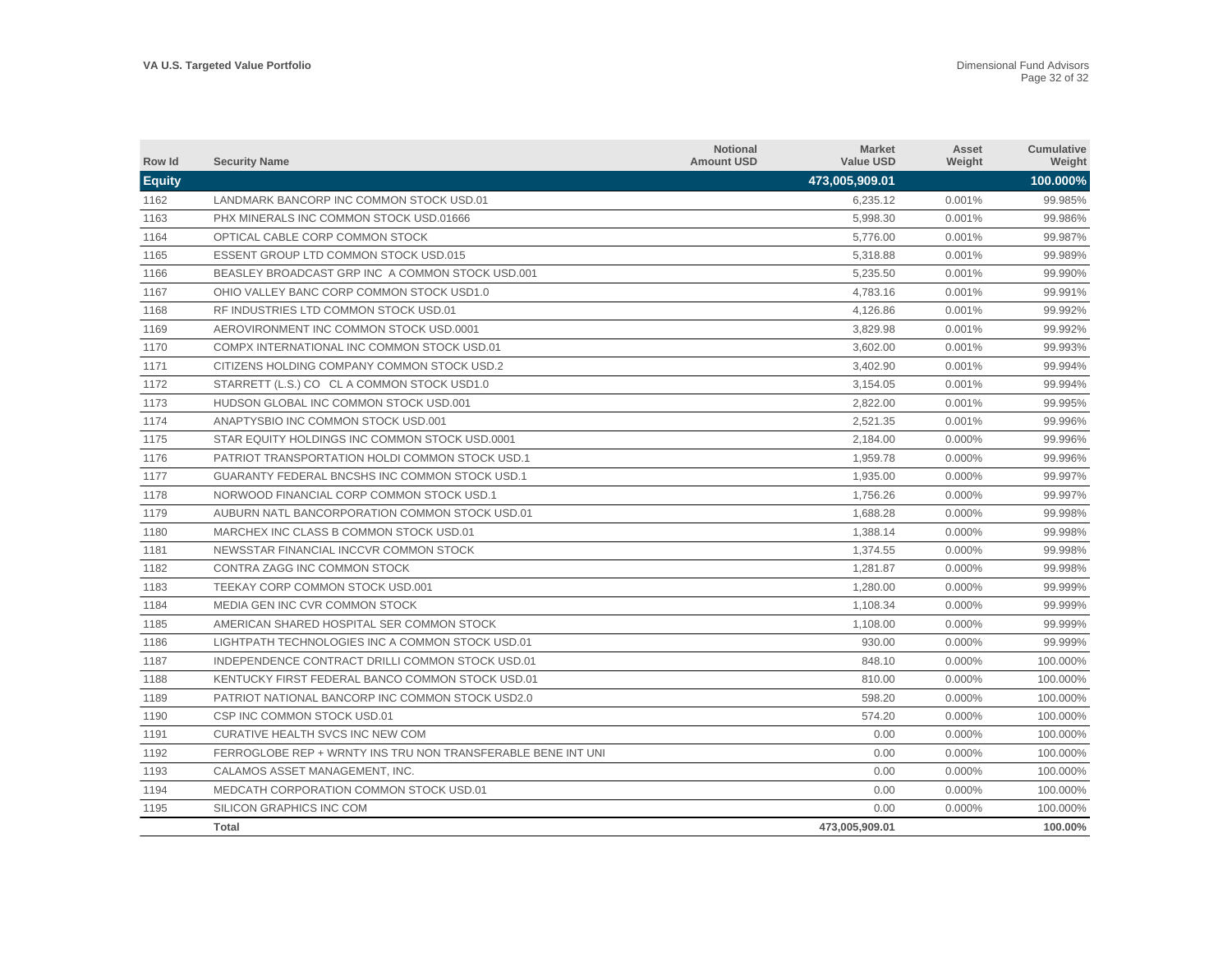| Row Id | Security Name | Notional Amount USD | Market Value USD | Asset Weight | Cumulative Weight |
|---|---|---|---|---|---|
| **Equity** | | | **473,005,909.01** | | **100.000%** |
| 1162 | LANDMARK BANCORP INC COMMON STOCK USD.01 | | 6,235.12 | 0.001% | 99.985% |
| 1163 | PHX MINERALS INC COMMON STOCK USD.01666 | | 5,998.30 | 0.001% | 99.986% |
| 1164 | OPTICAL CABLE CORP COMMON STOCK | | 5,776.00 | 0.001% | 99.987% |
| 1165 | ESSENT GROUP LTD COMMON STOCK USD.015 | | 5,318.88 | 0.001% | 99.989% |
| 1166 | BEASLEY BROADCAST GRP INC A COMMON STOCK USD.001 | | 5,235.50 | 0.001% | 99.990% |
| 1167 | OHIO VALLEY BANC CORP COMMON STOCK USD1.0 | | 4,783.16 | 0.001% | 99.991% |
| 1168 | RF INDUSTRIES LTD COMMON STOCK USD.01 | | 4,126.86 | 0.001% | 99.992% |
| 1169 | AEROVIRONMENT INC COMMON STOCK USD.0001 | | 3,829.98 | 0.001% | 99.992% |
| 1170 | COMPX INTERNATIONAL INC COMMON STOCK USD.01 | | 3,602.00 | 0.001% | 99.993% |
| 1171 | CITIZENS HOLDING COMPANY COMMON STOCK USD.2 | | 3,402.90 | 0.001% | 99.994% |
| 1172 | STARRETT (L.S.) CO CL A COMMON STOCK USD1.0 | | 3,154.05 | 0.001% | 99.994% |
| 1173 | HUDSON GLOBAL INC COMMON STOCK USD.001 | | 2,822.00 | 0.001% | 99.995% |
| 1174 | ANAPTYSBIO INC COMMON STOCK USD.001 | | 2,521.35 | 0.001% | 99.996% |
| 1175 | STAR EQUITY HOLDINGS INC COMMON STOCK USD.0001 | | 2,184.00 | 0.000% | 99.996% |
| 1176 | PATRIOT TRANSPORTATION HOLDI COMMON STOCK USD.1 | | 1,959.78 | 0.000% | 99.996% |
| 1177 | GUARANTY FEDERAL BNCSHS INC COMMON STOCK USD.1 | | 1,935.00 | 0.000% | 99.997% |
| 1178 | NORWOOD FINANCIAL CORP COMMON STOCK USD.1 | | 1,756.26 | 0.000% | 99.997% |
| 1179 | AUBURN NATL BANCORPORATION COMMON STOCK USD.01 | | 1,688.28 | 0.000% | 99.998% |
| 1180 | MARCHEX INC CLASS B COMMON STOCK USD.01 | | 1,388.14 | 0.000% | 99.998% |
| 1181 | NEWSSTAR FINANCIAL INCCVR COMMON STOCK | | 1,374.55 | 0.000% | 99.998% |
| 1182 | CONTRA ZAGG INC COMMON STOCK | | 1,281.87 | 0.000% | 99.998% |
| 1183 | TEEKAY CORP COMMON STOCK USD.001 | | 1,280.00 | 0.000% | 99.999% |
| 1184 | MEDIA GEN INC CVR COMMON STOCK | | 1,108.34 | 0.000% | 99.999% |
| 1185 | AMERICAN SHARED HOSPITAL SER COMMON STOCK | | 1,108.00 | 0.000% | 99.999% |
| 1186 | LIGHTPATH TECHNOLOGIES INC A COMMON STOCK USD.01 | | 930.00 | 0.000% | 99.999% |
| 1187 | INDEPENDENCE CONTRACT DRILLI COMMON STOCK USD.01 | | 848.10 | 0.000% | 100.000% |
| 1188 | KENTUCKY FIRST FEDERAL BANCO COMMON STOCK USD.01 | | 810.00 | 0.000% | 100.000% |
| 1189 | PATRIOT NATIONAL BANCORP INC COMMON STOCK USD2.0 | | 598.20 | 0.000% | 100.000% |
| 1190 | CSP INC COMMON STOCK USD.01 | | 574.20 | 0.000% | 100.000% |
| 1191 | CURATIVE HEALTH SVCS INC NEW COM | | 0.00 | 0.000% | 100.000% |
| 1192 | FERROGLOBE REP + WRNTY INS TRU NON TRANSFERABLE BENE INT UNI | | 0.00 | 0.000% | 100.000% |
| 1193 | CALAMOS ASSET MANAGEMENT, INC. | | 0.00 | 0.000% | 100.000% |
| 1194 | MEDCATH CORPORATION COMMON STOCK USD.01 | | 0.00 | 0.000% | 100.000% |
| 1195 | SILICON GRAPHICS INC COM | | 0.00 | 0.000% | 100.000% |
| | **Total** | | **473,005,909.01** | | **100.00%** |